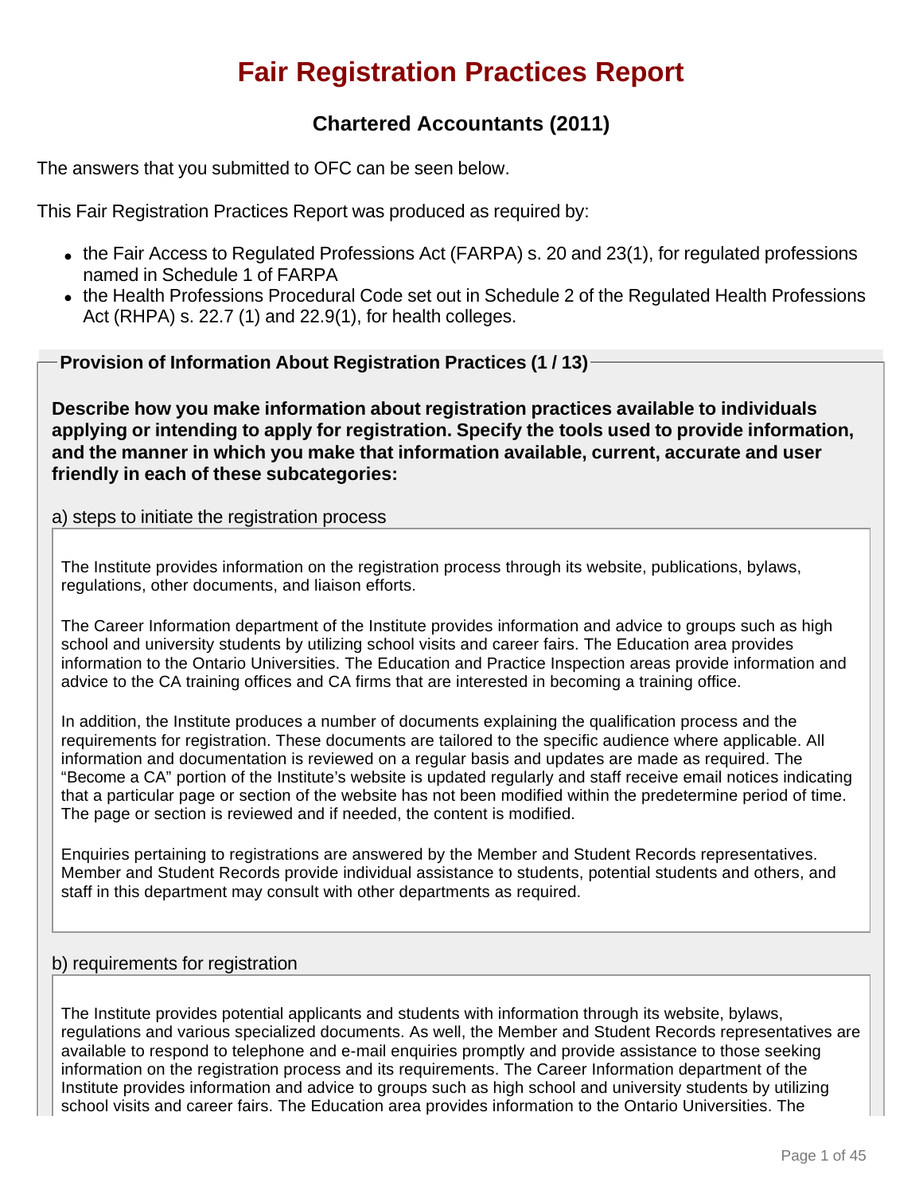# Fair Registration Practices Report

## Chartered Accountants (2011)

The answers that you submitted to OFC can be seen below.

This Fair Registration Practices Report was produced as required by:

- the Fair Access to Regulated Professions Act (FARPA) s. 20 and 23(1), for regulated professions named in Schedule 1 of FARPA
- the Health Professions Procedural Code set out in Schedule 2 of the Regulated Health Professions Act (RHPA) s. 22.7 (1) and 22.9(1), for health colleges.

### Provision of Information About Registration Practices (1 / 13)

**Describe how you make information about registration practices available to individuals applying or intending to apply for registration. Specify the tools used to provide information, and the manner in which you make that information available, current, accurate and user friendly in each of these subcategories:**

a) steps to initiate the registration process

The Institute provides information on the registration process through its website, publications, bylaws, regulations, other documents, and liaison efforts.

The Career Information department of the Institute provides information and advice to groups such as high school and university students by utilizing school visits and career fairs. The Education area provides information to the Ontario Universities. The Education and Practice Inspection areas provide information and advice to the CA training offices and CA firms that are interested in becoming a training office.

In addition, the Institute produces a number of documents explaining the qualification process and the requirements for registration. These documents are tailored to the specific audience where applicable. All information and documentation is reviewed on a regular basis and updates are made as required. The “Become a CA” portion of the Institute’s website is updated regularly and staff receive email notices indicating that a particular page or section of the website has not been modified within the predetermine period of time. The page or section is reviewed and if needed, the content is modified.

Enquiries pertaining to registrations are answered by the Member and Student Records representatives. Member and Student Records provide individual assistance to students, potential students and others, and staff in this department may consult with other departments as required.

b) requirements for registration

The Institute provides potential applicants and students with information through its website, bylaws, regulations and various specialized documents. As well, the Member and Student Records representatives are available to respond to telephone and e-mail enquiries promptly and provide assistance to those seeking information on the registration process and its requirements. The Career Information department of the Institute provides information and advice to groups such as high school and university students by utilizing school visits and career fairs. The Education area provides information to the Ontario Universities. The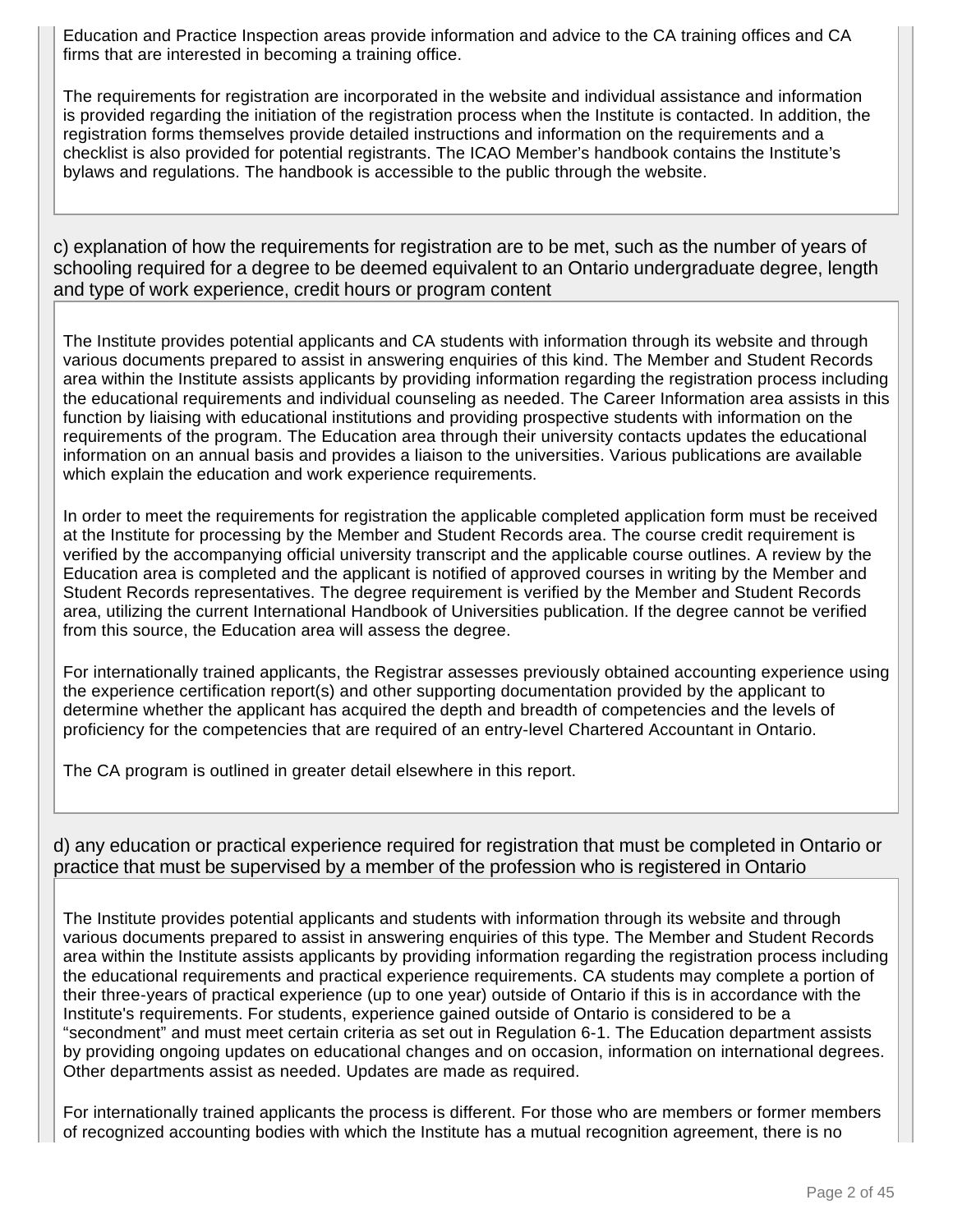Education and Practice Inspection areas provide information and advice to the CA training offices and CA firms that are interested in becoming a training office.

The requirements for registration are incorporated in the website and individual assistance and information is provided regarding the initiation of the registration process when the Institute is contacted. In addition, the registration forms themselves provide detailed instructions and information on the requirements and a checklist is also provided for potential registrants. The ICAO Member's handbook contains the Institute's bylaws and regulations. The handbook is accessible to the public through the website.

### c) explanation of how the requirements for registration are to be met, such as the number of years of schooling required for a degree to be deemed equivalent to an Ontario undergraduate degree, length and type of work experience, credit hours or program content

The Institute provides potential applicants and CA students with information through its website and through various documents prepared to assist in answering enquiries of this kind. The Member and Student Records area within the Institute assists applicants by providing information regarding the registration process including the educational requirements and individual counseling as needed. The Career Information area assists in this function by liaising with educational institutions and providing prospective students with information on the requirements of the program. The Education area through their university contacts updates the educational information on an annual basis and provides a liaison to the universities. Various publications are available which explain the education and work experience requirements.

In order to meet the requirements for registration the applicable completed application form must be received at the Institute for processing by the Member and Student Records area. The course credit requirement is verified by the accompanying official university transcript and the applicable course outlines. A review by the Education area is completed and the applicant is notified of approved courses in writing by the Member and Student Records representatives. The degree requirement is verified by the Member and Student Records area, utilizing the current International Handbook of Universities publication. If the degree cannot be verified from this source, the Education area will assess the degree.

For internationally trained applicants, the Registrar assesses previously obtained accounting experience using the experience certification report(s) and other supporting documentation provided by the applicant to determine whether the applicant has acquired the depth and breadth of competencies and the levels of proficiency for the competencies that are required of an entry-level Chartered Accountant in Ontario.

The CA program is outlined in greater detail elsewhere in this report.

### d) any education or practical experience required for registration that must be completed in Ontario or practice that must be supervised by a member of the profession who is registered in Ontario

The Institute provides potential applicants and students with information through its website and through various documents prepared to assist in answering enquiries of this type. The Member and Student Records area within the Institute assists applicants by providing information regarding the registration process including the educational requirements and practical experience requirements. CA students may complete a portion of their three-years of practical experience (up to one year) outside of Ontario if this is in accordance with the Institute's requirements. For students, experience gained outside of Ontario is considered to be a "secondment" and must meet certain criteria as set out in Regulation 6-1. The Education department assists by providing ongoing updates on educational changes and on occasion, information on international degrees. Other departments assist as needed. Updates are made as required.

For internationally trained applicants the process is different. For those who are members or former members of recognized accounting bodies with which the Institute has a mutual recognition agreement, there is no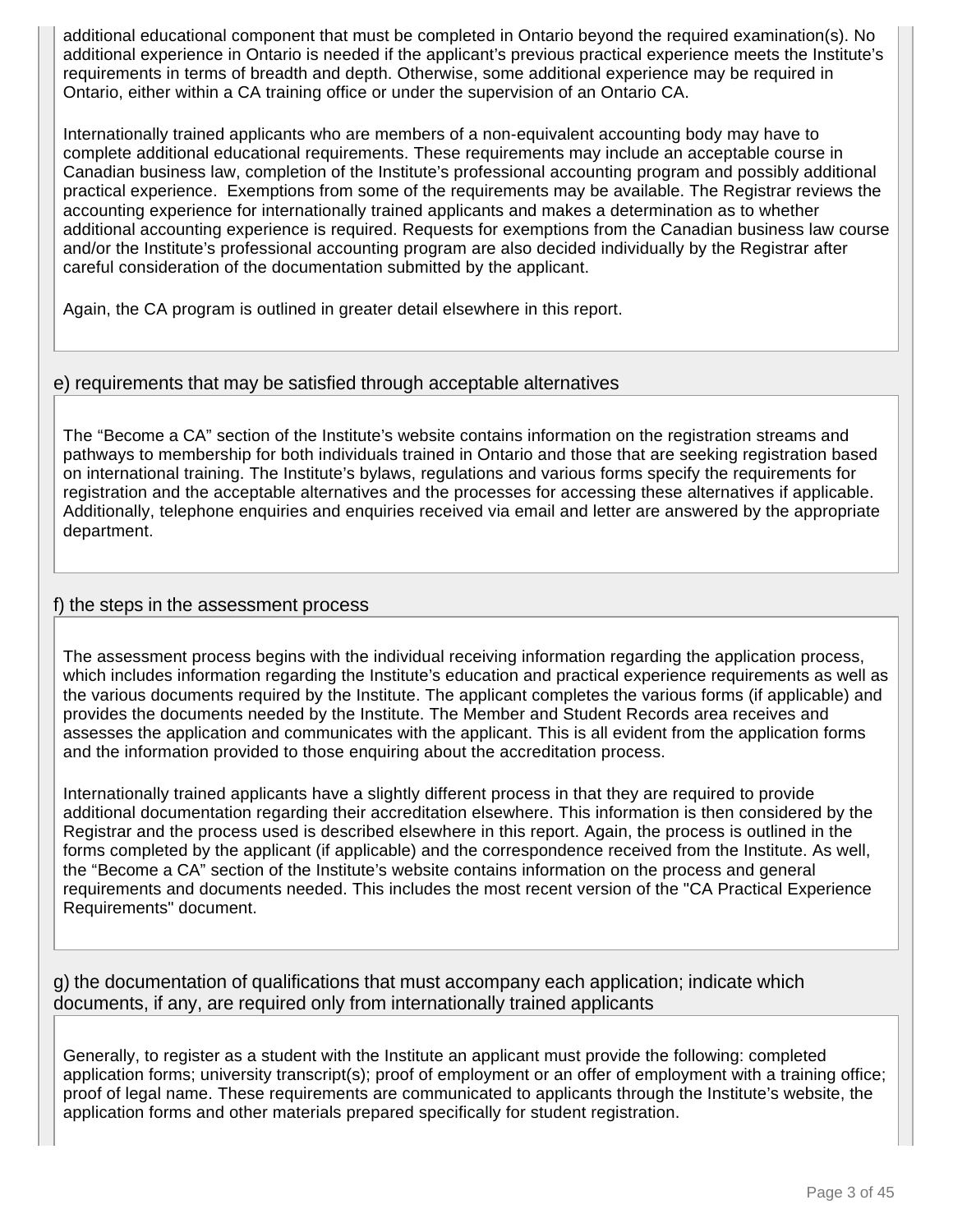additional educational component that must be completed in Ontario beyond the required examination(s). No additional experience in Ontario is needed if the applicant's previous practical experience meets the Institute's requirements in terms of breadth and depth. Otherwise, some additional experience may be required in Ontario, either within a CA training office or under the supervision of an Ontario CA.

Internationally trained applicants who are members of a non-equivalent accounting body may have to complete additional educational requirements. These requirements may include an acceptable course in Canadian business law, completion of the Institute's professional accounting program and possibly additional practical experience. Exemptions from some of the requirements may be available. The Registrar reviews the accounting experience for internationally trained applicants and makes a determination as to whether additional accounting experience is required. Requests for exemptions from the Canadian business law course and/or the Institute's professional accounting program are also decided individually by the Registrar after careful consideration of the documentation submitted by the applicant.

Again, the CA program is outlined in greater detail elsewhere in this report.

## e) requirements that may be satisfied through acceptable alternatives

The "Become a CA" section of the Institute's website contains information on the registration streams and pathways to membership for both individuals trained in Ontario and those that are seeking registration based on international training. The Institute's bylaws, regulations and various forms specify the requirements for registration and the acceptable alternatives and the processes for accessing these alternatives if applicable. Additionally, telephone enquiries and enquiries received via email and letter are answered by the appropriate department.

## f) the steps in the assessment process

The assessment process begins with the individual receiving information regarding the application process, which includes information regarding the Institute's education and practical experience requirements as well as the various documents required by the Institute. The applicant completes the various forms (if applicable) and provides the documents needed by the Institute. The Member and Student Records area receives and assesses the application and communicates with the applicant. This is all evident from the application forms and the information provided to those enquiring about the accreditation process.

Internationally trained applicants have a slightly different process in that they are required to provide additional documentation regarding their accreditation elsewhere. This information is then considered by the Registrar and the process used is described elsewhere in this report. Again, the process is outlined in the forms completed by the applicant (if applicable) and the correspondence received from the Institute. As well, the "Become a CA" section of the Institute's website contains information on the process and general requirements and documents needed. This includes the most recent version of the "CA Practical Experience Requirements" document.

## g) the documentation of qualifications that must accompany each application; indicate which documents, if any, are required only from internationally trained applicants

Generally, to register as a student with the Institute an applicant must provide the following: completed application forms; university transcript(s); proof of employment or an offer of employment with a training office; proof of legal name. These requirements are communicated to applicants through the Institute's website, the application forms and other materials prepared specifically for student registration.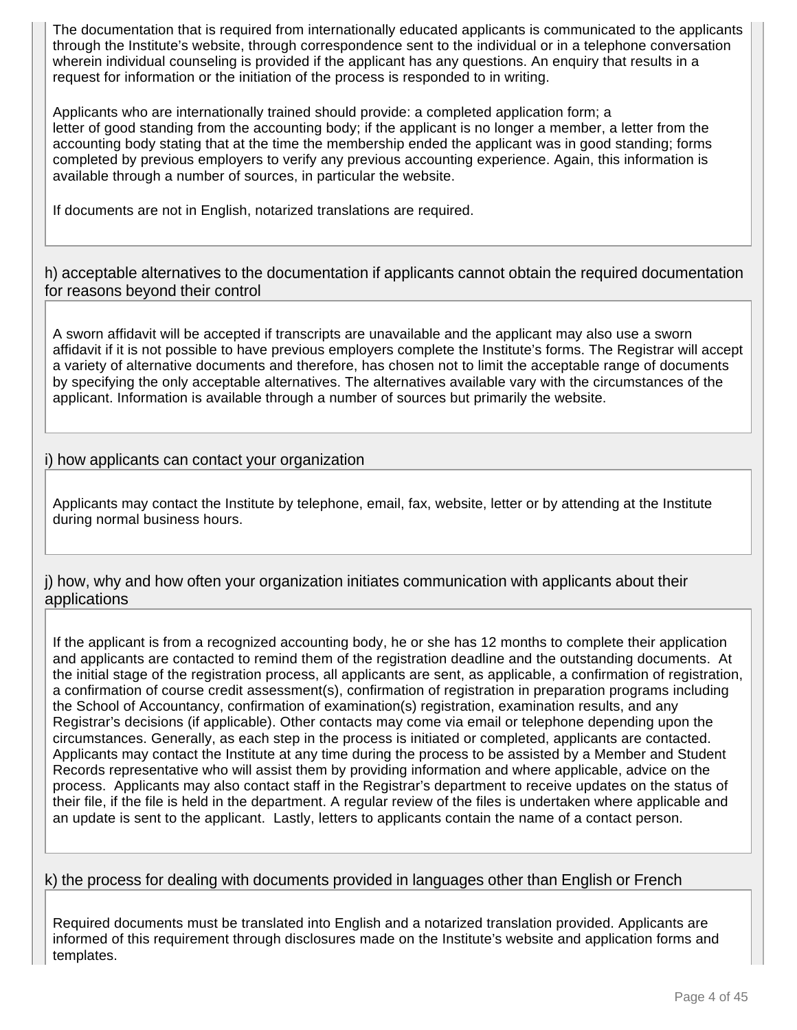The documentation that is required from internationally educated applicants is communicated to the applicants through the Institute's website, through correspondence sent to the individual or in a telephone conversation wherein individual counseling is provided if the applicant has any questions. An enquiry that results in a request for information or the initiation of the process is responded to in writing.

Applicants who are internationally trained should provide: a completed application form; a letter of good standing from the accounting body; if the applicant is no longer a member, a letter from the accounting body stating that at the time the membership ended the applicant was in good standing; forms completed by previous employers to verify any previous accounting experience. Again, this information is available through a number of sources, in particular the website.

If documents are not in English, notarized translations are required.

### h) acceptable alternatives to the documentation if applicants cannot obtain the required documentation for reasons beyond their control

A sworn affidavit will be accepted if transcripts are unavailable and the applicant may also use a sworn affidavit if it is not possible to have previous employers complete the Institute's forms. The Registrar will accept a variety of alternative documents and therefore, has chosen not to limit the acceptable range of documents by specifying the only acceptable alternatives. The alternatives available vary with the circumstances of the applicant. Information is available through a number of sources but primarily the website.

### i) how applicants can contact your organization

Applicants may contact the Institute by telephone, email, fax, website, letter or by attending at the Institute during normal business hours.

### j) how, why and how often your organization initiates communication with applicants about their applications

If the applicant is from a recognized accounting body, he or she has 12 months to complete their application and applicants are contacted to remind them of the registration deadline and the outstanding documents. At the initial stage of the registration process, all applicants are sent, as applicable, a confirmation of registration, a confirmation of course credit assessment(s), confirmation of registration in preparation programs including the School of Accountancy, confirmation of examination(s) registration, examination results, and any Registrar's decisions (if applicable). Other contacts may come via email or telephone depending upon the circumstances. Generally, as each step in the process is initiated or completed, applicants are contacted. Applicants may contact the Institute at any time during the process to be assisted by a Member and Student Records representative who will assist them by providing information and where applicable, advice on the process. Applicants may also contact staff in the Registrar's department to receive updates on the status of their file, if the file is held in the department. A regular review of the files is undertaken where applicable and an update is sent to the applicant. Lastly, letters to applicants contain the name of a contact person.

### k) the process for dealing with documents provided in languages other than English or French

Required documents must be translated into English and a notarized translation provided. Applicants are informed of this requirement through disclosures made on the Institute's website and application forms and templates.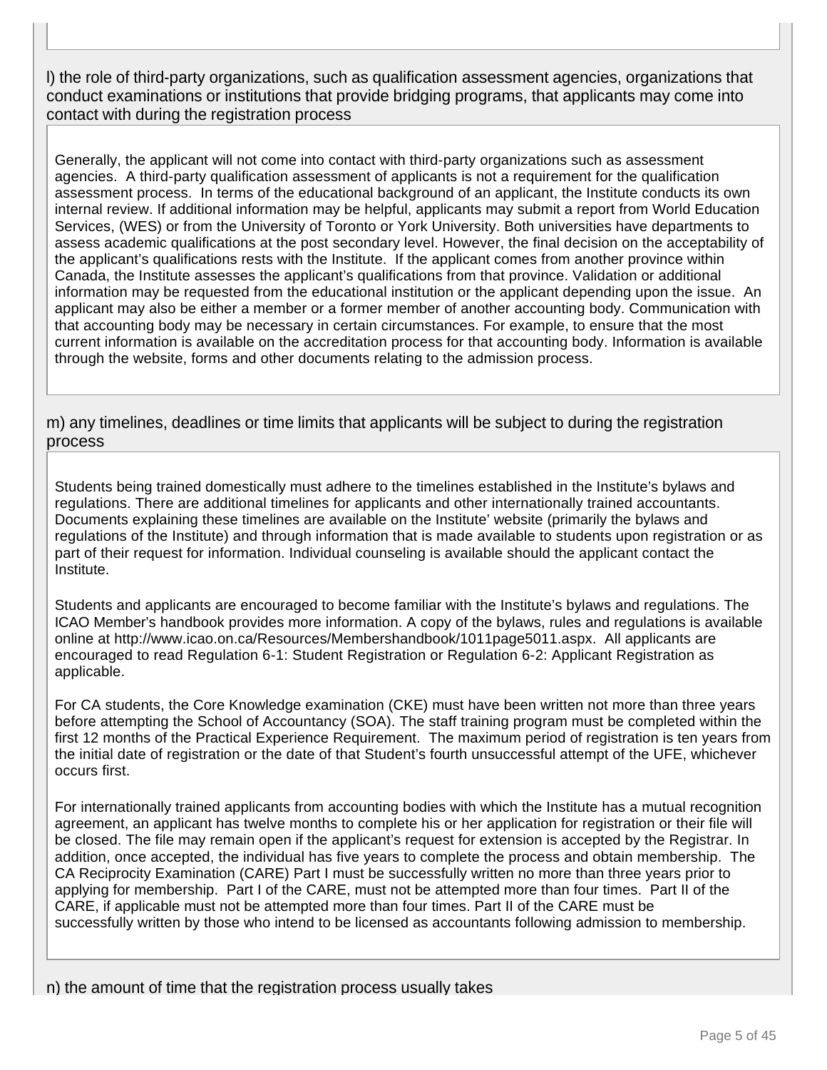l) the role of third-party organizations, such as qualification assessment agencies, organizations that conduct examinations or institutions that provide bridging programs, that applicants may come into contact with during the registration process

Generally, the applicant will not come into contact with third-party organizations such as assessment agencies. A third-party qualification assessment of applicants is not a requirement for the qualification assessment process. In terms of the educational background of an applicant, the Institute conducts its own internal review. If additional information may be helpful, applicants may submit a report from World Education Services, (WES) or from the University of Toronto or York University. Both universities have departments to assess academic qualifications at the post secondary level. However, the final decision on the acceptability of the applicant's qualifications rests with the Institute. If the applicant comes from another province within Canada, the Institute assesses the applicant's qualifications from that province. Validation or additional information may be requested from the educational institution or the applicant depending upon the issue. An applicant may also be either a member or a former member of another accounting body. Communication with that accounting body may be necessary in certain circumstances. For example, to ensure that the most current information is available on the accreditation process for that accounting body. Information is available through the website, forms and other documents relating to the admission process.

m) any timelines, deadlines or time limits that applicants will be subject to during the registration process

Students being trained domestically must adhere to the timelines established in the Institute's bylaws and regulations. There are additional timelines for applicants and other internationally trained accountants. Documents explaining these timelines are available on the Institute' website (primarily the bylaws and regulations of the Institute) and through information that is made available to students upon registration or as part of their request for information. Individual counseling is available should the applicant contact the Institute.

Students and applicants are encouraged to become familiar with the Institute's bylaws and regulations. The ICAO Member's handbook provides more information. A copy of the bylaws, rules and regulations is available online at http://www.icao.on.ca/Resources/Membershandbook/1011page5011.aspx. All applicants are encouraged to read Regulation 6-1: Student Registration or Regulation 6-2: Applicant Registration as applicable.

For CA students, the Core Knowledge examination (CKE) must have been written not more than three years before attempting the School of Accountancy (SOA). The staff training program must be completed within the first 12 months of the Practical Experience Requirement. The maximum period of registration is ten years from the initial date of registration or the date of that Student's fourth unsuccessful attempt of the UFE, whichever occurs first.

For internationally trained applicants from accounting bodies with which the Institute has a mutual recognition agreement, an applicant has twelve months to complete his or her application for registration or their file will be closed. The file may remain open if the applicant's request for extension is accepted by the Registrar. In addition, once accepted, the individual has five years to complete the process and obtain membership. The CA Reciprocity Examination (CARE) Part I must be successfully written no more than three years prior to applying for membership. Part I of the CARE, must not be attempted more than four times. Part II of the CARE, if applicable must not be attempted more than four times. Part II of the CARE must be successfully written by those who intend to be licensed as accountants following admission to membership.

n) the amount of time that the registration process usually takes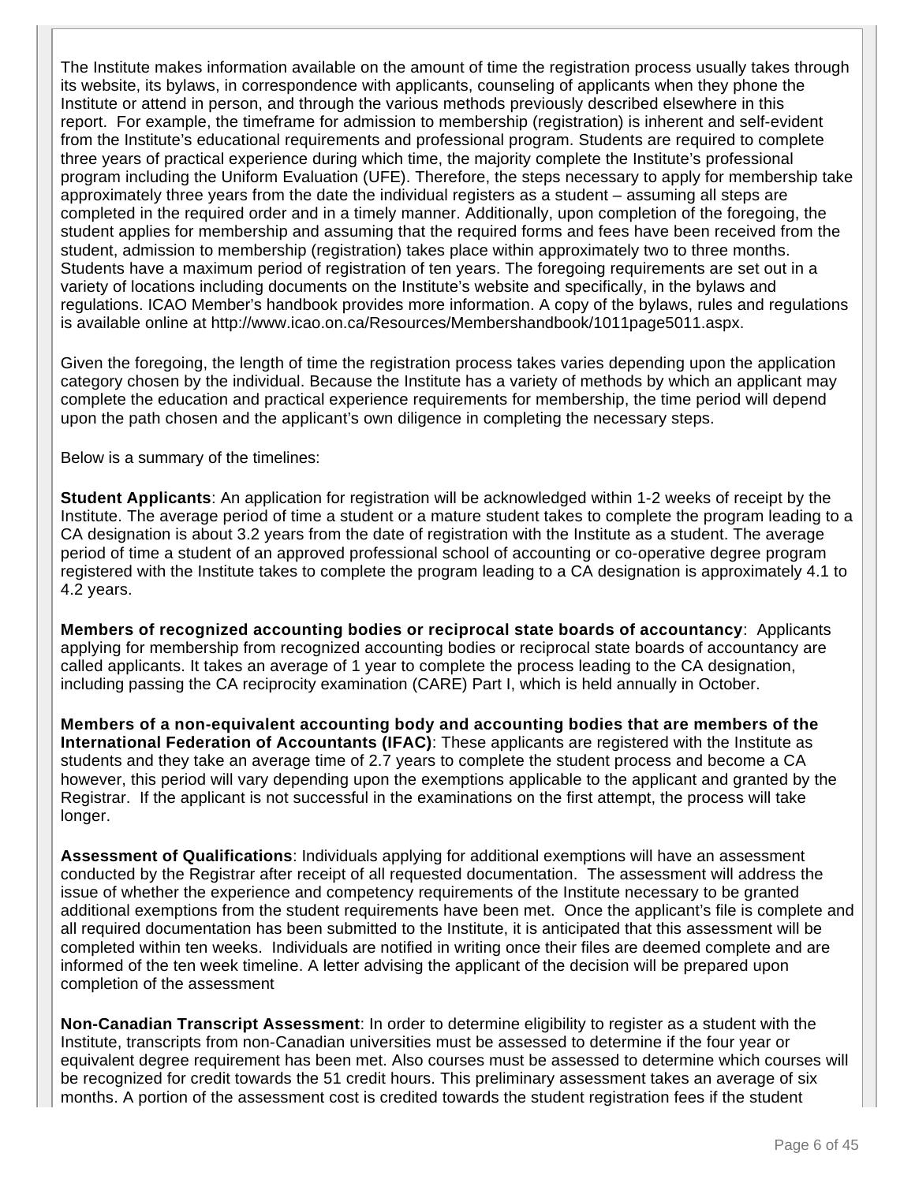The Institute makes information available on the amount of time the registration process usually takes through its website, its bylaws, in correspondence with applicants, counseling of applicants when they phone the Institute or attend in person, and through the various methods previously described elsewhere in this report. For example, the timeframe for admission to membership (registration) is inherent and self-evident from the Institute's educational requirements and professional program. Students are required to complete three years of practical experience during which time, the majority complete the Institute's professional program including the Uniform Evaluation (UFE). Therefore, the steps necessary to apply for membership take approximately three years from the date the individual registers as a student – assuming all steps are completed in the required order and in a timely manner. Additionally, upon completion of the foregoing, the student applies for membership and assuming that the required forms and fees have been received from the student, admission to membership (registration) takes place within approximately two to three months. Students have a maximum period of registration of ten years. The foregoing requirements are set out in a variety of locations including documents on the Institute's website and specifically, in the bylaws and regulations. ICAO Member's handbook provides more information. A copy of the bylaws, rules and regulations is available online at http://www.icao.on.ca/Resources/Membershandbook/1011page5011.aspx.

Given the foregoing, the length of time the registration process takes varies depending upon the application category chosen by the individual. Because the Institute has a variety of methods by which an applicant may complete the education and practical experience requirements for membership, the time period will depend upon the path chosen and the applicant's own diligence in completing the necessary steps.

Below is a summary of the timelines:

**Student Applicants**: An application for registration will be acknowledged within 1-2 weeks of receipt by the Institute. The average period of time a student or a mature student takes to complete the program leading to a CA designation is about 3.2 years from the date of registration with the Institute as a student. The average period of time a student of an approved professional school of accounting or co-operative degree program registered with the Institute takes to complete the program leading to a CA designation is approximately 4.1 to 4.2 years.

**Members of recognized accounting bodies or reciprocal state boards of accountancy**: Applicants applying for membership from recognized accounting bodies or reciprocal state boards of accountancy are called applicants. It takes an average of 1 year to complete the process leading to the CA designation, including passing the CA reciprocity examination (CARE) Part I, which is held annually in October.

**Members of a non-equivalent accounting body and accounting bodies that are members of the International Federation of Accountants (IFAC)**: These applicants are registered with the Institute as students and they take an average time of 2.7 years to complete the student process and become a CA however, this period will vary depending upon the exemptions applicable to the applicant and granted by the Registrar. If the applicant is not successful in the examinations on the first attempt, the process will take longer.

**Assessment of Qualifications**: Individuals applying for additional exemptions will have an assessment conducted by the Registrar after receipt of all requested documentation. The assessment will address the issue of whether the experience and competency requirements of the Institute necessary to be granted additional exemptions from the student requirements have been met. Once the applicant's file is complete and all required documentation has been submitted to the Institute, it is anticipated that this assessment will be completed within ten weeks. Individuals are notified in writing once their files are deemed complete and are informed of the ten week timeline. A letter advising the applicant of the decision will be prepared upon completion of the assessment

**Non-Canadian Transcript Assessment**: In order to determine eligibility to register as a student with the Institute, transcripts from non-Canadian universities must be assessed to determine if the four year or equivalent degree requirement has been met. Also courses must be assessed to determine which courses will be recognized for credit towards the 51 credit hours. This preliminary assessment takes an average of six months. A portion of the assessment cost is credited towards the student registration fees if the student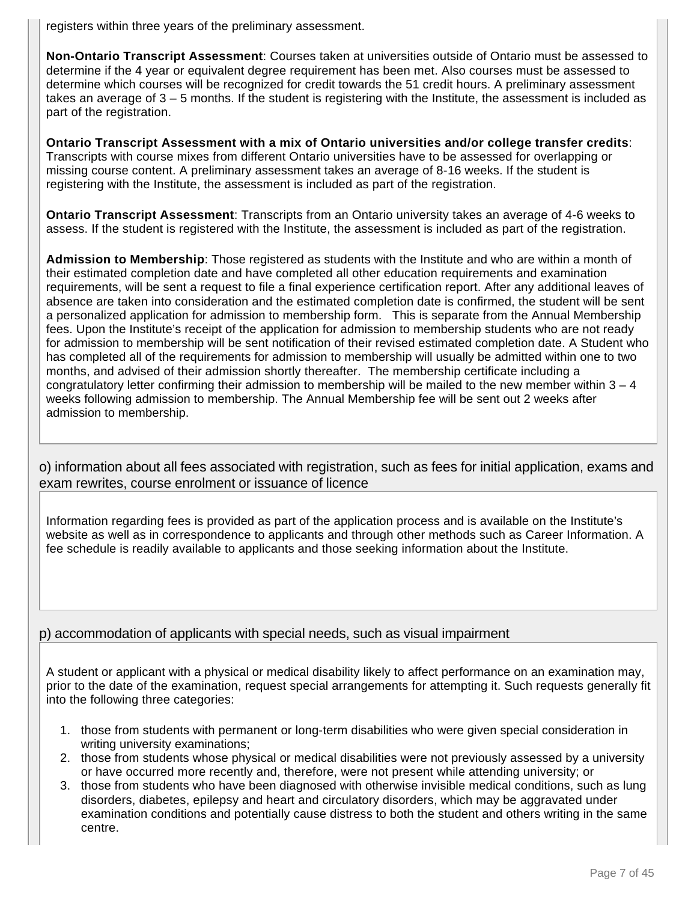registers within three years of the preliminary assessment.

**Non-Ontario Transcript Assessment**: Courses taken at universities outside of Ontario must be assessed to determine if the 4 year or equivalent degree requirement has been met. Also courses must be assessed to determine which courses will be recognized for credit towards the 51 credit hours. A preliminary assessment takes an average of 3 – 5 months. If the student is registering with the Institute, the assessment is included as part of the registration.

**Ontario Transcript Assessment with a mix of Ontario universities and/or college transfer credits**: Transcripts with course mixes from different Ontario universities have to be assessed for overlapping or missing course content. A preliminary assessment takes an average of 8-16 weeks. If the student is registering with the Institute, the assessment is included as part of the registration.

**Ontario Transcript Assessment**: Transcripts from an Ontario university takes an average of 4-6 weeks to assess. If the student is registered with the Institute, the assessment is included as part of the registration.

**Admission to Membership**: Those registered as students with the Institute and who are within a month of their estimated completion date and have completed all other education requirements and examination requirements, will be sent a request to file a final experience certification report. After any additional leaves of absence are taken into consideration and the estimated completion date is confirmed, the student will be sent a personalized application for admission to membership form. This is separate from the Annual Membership fees. Upon the Institute's receipt of the application for admission to membership students who are not ready for admission to membership will be sent notification of their revised estimated completion date. A Student who has completed all of the requirements for admission to membership will usually be admitted within one to two months, and advised of their admission shortly thereafter. The membership certificate including a congratulatory letter confirming their admission to membership will be mailed to the new member within 3 – 4 weeks following admission to membership. The Annual Membership fee will be sent out 2 weeks after admission to membership.

## o) information about all fees associated with registration, such as fees for initial application, exams and exam rewrites, course enrolment or issuance of licence

Information regarding fees is provided as part of the application process and is available on the Institute's website as well as in correspondence to applicants and through other methods such as Career Information. A fee schedule is readily available to applicants and those seeking information about the Institute.

## p) accommodation of applicants with special needs, such as visual impairment

A student or applicant with a physical or medical disability likely to affect performance on an examination may, prior to the date of the examination, request special arrangements for attempting it. Such requests generally fit into the following three categories:

1. those from students with permanent or long-term disabilities who were given special consideration in writing university examinations;
2. those from students whose physical or medical disabilities were not previously assessed by a university or have occurred more recently and, therefore, were not present while attending university; or
3. those from students who have been diagnosed with otherwise invisible medical conditions, such as lung disorders, diabetes, epilepsy and heart and circulatory disorders, which may be aggravated under examination conditions and potentially cause distress to both the student and others writing in the same centre.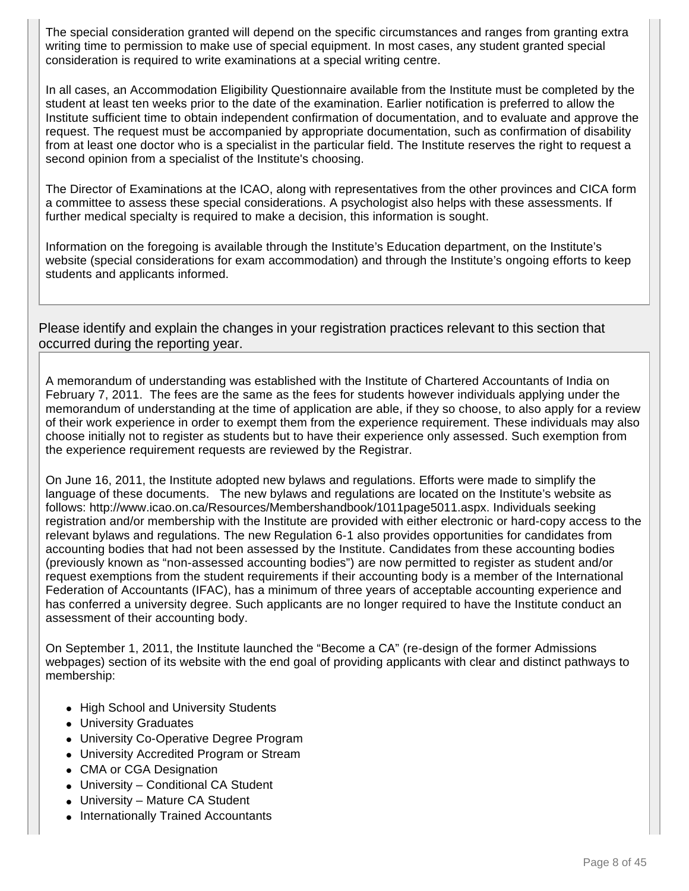The special consideration granted will depend on the specific circumstances and ranges from granting extra writing time to permission to make use of special equipment. In most cases, any student granted special consideration is required to write examinations at a special writing centre.

In all cases, an Accommodation Eligibility Questionnaire available from the Institute must be completed by the student at least ten weeks prior to the date of the examination. Earlier notification is preferred to allow the Institute sufficient time to obtain independent confirmation of documentation, and to evaluate and approve the request. The request must be accompanied by appropriate documentation, such as confirmation of disability from at least one doctor who is a specialist in the particular field. The Institute reserves the right to request a second opinion from a specialist of the Institute's choosing.

The Director of Examinations at the ICAO, along with representatives from the other provinces and CICA form a committee to assess these special considerations. A psychologist also helps with these assessments. If further medical specialty is required to make a decision, this information is sought.

Information on the foregoing is available through the Institute’s Education department, on the Institute’s website (special considerations for exam accommodation) and through the Institute’s ongoing efforts to keep students and applicants informed.

## Please identify and explain the changes in your registration practices relevant to this section that occurred during the reporting year.

A memorandum of understanding was established with the Institute of Chartered Accountants of India on February 7, 2011. The fees are the same as the fees for students however individuals applying under the memorandum of understanding at the time of application are able, if they so choose, to also apply for a review of their work experience in order to exempt them from the experience requirement. These individuals may also choose initially not to register as students but to have their experience only assessed. Such exemption from the experience requirement requests are reviewed by the Registrar.

On June 16, 2011, the Institute adopted new bylaws and regulations. Efforts were made to simplify the language of these documents. The new bylaws and regulations are located on the Institute’s website as follows: http://www.icao.on.ca/Resources/Membershandbook/1011page5011.aspx. Individuals seeking registration and/or membership with the Institute are provided with either electronic or hard-copy access to the relevant bylaws and regulations. The new Regulation 6-1 also provides opportunities for candidates from accounting bodies that had not been assessed by the Institute. Candidates from these accounting bodies (previously known as “non-assessed accounting bodies”) are now permitted to register as student and/or request exemptions from the student requirements if their accounting body is a member of the International Federation of Accountants (IFAC), has a minimum of three years of acceptable accounting experience and has conferred a university degree. Such applicants are no longer required to have the Institute conduct an assessment of their accounting body.

On September 1, 2011, the Institute launched the “Become a CA” (re-design of the former Admissions webpages) section of its website with the end goal of providing applicants with clear and distinct pathways to membership:

- High School and University Students
- University Graduates
- University Co-Operative Degree Program
- University Accredited Program or Stream
- CMA or CGA Designation
- University – Conditional CA Student
- University – Mature CA Student
- Internationally Trained Accountants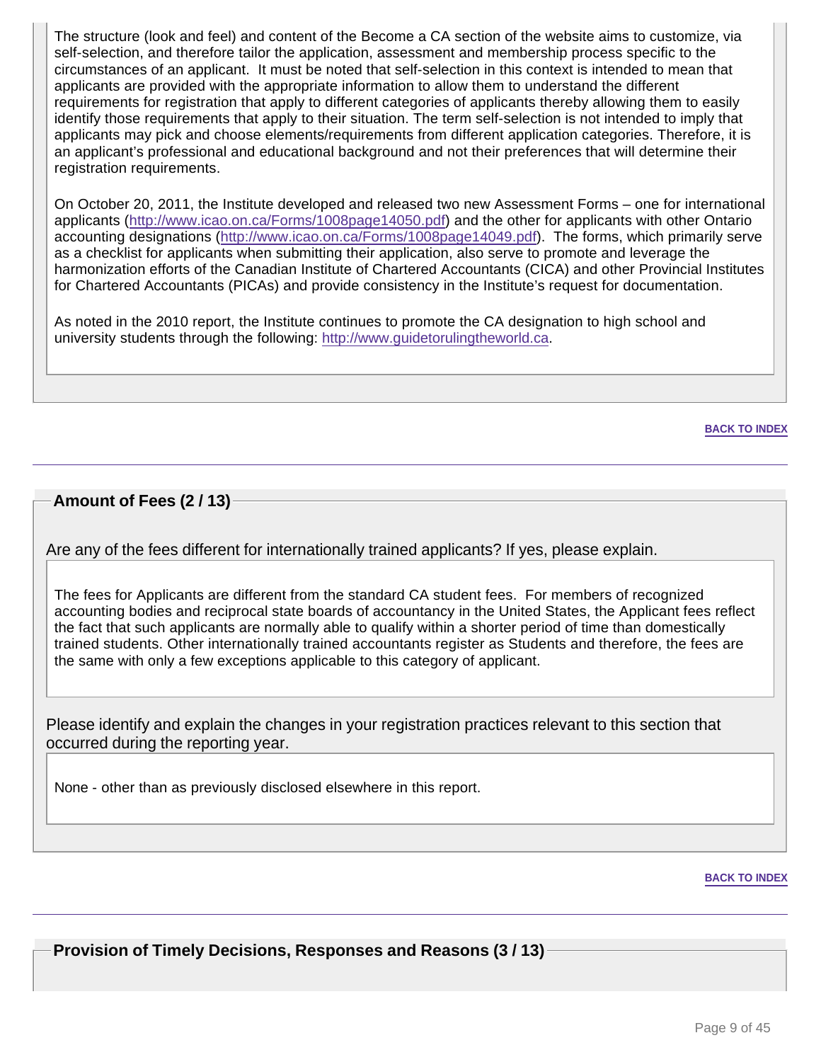The structure (look and feel) and content of the Become a CA section of the website aims to customize, via self-selection, and therefore tailor the application, assessment and membership process specific to the circumstances of an applicant. It must be noted that self-selection in this context is intended to mean that applicants are provided with the appropriate information to allow them to understand the different requirements for registration that apply to different categories of applicants thereby allowing them to easily identify those requirements that apply to their situation. The term self-selection is not intended to imply that applicants may pick and choose elements/requirements from different application categories. Therefore, it is an applicant's professional and educational background and not their preferences that will determine their registration requirements.

On October 20, 2011, the Institute developed and released two new Assessment Forms – one for international applicants (http://www.icao.on.ca/Forms/1008page14050.pdf) and the other for applicants with other Ontario accounting designations (http://www.icao.on.ca/Forms/1008page14049.pdf). The forms, which primarily serve as a checklist for applicants when submitting their application, also serve to promote and leverage the harmonization efforts of the Canadian Institute of Chartered Accountants (CICA) and other Provincial Institutes for Chartered Accountants (PICAs) and provide consistency in the Institute's request for documentation.

As noted in the 2010 report, the Institute continues to promote the CA designation to high school and university students through the following: http://www.guidetorulingtheworld.ca.

BACK TO INDEX

## Amount of Fees (2 / 13)

Are any of the fees different for internationally trained applicants? If yes, please explain.

The fees for Applicants are different from the standard CA student fees. For members of recognized accounting bodies and reciprocal state boards of accountancy in the United States, the Applicant fees reflect the fact that such applicants are normally able to qualify within a shorter period of time than domestically trained students. Other internationally trained accountants register as Students and therefore, the fees are the same with only a few exceptions applicable to this category of applicant.

Please identify and explain the changes in your registration practices relevant to this section that occurred during the reporting year.

None - other than as previously disclosed elsewhere in this report.

BACK TO INDEX

## Provision of Timely Decisions, Responses and Reasons (3 / 13)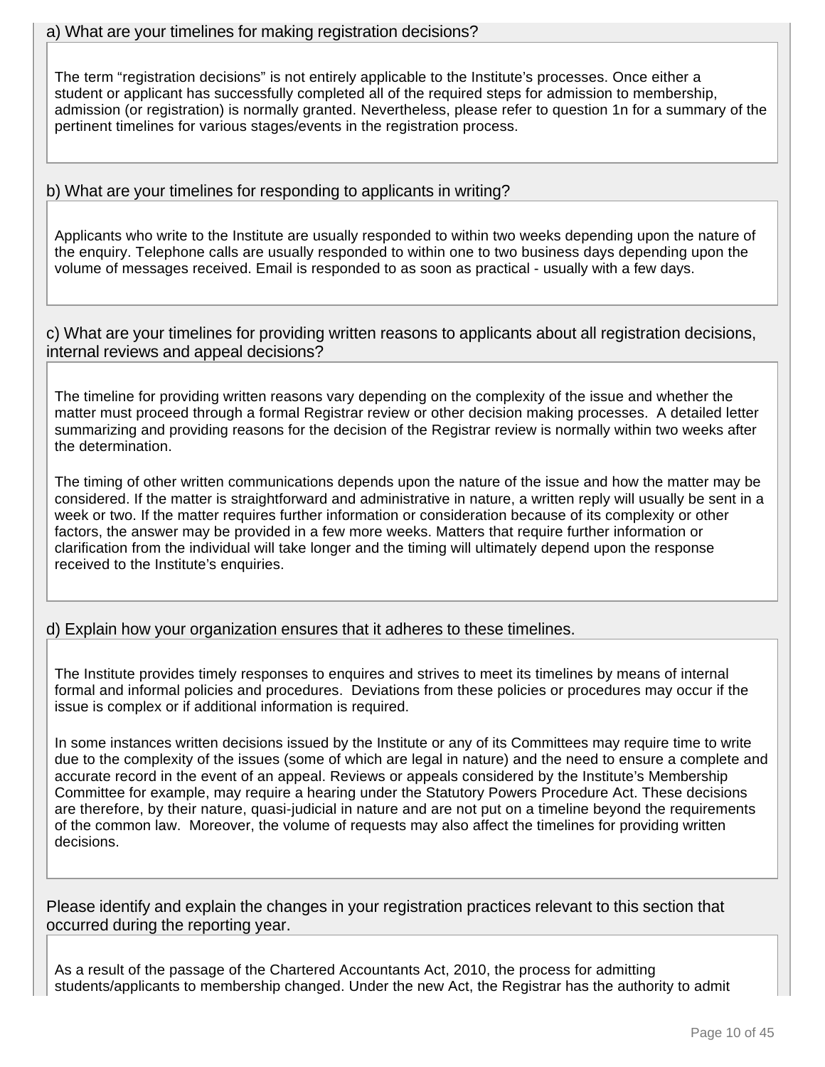a) What are your timelines for making registration decisions?

The term “registration decisions” is not entirely applicable to the Institute’s processes. Once either a student or applicant has successfully completed all of the required steps for admission to membership, admission (or registration) is normally granted. Nevertheless, please refer to question 1n for a summary of the pertinent timelines for various stages/events in the registration process.

b) What are your timelines for responding to applicants in writing?

Applicants who write to the Institute are usually responded to within two weeks depending upon the nature of the enquiry. Telephone calls are usually responded to within one to two business days depending upon the volume of messages received. Email is responded to as soon as practical - usually with a few days.

c) What are your timelines for providing written reasons to applicants about all registration decisions, internal reviews and appeal decisions?

The timeline for providing written reasons vary depending on the complexity of the issue and whether the matter must proceed through a formal Registrar review or other decision making processes. A detailed letter summarizing and providing reasons for the decision of the Registrar review is normally within two weeks after the determination.

The timing of other written communications depends upon the nature of the issue and how the matter may be considered. If the matter is straightforward and administrative in nature, a written reply will usually be sent in a week or two. If the matter requires further information or consideration because of its complexity or other factors, the answer may be provided in a few more weeks. Matters that require further information or clarification from the individual will take longer and the timing will ultimately depend upon the response received to the Institute’s enquiries.

d) Explain how your organization ensures that it adheres to these timelines.

The Institute provides timely responses to enquires and strives to meet its timelines by means of internal formal and informal policies and procedures. Deviations from these policies or procedures may occur if the issue is complex or if additional information is required.

In some instances written decisions issued by the Institute or any of its Committees may require time to write due to the complexity of the issues (some of which are legal in nature) and the need to ensure a complete and accurate record in the event of an appeal. Reviews or appeals considered by the Institute’s Membership Committee for example, may require a hearing under the Statutory Powers Procedure Act. These decisions are therefore, by their nature, quasi-judicial in nature and are not put on a timeline beyond the requirements of the common law. Moreover, the volume of requests may also affect the timelines for providing written decisions.

Please identify and explain the changes in your registration practices relevant to this section that occurred during the reporting year.

As a result of the passage of the Chartered Accountants Act, 2010, the process for admitting students/applicants to membership changed. Under the new Act, the Registrar has the authority to admit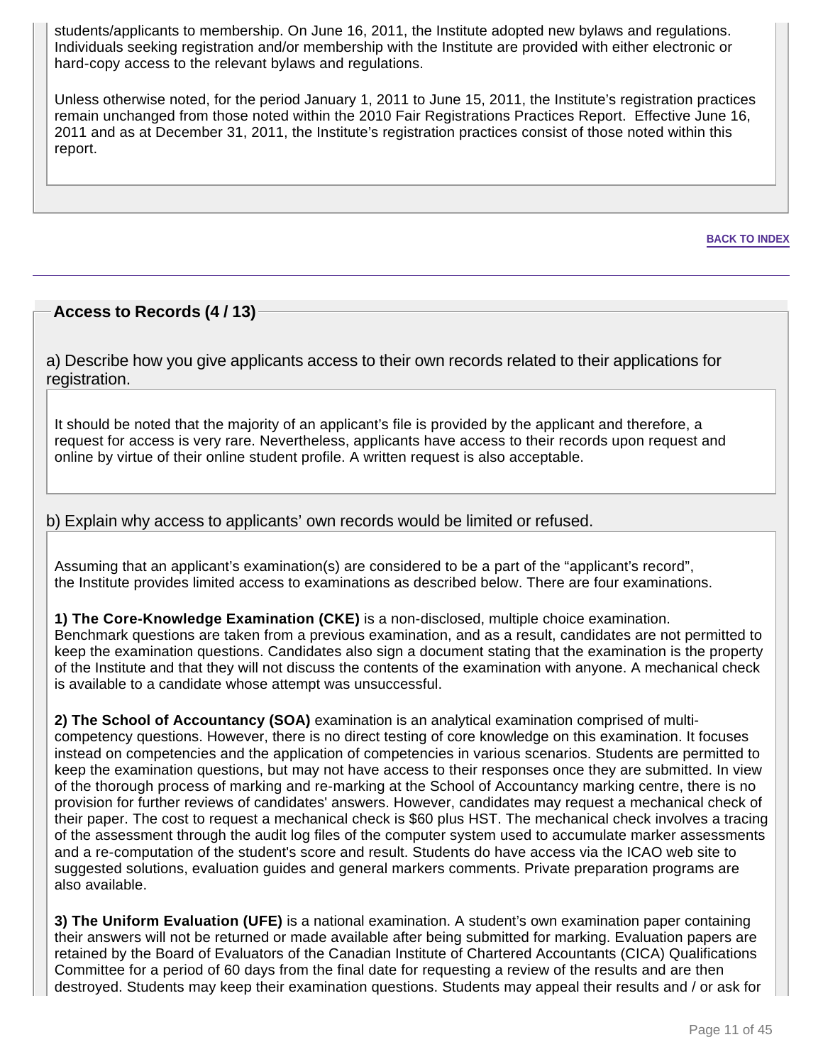students/applicants to membership. On June 16, 2011, the Institute adopted new bylaws and regulations. Individuals seeking registration and/or membership with the Institute are provided with either electronic or hard-copy access to the relevant bylaws and regulations.

Unless otherwise noted, for the period January 1, 2011 to June 15, 2011, the Institute's registration practices remain unchanged from those noted within the 2010 Fair Registrations Practices Report. Effective June 16, 2011 and as at December 31, 2011, the Institute's registration practices consist of those noted within this report.

BACK TO INDEX

## Access to Records (4 / 13)

### a) Describe how you give applicants access to their own records related to their applications for registration.

It should be noted that the majority of an applicant's file is provided by the applicant and therefore, a request for access is very rare. Nevertheless, applicants have access to their records upon request and online by virtue of their online student profile. A written request is also acceptable.

### b) Explain why access to applicants' own records would be limited or refused.

Assuming that an applicant's examination(s) are considered to be a part of the "applicant's record", the Institute provides limited access to examinations as described below. There are four examinations.

**1) The Core-Knowledge Examination (CKE)** is a non-disclosed, multiple choice examination. Benchmark questions are taken from a previous examination, and as a result, candidates are not permitted to keep the examination questions. Candidates also sign a document stating that the examination is the property of the Institute and that they will not discuss the contents of the examination with anyone. A mechanical check is available to a candidate whose attempt was unsuccessful.

**2) The School of Accountancy (SOA)** examination is an analytical examination comprised of multi-competency questions. However, there is no direct testing of core knowledge on this examination. It focuses instead on competencies and the application of competencies in various scenarios. Students are permitted to keep the examination questions, but may not have access to their responses once they are submitted. In view of the thorough process of marking and re-marking at the School of Accountancy marking centre, there is no provision for further reviews of candidates' answers. However, candidates may request a mechanical check of their paper. The cost to request a mechanical check is $60 plus HST. The mechanical check involves a tracing of the assessment through the audit log files of the computer system used to accumulate marker assessments and a re-computation of the student's score and result. Students do have access via the ICAO web site to suggested solutions, evaluation guides and general markers comments. Private preparation programs are also available.

**3) The Uniform Evaluation (UFE)** is a national examination. A student's own examination paper containing their answers will not be returned or made available after being submitted for marking. Evaluation papers are retained by the Board of Evaluators of the Canadian Institute of Chartered Accountants (CICA) Qualifications Committee for a period of 60 days from the final date for requesting a review of the results and are then destroyed. Students may keep their examination questions. Students may appeal their results and / or ask for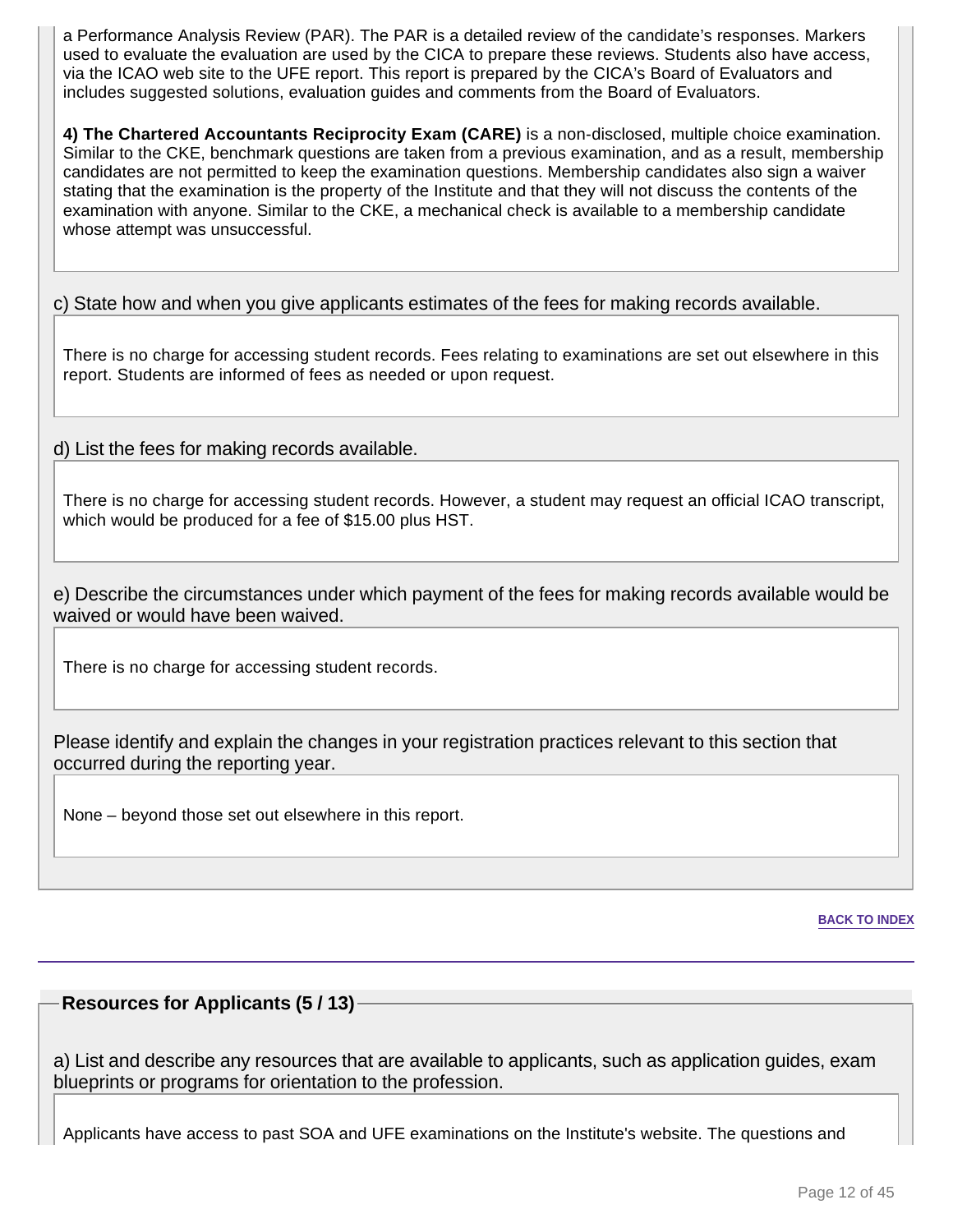a Performance Analysis Review (PAR). The PAR is a detailed review of the candidate's responses. Markers used to evaluate the evaluation are used by the CICA to prepare these reviews. Students also have access, via the ICAO web site to the UFE report. This report is prepared by the CICA's Board of Evaluators and includes suggested solutions, evaluation guides and comments from the Board of Evaluators.

**4) The Chartered Accountants Reciprocity Exam (CARE)** is a non-disclosed, multiple choice examination. Similar to the CKE, benchmark questions are taken from a previous examination, and as a result, membership candidates are not permitted to keep the examination questions. Membership candidates also sign a waiver stating that the examination is the property of the Institute and that they will not discuss the contents of the examination with anyone. Similar to the CKE, a mechanical check is available to a membership candidate whose attempt was unsuccessful.

c) State how and when you give applicants estimates of the fees for making records available.

There is no charge for accessing student records. Fees relating to examinations are set out elsewhere in this report. Students are informed of fees as needed or upon request.

d) List the fees for making records available.

There is no charge for accessing student records. However, a student may request an official ICAO transcript, which would be produced for a fee of $15.00 plus HST.

e) Describe the circumstances under which payment of the fees for making records available would be waived or would have been waived.

There is no charge for accessing student records.

Please identify and explain the changes in your registration practices relevant to this section that occurred during the reporting year.

None – beyond those set out elsewhere in this report.

BACK TO INDEX

## Resources for Applicants (5 / 13)

a) List and describe any resources that are available to applicants, such as application guides, exam blueprints or programs for orientation to the profession.

Applicants have access to past SOA and UFE examinations on the Institute's website. The questions and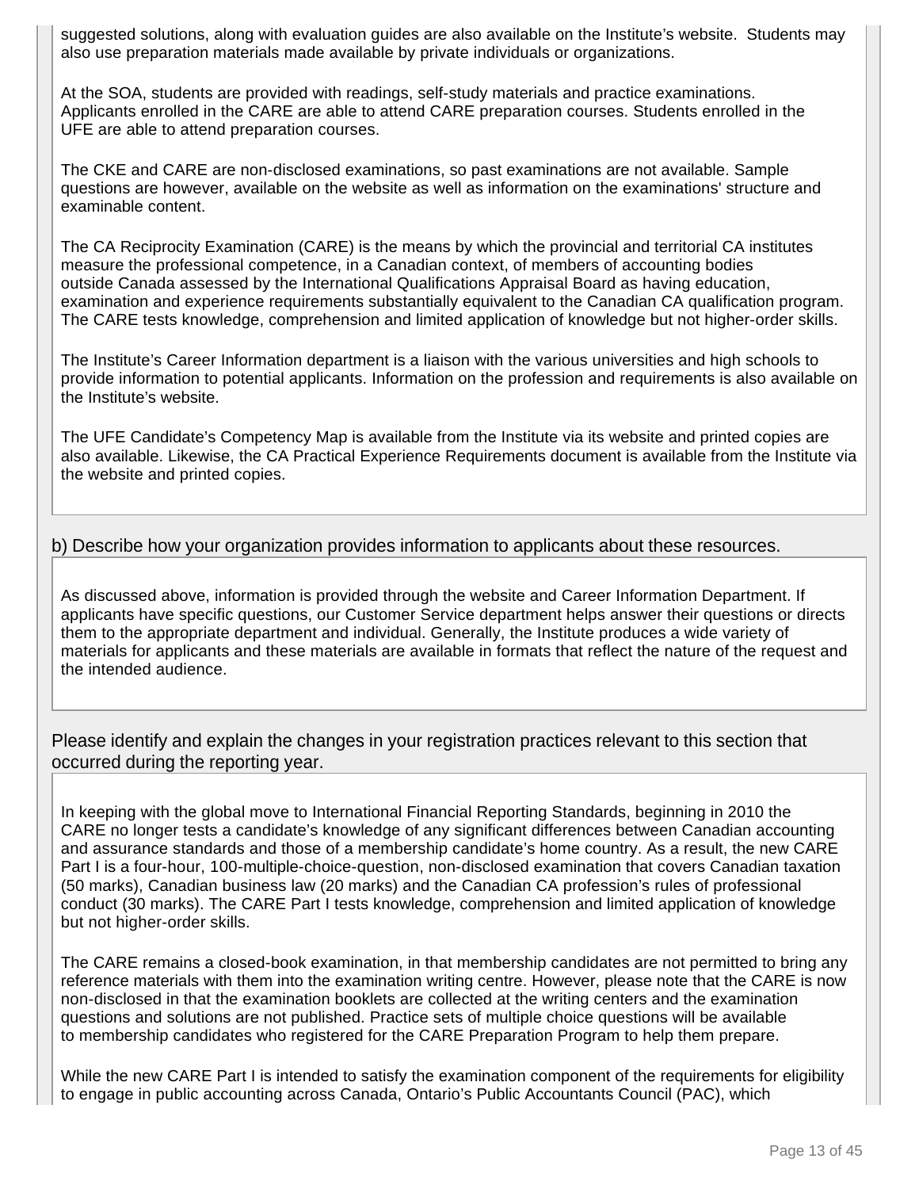suggested solutions, along with evaluation guides are also available on the Institute's website. Students may also use preparation materials made available by private individuals or organizations.

At the SOA, students are provided with readings, self-study materials and practice examinations. Applicants enrolled in the CARE are able to attend CARE preparation courses. Students enrolled in the UFE are able to attend preparation courses.

The CKE and CARE are non-disclosed examinations, so past examinations are not available. Sample questions are however, available on the website as well as information on the examinations' structure and examinable content.

The CA Reciprocity Examination (CARE) is the means by which the provincial and territorial CA institutes measure the professional competence, in a Canadian context, of members of accounting bodies outside Canada assessed by the International Qualifications Appraisal Board as having education, examination and experience requirements substantially equivalent to the Canadian CA qualification program. The CARE tests knowledge, comprehension and limited application of knowledge but not higher-order skills.

The Institute's Career Information department is a liaison with the various universities and high schools to provide information to potential applicants. Information on the profession and requirements is also available on the Institute's website.

The UFE Candidate's Competency Map is available from the Institute via its website and printed copies are also available. Likewise, the CA Practical Experience Requirements document is available from the Institute via the website and printed copies.

b) Describe how your organization provides information to applicants about these resources.

As discussed above, information is provided through the website and Career Information Department. If applicants have specific questions, our Customer Service department helps answer their questions or directs them to the appropriate department and individual. Generally, the Institute produces a wide variety of materials for applicants and these materials are available in formats that reflect the nature of the request and the intended audience.

Please identify and explain the changes in your registration practices relevant to this section that occurred during the reporting year.

In keeping with the global move to International Financial Reporting Standards, beginning in 2010 the CARE no longer tests a candidate's knowledge of any significant differences between Canadian accounting and assurance standards and those of a membership candidate's home country. As a result, the new CARE Part I is a four-hour, 100-multiple-choice-question, non-disclosed examination that covers Canadian taxation (50 marks), Canadian business law (20 marks) and the Canadian CA profession's rules of professional conduct (30 marks). The CARE Part I tests knowledge, comprehension and limited application of knowledge but not higher-order skills.

The CARE remains a closed-book examination, in that membership candidates are not permitted to bring any reference materials with them into the examination writing centre. However, please note that the CARE is now non-disclosed in that the examination booklets are collected at the writing centers and the examination questions and solutions are not published. Practice sets of multiple choice questions will be available to membership candidates who registered for the CARE Preparation Program to help them prepare.

While the new CARE Part I is intended to satisfy the examination component of the requirements for eligibility to engage in public accounting across Canada, Ontario's Public Accountants Council (PAC), which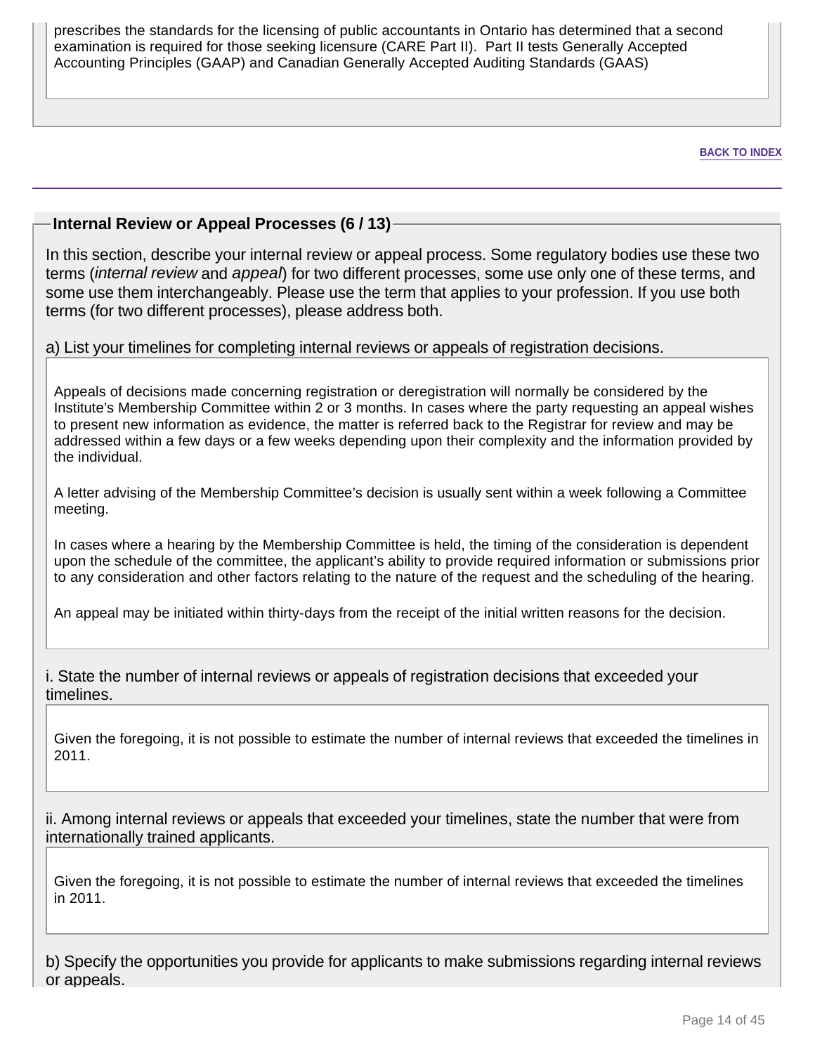prescribes the standards for the licensing of public accountants in Ontario has determined that a second examination is required for those seeking licensure (CARE Part II). Part II tests Generally Accepted Accounting Principles (GAAP) and Canadian Generally Accepted Auditing Standards (GAAS)

BACK TO INDEX

## Internal Review or Appeal Processes (6 / 13)

In this section, describe your internal review or appeal process. Some regulatory bodies use these two terms (*internal review* and *appeal*) for two different processes, some use only one of these terms, and some use them interchangeably. Please use the term that applies to your profession. If you use both terms (for two different processes), please address both.

a) List your timelines for completing internal reviews or appeals of registration decisions.

Appeals of decisions made concerning registration or deregistration will normally be considered by the Institute's Membership Committee within 2 or 3 months. In cases where the party requesting an appeal wishes to present new information as evidence, the matter is referred back to the Registrar for review and may be addressed within a few days or a few weeks depending upon their complexity and the information provided by the individual.

A letter advising of the Membership Committee's decision is usually sent within a week following a Committee meeting.

In cases where a hearing by the Membership Committee is held, the timing of the consideration is dependent upon the schedule of the committee, the applicant's ability to provide required information or submissions prior to any consideration and other factors relating to the nature of the request and the scheduling of the hearing.

An appeal may be initiated within thirty-days from the receipt of the initial written reasons for the decision.

i. State the number of internal reviews or appeals of registration decisions that exceeded your timelines.

Given the foregoing, it is not possible to estimate the number of internal reviews that exceeded the timelines in 2011.

ii. Among internal reviews or appeals that exceeded your timelines, state the number that were from internationally trained applicants.

Given the foregoing, it is not possible to estimate the number of internal reviews that exceeded the timelines in 2011.

b) Specify the opportunities you provide for applicants to make submissions regarding internal reviews or appeals.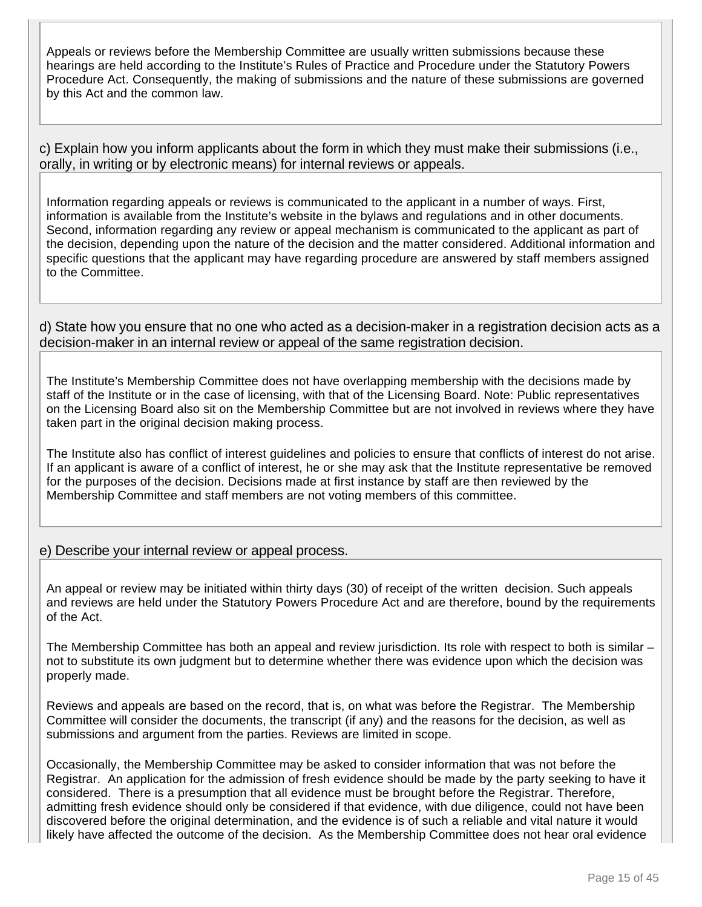Appeals or reviews before the Membership Committee are usually written submissions because these hearings are held according to the Institute's Rules of Practice and Procedure under the Statutory Powers Procedure Act. Consequently, the making of submissions and the nature of these submissions are governed by this Act and the common law.

c) Explain how you inform applicants about the form in which they must make their submissions (i.e., orally, in writing or by electronic means) for internal reviews or appeals.

Information regarding appeals or reviews is communicated to the applicant in a number of ways. First, information is available from the Institute's website in the bylaws and regulations and in other documents. Second, information regarding any review or appeal mechanism is communicated to the applicant as part of the decision, depending upon the nature of the decision and the matter considered. Additional information and specific questions that the applicant may have regarding procedure are answered by staff members assigned to the Committee.

d) State how you ensure that no one who acted as a decision-maker in a registration decision acts as a decision-maker in an internal review or appeal of the same registration decision.

The Institute's Membership Committee does not have overlapping membership with the decisions made by staff of the Institute or in the case of licensing, with that of the Licensing Board. Note: Public representatives on the Licensing Board also sit on the Membership Committee but are not involved in reviews where they have taken part in the original decision making process.

The Institute also has conflict of interest guidelines and policies to ensure that conflicts of interest do not arise. If an applicant is aware of a conflict of interest, he or she may ask that the Institute representative be removed for the purposes of the decision. Decisions made at first instance by staff are then reviewed by the Membership Committee and staff members are not voting members of this committee.

e) Describe your internal review or appeal process.

An appeal or review may be initiated within thirty days (30) of receipt of the written decision. Such appeals and reviews are held under the Statutory Powers Procedure Act and are therefore, bound by the requirements of the Act.

The Membership Committee has both an appeal and review jurisdiction. Its role with respect to both is similar – not to substitute its own judgment but to determine whether there was evidence upon which the decision was properly made.

Reviews and appeals are based on the record, that is, on what was before the Registrar. The Membership Committee will consider the documents, the transcript (if any) and the reasons for the decision, as well as submissions and argument from the parties. Reviews are limited in scope.

Occasionally, the Membership Committee may be asked to consider information that was not before the Registrar. An application for the admission of fresh evidence should be made by the party seeking to have it considered. There is a presumption that all evidence must be brought before the Registrar. Therefore, admitting fresh evidence should only be considered if that evidence, with due diligence, could not have been discovered before the original determination, and the evidence is of such a reliable and vital nature it would likely have affected the outcome of the decision. As the Membership Committee does not hear oral evidence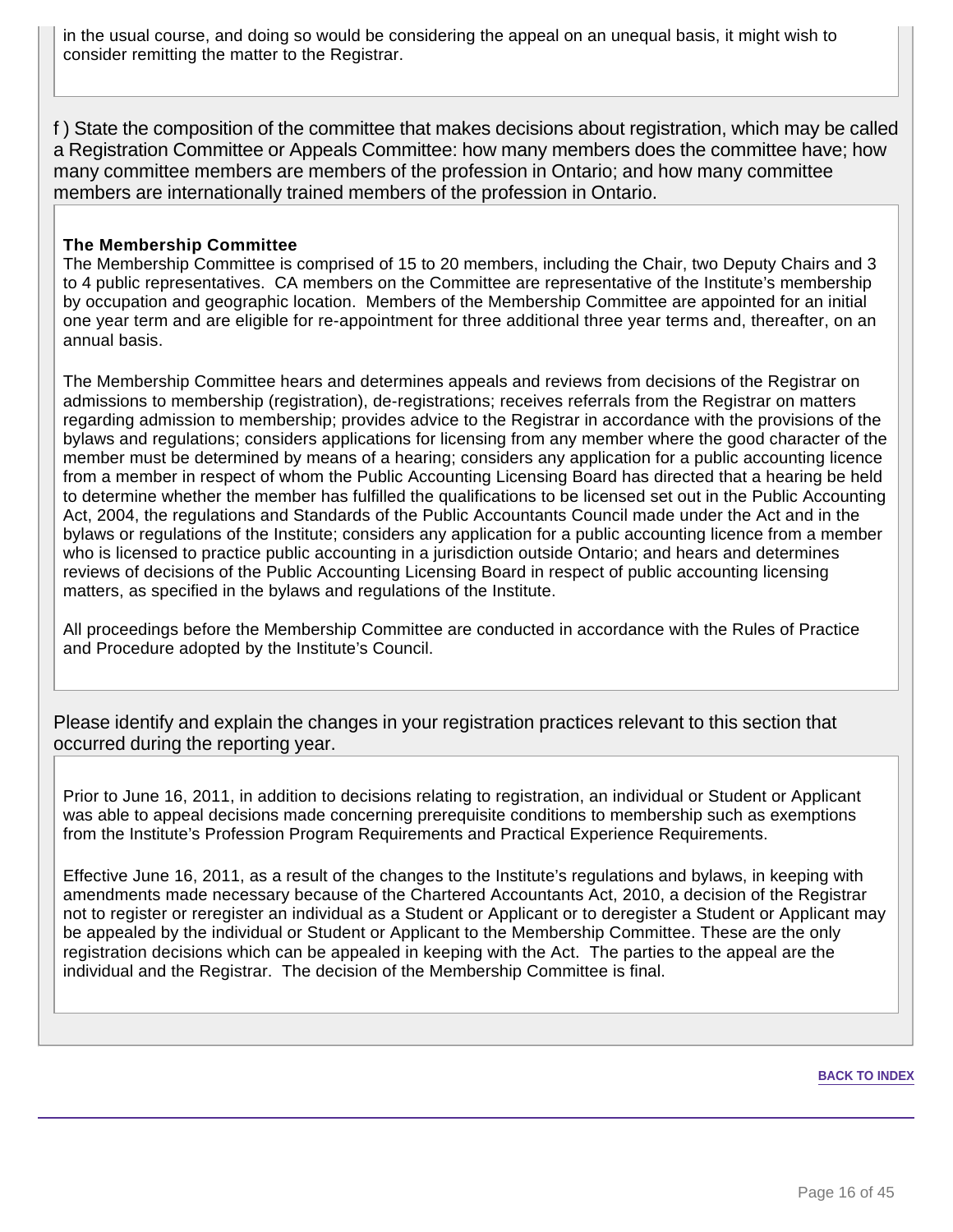in the usual course, and doing so would be considering the appeal on an unequal basis, it might wish to consider remitting the matter to the Registrar.

f ) State the composition of the committee that makes decisions about registration, which may be called a Registration Committee or Appeals Committee: how many members does the committee have; how many committee members are members of the profession in Ontario; and how many committee members are internationally trained members of the profession in Ontario.

**The Membership Committee**

The Membership Committee is comprised of 15 to 20 members, including the Chair, two Deputy Chairs and 3 to 4 public representatives. CA members on the Committee are representative of the Institute's membership by occupation and geographic location. Members of the Membership Committee are appointed for an initial one year term and are eligible for re-appointment for three additional three year terms and, thereafter, on an annual basis.

The Membership Committee hears and determines appeals and reviews from decisions of the Registrar on admissions to membership (registration), de-registrations; receives referrals from the Registrar on matters regarding admission to membership; provides advice to the Registrar in accordance with the provisions of the bylaws and regulations; considers applications for licensing from any member where the good character of the member must be determined by means of a hearing; considers any application for a public accounting licence from a member in respect of whom the Public Accounting Licensing Board has directed that a hearing be held to determine whether the member has fulfilled the qualifications to be licensed set out in the Public Accounting Act, 2004, the regulations and Standards of the Public Accountants Council made under the Act and in the bylaws or regulations of the Institute; considers any application for a public accounting licence from a member who is licensed to practice public accounting in a jurisdiction outside Ontario; and hears and determines reviews of decisions of the Public Accounting Licensing Board in respect of public accounting licensing matters, as specified in the bylaws and regulations of the Institute.

All proceedings before the Membership Committee are conducted in accordance with the Rules of Practice and Procedure adopted by the Institute's Council.

Please identify and explain the changes in your registration practices relevant to this section that occurred during the reporting year.

Prior to June 16, 2011, in addition to decisions relating to registration, an individual or Student or Applicant was able to appeal decisions made concerning prerequisite conditions to membership such as exemptions from the Institute's Profession Program Requirements and Practical Experience Requirements.

Effective June 16, 2011, as a result of the changes to the Institute's regulations and bylaws, in keeping with amendments made necessary because of the Chartered Accountants Act, 2010, a decision of the Registrar not to register or reregister an individual as a Student or Applicant or to deregister a Student or Applicant may be appealed by the individual or Student or Applicant to the Membership Committee. These are the only registration decisions which can be appealed in keeping with the Act. The parties to the appeal are the individual and the Registrar. The decision of the Membership Committee is final.

BACK TO INDEX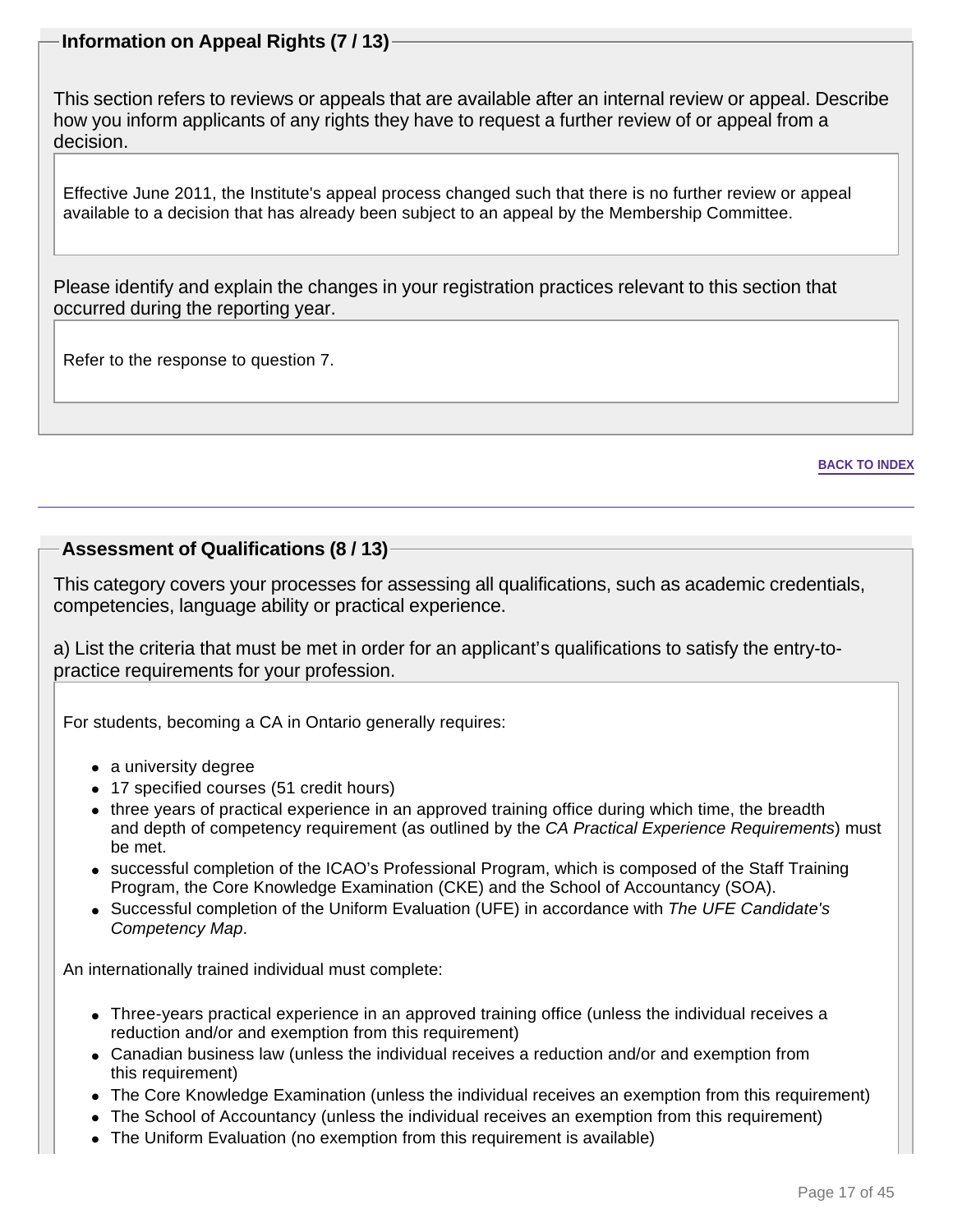## Information on Appeal Rights (7 / 13)

This section refers to reviews or appeals that are available after an internal review or appeal. Describe how you inform applicants of any rights they have to request a further review of or appeal from a decision.

Effective June 2011, the Institute's appeal process changed such that there is no further review or appeal available to a decision that has already been subject to an appeal by the Membership Committee.

Please identify and explain the changes in your registration practices relevant to this section that occurred during the reporting year.

Refer to the response to question 7.

BACK TO INDEX

---

## Assessment of Qualifications (8 / 13)

This category covers your processes for assessing all qualifications, such as academic credentials, competencies, language ability or practical experience.

a) List the criteria that must be met in order for an applicant's qualifications to satisfy the entry-to-practice requirements for your profession.

For students, becoming a CA in Ontario generally requires:

- a university degree
- 17 specified courses (51 credit hours)
- three years of practical experience in an approved training office during which time, the breadth and depth of competency requirement (as outlined by the *CA Practical Experience Requirements*) must be met.
- successful completion of the ICAO's Professional Program, which is composed of the Staff Training Program, the Core Knowledge Examination (CKE) and the School of Accountancy (SOA).
- Successful completion of the Uniform Evaluation (UFE) in accordance with *The UFE Candidate's Competency Map*.

An internationally trained individual must complete:

- Three-years practical experience in an approved training office (unless the individual receives a reduction and/or and exemption from this requirement)
- Canadian business law (unless the individual receives a reduction and/or and exemption from this requirement)
- The Core Knowledge Examination (unless the individual receives an exemption from this requirement)
- The School of Accountancy (unless the individual receives an exemption from this requirement)
- The Uniform Evaluation (no exemption from this requirement is available)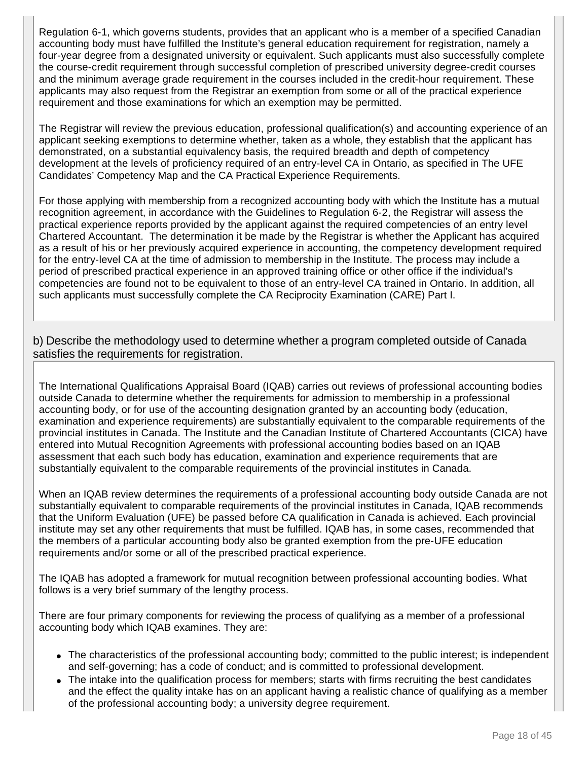Regulation 6-1, which governs students, provides that an applicant who is a member of a specified Canadian accounting body must have fulfilled the Institute's general education requirement for registration, namely a four-year degree from a designated university or equivalent. Such applicants must also successfully complete the course-credit requirement through successful completion of prescribed university degree-credit courses and the minimum average grade requirement in the courses included in the credit-hour requirement. These applicants may also request from the Registrar an exemption from some or all of the practical experience requirement and those examinations for which an exemption may be permitted.

The Registrar will review the previous education, professional qualification(s) and accounting experience of an applicant seeking exemptions to determine whether, taken as a whole, they establish that the applicant has demonstrated, on a substantial equivalency basis, the required breadth and depth of competency development at the levels of proficiency required of an entry-level CA in Ontario, as specified in The UFE Candidates' Competency Map and the CA Practical Experience Requirements.

For those applying with membership from a recognized accounting body with which the Institute has a mutual recognition agreement, in accordance with the Guidelines to Regulation 6-2, the Registrar will assess the practical experience reports provided by the applicant against the required competencies of an entry level Chartered Accountant. The determination it be made by the Registrar is whether the Applicant has acquired as a result of his or her previously acquired experience in accounting, the competency development required for the entry-level CA at the time of admission to membership in the Institute. The process may include a period of prescribed practical experience in an approved training office or other office if the individual's competencies are found not to be equivalent to those of an entry-level CA trained in Ontario. In addition, all such applicants must successfully complete the CA Reciprocity Examination (CARE) Part I.

b) Describe the methodology used to determine whether a program completed outside of Canada satisfies the requirements for registration.

The International Qualifications Appraisal Board (IQAB) carries out reviews of professional accounting bodies outside Canada to determine whether the requirements for admission to membership in a professional accounting body, or for use of the accounting designation granted by an accounting body (education, examination and experience requirements) are substantially equivalent to the comparable requirements of the provincial institutes in Canada. The Institute and the Canadian Institute of Chartered Accountants (CICA) have entered into Mutual Recognition Agreements with professional accounting bodies based on an IQAB assessment that each such body has education, examination and experience requirements that are substantially equivalent to the comparable requirements of the provincial institutes in Canada.

When an IQAB review determines the requirements of a professional accounting body outside Canada are not substantially equivalent to comparable requirements of the provincial institutes in Canada, IQAB recommends that the Uniform Evaluation (UFE) be passed before CA qualification in Canada is achieved. Each provincial institute may set any other requirements that must be fulfilled. IQAB has, in some cases, recommended that the members of a particular accounting body also be granted exemption from the pre-UFE education requirements and/or some or all of the prescribed practical experience.

The IQAB has adopted a framework for mutual recognition between professional accounting bodies. What follows is a very brief summary of the lengthy process.

There are four primary components for reviewing the process of qualifying as a member of a professional accounting body which IQAB examines. They are:

- The characteristics of the professional accounting body; committed to the public interest; is independent and self-governing; has a code of conduct; and is committed to professional development.
- The intake into the qualification process for members; starts with firms recruiting the best candidates and the effect the quality intake has on an applicant having a realistic chance of qualifying as a member of the professional accounting body; a university degree requirement.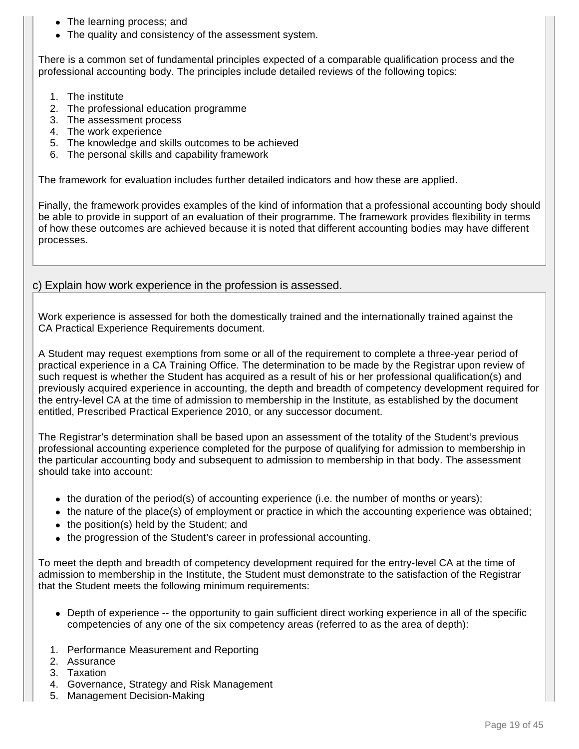- The learning process; and
- The quality and consistency of the assessment system.

There is a common set of fundamental principles expected of a comparable qualification process and the professional accounting body. The principles include detailed reviews of the following topics:

1. The institute
2. The professional education programme
3. The assessment process
4. The work experience
5. The knowledge and skills outcomes to be achieved
6. The personal skills and capability framework

The framework for evaluation includes further detailed indicators and how these are applied.

Finally, the framework provides examples of the kind of information that a professional accounting body should be able to provide in support of an evaluation of their programme. The framework provides flexibility in terms of how these outcomes are achieved because it is noted that different accounting bodies may have different processes.

### c) Explain how work experience in the profession is assessed.

Work experience is assessed for both the domestically trained and the internationally trained against the CA Practical Experience Requirements document.

A Student may request exemptions from some or all of the requirement to complete a three-year period of practical experience in a CA Training Office. The determination to be made by the Registrar upon review of such request is whether the Student has acquired as a result of his or her professional qualification(s) and previously acquired experience in accounting, the depth and breadth of competency development required for the entry-level CA at the time of admission to membership in the Institute, as established by the document entitled, Prescribed Practical Experience 2010, or any successor document.

The Registrar's determination shall be based upon an assessment of the totality of the Student's previous professional accounting experience completed for the purpose of qualifying for admission to membership in the particular accounting body and subsequent to admission to membership in that body. The assessment should take into account:

- the duration of the period(s) of accounting experience (i.e. the number of months or years);
- the nature of the place(s) of employment or practice in which the accounting experience was obtained;
- the position(s) held by the Student; and
- the progression of the Student's career in professional accounting.

To meet the depth and breadth of competency development required for the entry-level CA at the time of admission to membership in the Institute, the Student must demonstrate to the satisfaction of the Registrar that the Student meets the following minimum requirements:

- Depth of experience -- the opportunity to gain sufficient direct working experience in all of the specific competencies of any one of the six competency areas (referred to as the area of depth):

1. Performance Measurement and Reporting
2. Assurance
3. Taxation
4. Governance, Strategy and Risk Management
5. Management Decision-Making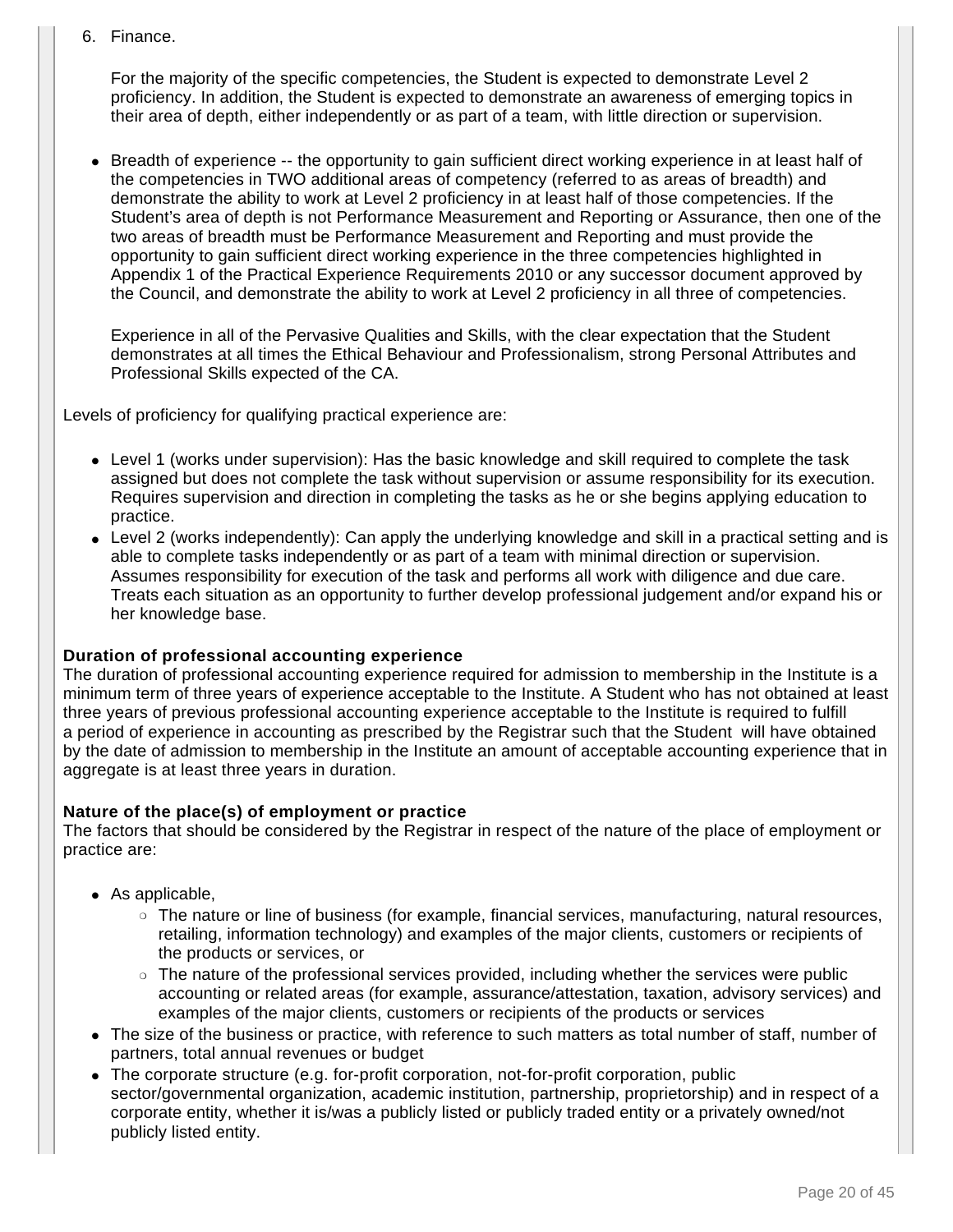6. Finance.

   For the majority of the specific competencies, the Student is expected to demonstrate Level 2 proficiency. In addition, the Student is expected to demonstrate an awareness of emerging topics in their area of depth, either independently or as part of a team, with little direction or supervision.

- Breadth of experience -- the opportunity to gain sufficient direct working experience in at least half of the competencies in TWO additional areas of competency (referred to as areas of breadth) and demonstrate the ability to work at Level 2 proficiency in at least half of those competencies. If the Student's area of depth is not Performance Measurement and Reporting or Assurance, then one of the two areas of breadth must be Performance Measurement and Reporting and must provide the opportunity to gain sufficient direct working experience in the three competencies highlighted in Appendix 1 of the Practical Experience Requirements 2010 or any successor document approved by the Council, and demonstrate the ability to work at Level 2 proficiency in all three of competencies.

  Experience in all of the Pervasive Qualities and Skills, with the clear expectation that the Student demonstrates at all times the Ethical Behaviour and Professionalism, strong Personal Attributes and Professional Skills expected of the CA.

Levels of proficiency for qualifying practical experience are:

- Level 1 (works under supervision): Has the basic knowledge and skill required to complete the task assigned but does not complete the task without supervision or assume responsibility for its execution. Requires supervision and direction in completing the tasks as he or she begins applying education to practice.
- Level 2 (works independently): Can apply the underlying knowledge and skill in a practical setting and is able to complete tasks independently or as part of a team with minimal direction or supervision. Assumes responsibility for execution of the task and performs all work with diligence and due care. Treats each situation as an opportunity to further develop professional judgement and/or expand his or her knowledge base.

**Duration of professional accounting experience**
The duration of professional accounting experience required for admission to membership in the Institute is a minimum term of three years of experience acceptable to the Institute. A Student who has not obtained at least three years of previous professional accounting experience acceptable to the Institute is required to fulfill a period of experience in accounting as prescribed by the Registrar such that the Student will have obtained by the date of admission to membership in the Institute an amount of acceptable accounting experience that in aggregate is at least three years in duration.

**Nature of the place(s) of employment or practice**
The factors that should be considered by the Registrar in respect of the nature of the place of employment or practice are:

- As applicable,
  - The nature or line of business (for example, financial services, manufacturing, natural resources, retailing, information technology) and examples of the major clients, customers or recipients of the products or services, or
  - The nature of the professional services provided, including whether the services were public accounting or related areas (for example, assurance/attestation, taxation, advisory services) and examples of the major clients, customers or recipients of the products or services
- The size of the business or practice, with reference to such matters as total number of staff, number of partners, total annual revenues or budget
- The corporate structure (e.g. for-profit corporation, not-for-profit corporation, public sector/governmental organization, academic institution, partnership, proprietorship) and in respect of a corporate entity, whether it is/was a publicly listed or publicly traded entity or a privately owned/not publicly listed entity.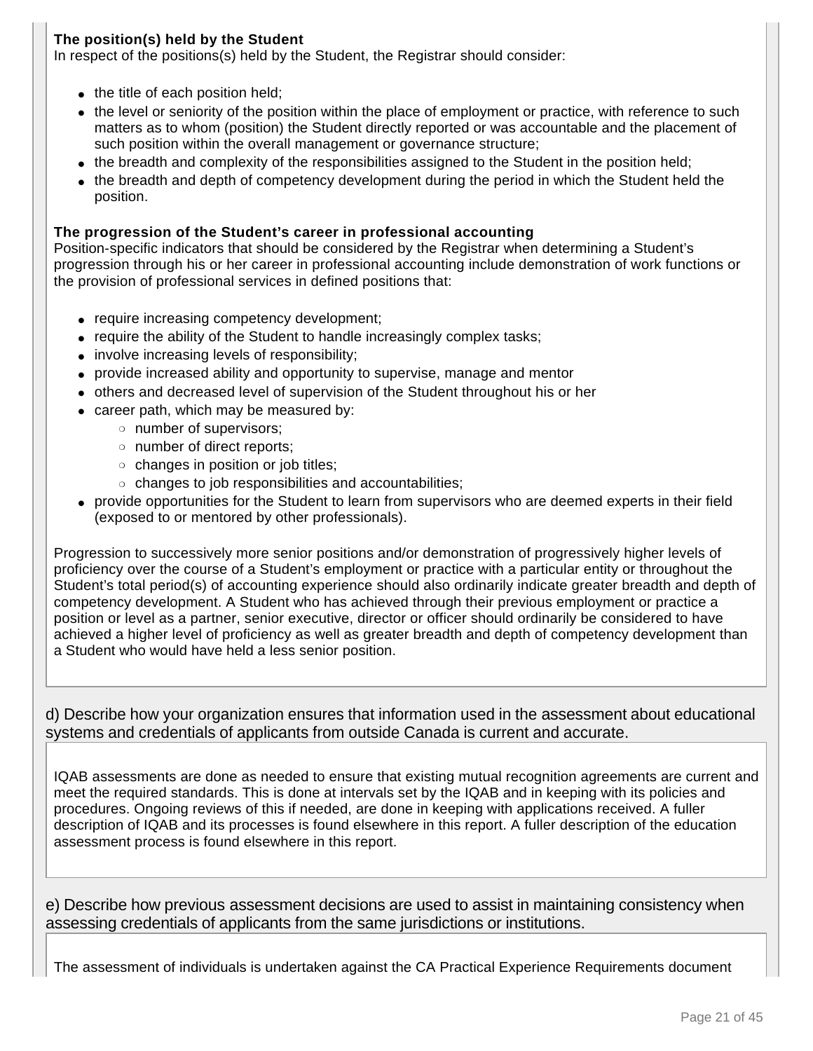**The position(s) held by the Student**
In respect of the positions(s) held by the Student, the Registrar should consider:

- the title of each position held;
- the level or seniority of the position within the place of employment or practice, with reference to such matters as to whom (position) the Student directly reported or was accountable and the placement of such position within the overall management or governance structure;
- the breadth and complexity of the responsibilities assigned to the Student in the position held;
- the breadth and depth of competency development during the period in which the Student held the position.

**The progression of the Student's career in professional accounting**
Position-specific indicators that should be considered by the Registrar when determining a Student's progression through his or her career in professional accounting include demonstration of work functions or the provision of professional services in defined positions that:

- require increasing competency development;
- require the ability of the Student to handle increasingly complex tasks;
- involve increasing levels of responsibility;
- provide increased ability and opportunity to supervise, manage and mentor
- others and decreased level of supervision of the Student throughout his or her
- career path, which may be measured by:
  - number of supervisors;
  - number of direct reports;
  - changes in position or job titles;
  - changes to job responsibilities and accountabilities;
- provide opportunities for the Student to learn from supervisors who are deemed experts in their field (exposed to or mentored by other professionals).

Progression to successively more senior positions and/or demonstration of progressively higher levels of proficiency over the course of a Student's employment or practice with a particular entity or throughout the Student's total period(s) of accounting experience should also ordinarily indicate greater breadth and depth of competency development. A Student who has achieved through their previous employment or practice a position or level as a partner, senior executive, director or officer should ordinarily be considered to have achieved a higher level of proficiency as well as greater breadth and depth of competency development than a Student who would have held a less senior position.

d) Describe how your organization ensures that information used in the assessment about educational systems and credentials of applicants from outside Canada is current and accurate.

IQAB assessments are done as needed to ensure that existing mutual recognition agreements are current and meet the required standards. This is done at intervals set by the IQAB and in keeping with its policies and procedures. Ongoing reviews of this if needed, are done in keeping with applications received. A fuller description of IQAB and its processes is found elsewhere in this report. A fuller description of the education assessment process is found elsewhere in this report.

e) Describe how previous assessment decisions are used to assist in maintaining consistency when assessing credentials of applicants from the same jurisdictions or institutions.

The assessment of individuals is undertaken against the CA Practical Experience Requirements document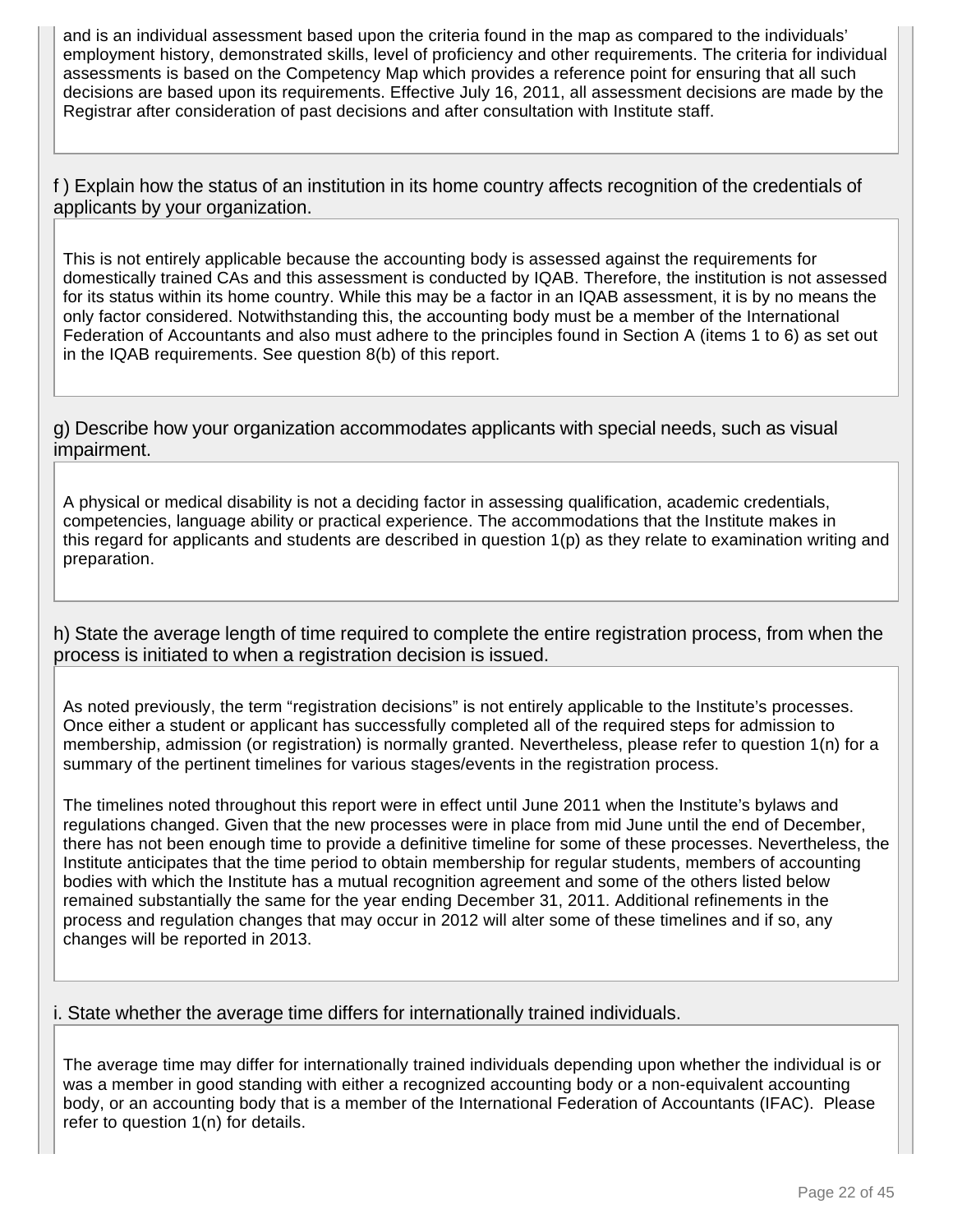and is an individual assessment based upon the criteria found in the map as compared to the individuals' employment history, demonstrated skills, level of proficiency and other requirements. The criteria for individual assessments is based on the Competency Map which provides a reference point for ensuring that all such decisions are based upon its requirements. Effective July 16, 2011, all assessment decisions are made by the Registrar after consideration of past decisions and after consultation with Institute staff.

f ) Explain how the status of an institution in its home country affects recognition of the credentials of applicants by your organization.

This is not entirely applicable because the accounting body is assessed against the requirements for domestically trained CAs and this assessment is conducted by IQAB. Therefore, the institution is not assessed for its status within its home country. While this may be a factor in an IQAB assessment, it is by no means the only factor considered. Notwithstanding this, the accounting body must be a member of the International Federation of Accountants and also must adhere to the principles found in Section A (items 1 to 6) as set out in the IQAB requirements. See question 8(b) of this report.

g) Describe how your organization accommodates applicants with special needs, such as visual impairment.

A physical or medical disability is not a deciding factor in assessing qualification, academic credentials, competencies, language ability or practical experience. The accommodations that the Institute makes in this regard for applicants and students are described in question 1(p) as they relate to examination writing and preparation.

h) State the average length of time required to complete the entire registration process, from when the process is initiated to when a registration decision is issued.

As noted previously, the term "registration decisions" is not entirely applicable to the Institute's processes. Once either a student or applicant has successfully completed all of the required steps for admission to membership, admission (or registration) is normally granted. Nevertheless, please refer to question 1(n) for a summary of the pertinent timelines for various stages/events in the registration process.

The timelines noted throughout this report were in effect until June 2011 when the Institute's bylaws and regulations changed. Given that the new processes were in place from mid June until the end of December, there has not been enough time to provide a definitive timeline for some of these processes. Nevertheless, the Institute anticipates that the time period to obtain membership for regular students, members of accounting bodies with which the Institute has a mutual recognition agreement and some of the others listed below remained substantially the same for the year ending December 31, 2011. Additional refinements in the process and regulation changes that may occur in 2012 will alter some of these timelines and if so, any changes will be reported in 2013.

i. State whether the average time differs for internationally trained individuals.

The average time may differ for internationally trained individuals depending upon whether the individual is or was a member in good standing with either a recognized accounting body or a non-equivalent accounting body, or an accounting body that is a member of the International Federation of Accountants (IFAC). Please refer to question 1(n) for details.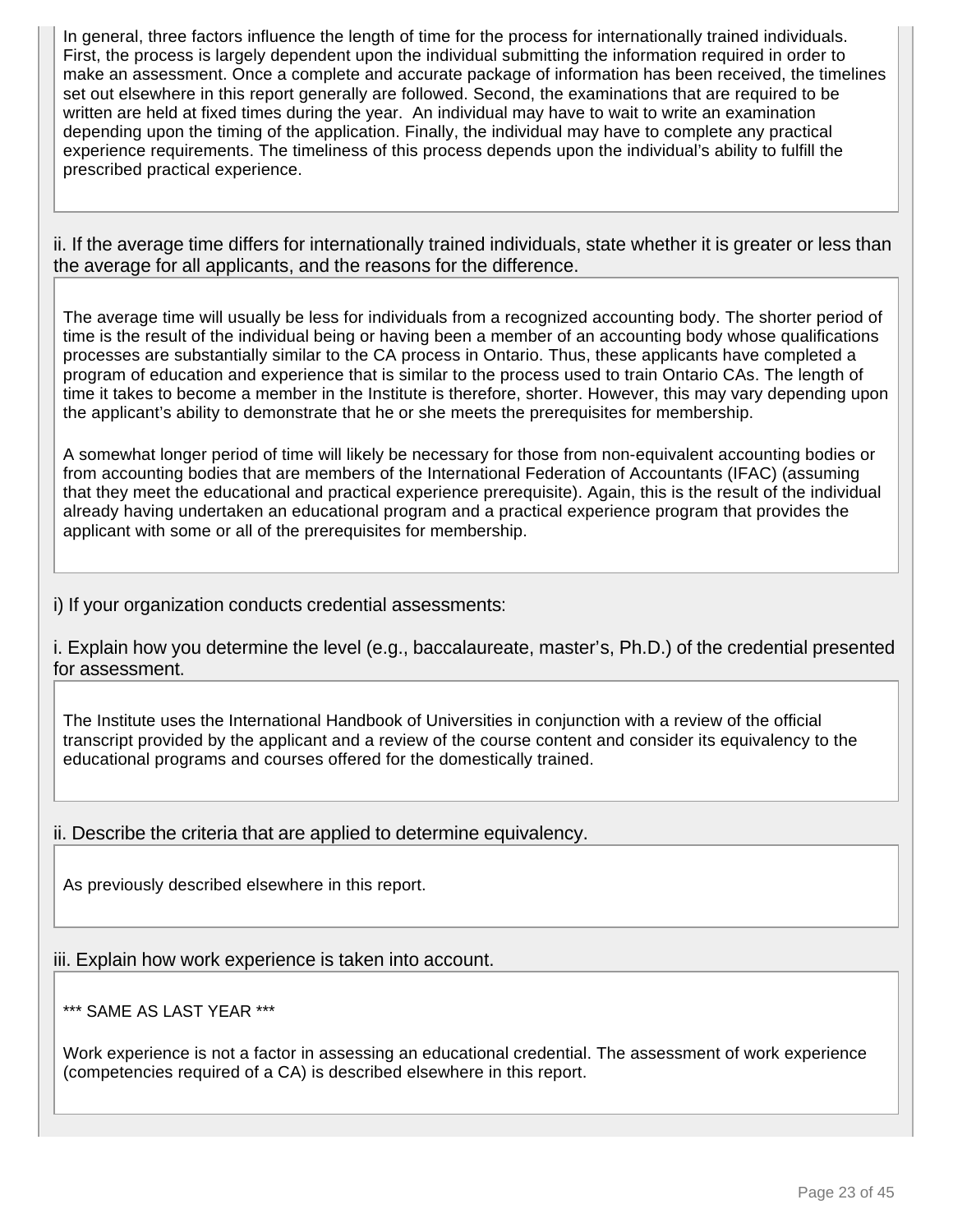In general, three factors influence the length of time for the process for internationally trained individuals. First, the process is largely dependent upon the individual submitting the information required in order to make an assessment. Once a complete and accurate package of information has been received, the timelines set out elsewhere in this report generally are followed. Second, the examinations that are required to be written are held at fixed times during the year. An individual may have to wait to write an examination depending upon the timing of the application. Finally, the individual may have to complete any practical experience requirements. The timeliness of this process depends upon the individual's ability to fulfill the prescribed practical experience.

ii. If the average time differs for internationally trained individuals, state whether it is greater or less than the average for all applicants, and the reasons for the difference.

The average time will usually be less for individuals from a recognized accounting body. The shorter period of time is the result of the individual being or having been a member of an accounting body whose qualifications processes are substantially similar to the CA process in Ontario. Thus, these applicants have completed a program of education and experience that is similar to the process used to train Ontario CAs. The length of time it takes to become a member in the Institute is therefore, shorter. However, this may vary depending upon the applicant's ability to demonstrate that he or she meets the prerequisites for membership.

A somewhat longer period of time will likely be necessary for those from non-equivalent accounting bodies or from accounting bodies that are members of the International Federation of Accountants (IFAC) (assuming that they meet the educational and practical experience prerequisite). Again, this is the result of the individual already having undertaken an educational program and a practical experience program that provides the applicant with some or all of the prerequisites for membership.

i) If your organization conducts credential assessments:

i. Explain how you determine the level (e.g., baccalaureate, master's, Ph.D.) of the credential presented for assessment.

The Institute uses the International Handbook of Universities in conjunction with a review of the official transcript provided by the applicant and a review of the course content and consider its equivalency to the educational programs and courses offered for the domestically trained.

ii. Describe the criteria that are applied to determine equivalency.

As previously described elsewhere in this report.

iii. Explain how work experience is taken into account.

*** SAME AS LAST YEAR ***

Work experience is not a factor in assessing an educational credential. The assessment of work experience (competencies required of a CA) is described elsewhere in this report.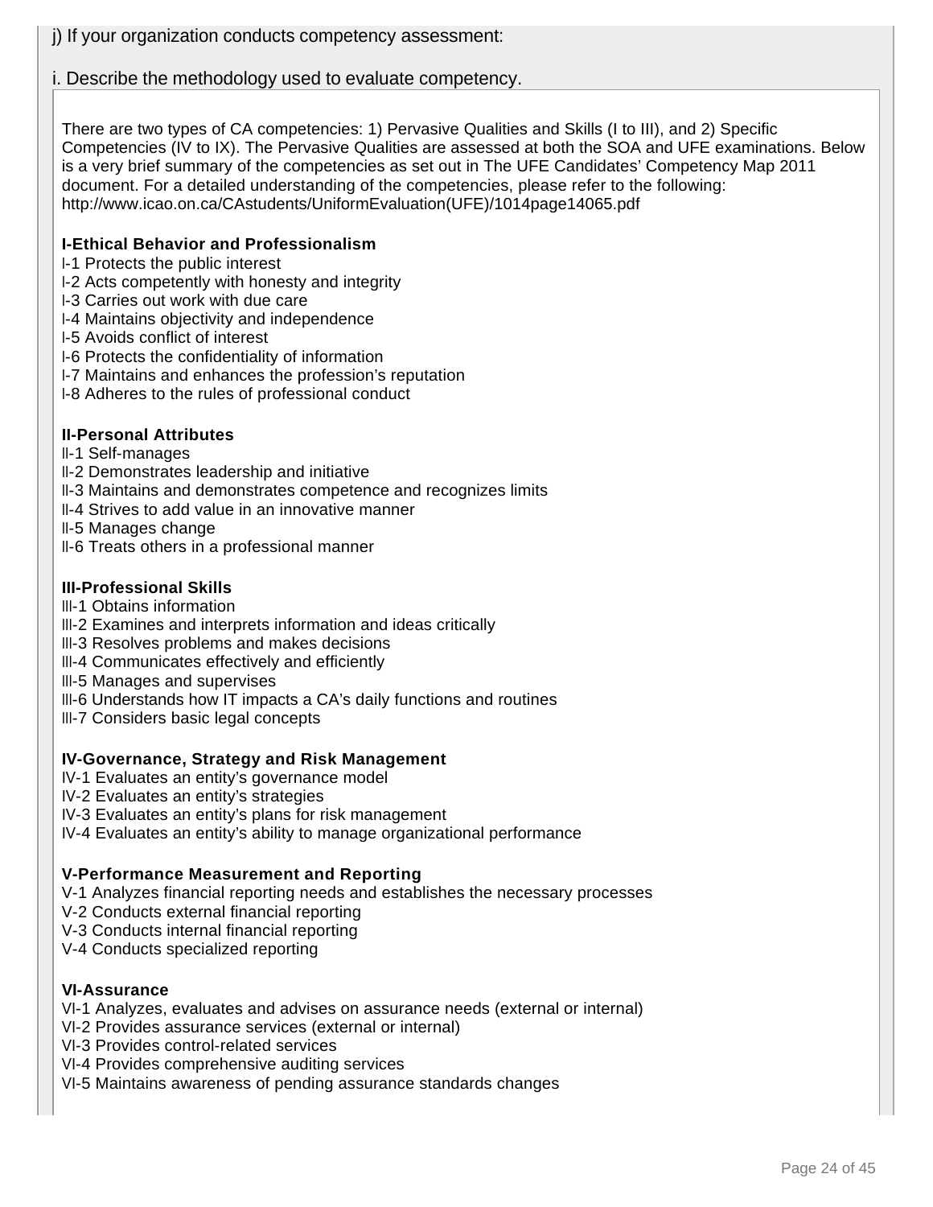j) If your organization conducts competency assessment:

i. Describe the methodology used to evaluate competency.

There are two types of CA competencies: 1) Pervasive Qualities and Skills (I to III), and 2) Specific Competencies (IV to IX). The Pervasive Qualities are assessed at both the SOA and UFE examinations. Below is a very brief summary of the competencies as set out in The UFE Candidates' Competency Map 2011 document. For a detailed understanding of the competencies, please refer to the following: http://www.icao.on.ca/CAstudents/UniformEvaluation(UFE)/1014page14065.pdf

**I-Ethical Behavior and Professionalism**
I-1 Protects the public interest
I-2 Acts competently with honesty and integrity
I-3 Carries out work with due care
I-4 Maintains objectivity and independence
I-5 Avoids conflict of interest
I-6 Protects the confidentiality of information
I-7 Maintains and enhances the profession's reputation
I-8 Adheres to the rules of professional conduct

**II-Personal Attributes**
II-1 Self-manages
II-2 Demonstrates leadership and initiative
II-3 Maintains and demonstrates competence and recognizes limits
II-4 Strives to add value in an innovative manner
II-5 Manages change
II-6 Treats others in a professional manner

**III-Professional Skills**
III-1 Obtains information
III-2 Examines and interprets information and ideas critically
III-3 Resolves problems and makes decisions
III-4 Communicates effectively and efficiently
III-5 Manages and supervises
III-6 Understands how IT impacts a CA's daily functions and routines
III-7 Considers basic legal concepts

**IV-Governance, Strategy and Risk Management**
IV-1 Evaluates an entity's governance model
IV-2 Evaluates an entity's strategies
IV-3 Evaluates an entity's plans for risk management
IV-4 Evaluates an entity's ability to manage organizational performance

**V-Performance Measurement and Reporting**
V-1 Analyzes financial reporting needs and establishes the necessary processes
V-2 Conducts external financial reporting
V-3 Conducts internal financial reporting
V-4 Conducts specialized reporting

**VI-Assurance**
VI-1 Analyzes, evaluates and advises on assurance needs (external or internal)
VI-2 Provides assurance services (external or internal)
VI-3 Provides control-related services
VI-4 Provides comprehensive auditing services
VI-5 Maintains awareness of pending assurance standards changes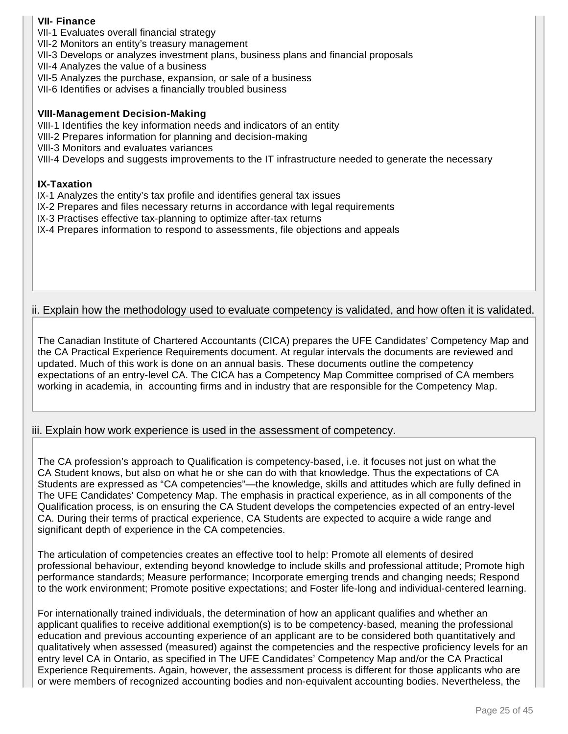**VII- Finance**

VII-1 Evaluates overall financial strategy
VII-2 Monitors an entity's treasury management
VII-3 Develops or analyzes investment plans, business plans and financial proposals
VII-4 Analyzes the value of a business
VII-5 Analyzes the purchase, expansion, or sale of a business
VII-6 Identifies or advises a financially troubled business

**VIII-Management Decision-Making**

VIII-1 Identifies the key information needs and indicators of an entity
VIII-2 Prepares information for planning and decision-making
VIII-3 Monitors and evaluates variances
VIII-4 Develops and suggests improvements to the IT infrastructure needed to generate the necessary

**IX-Taxation**

IX-1 Analyzes the entity's tax profile and identifies general tax issues
IX-2 Prepares and files necessary returns in accordance with legal requirements
IX-3 Practises effective tax-planning to optimize after-tax returns
IX-4 Prepares information to respond to assessments, file objections and appeals

## ii. Explain how the methodology used to evaluate competency is validated, and how often it is validated.

The Canadian Institute of Chartered Accountants (CICA) prepares the UFE Candidates' Competency Map and the CA Practical Experience Requirements document. At regular intervals the documents are reviewed and updated. Much of this work is done on an annual basis. These documents outline the competency expectations of an entry-level CA. The CICA has a Competency Map Committee comprised of CA members working in academia, in accounting firms and in industry that are responsible for the Competency Map.

## iii. Explain how work experience is used in the assessment of competency.

The CA profession's approach to Qualification is competency-based, i.e. it focuses not just on what the CA Student knows, but also on what he or she can do with that knowledge. Thus the expectations of CA Students are expressed as "CA competencies"—the knowledge, skills and attitudes which are fully defined in The UFE Candidates' Competency Map. The emphasis in practical experience, as in all components of the Qualification process, is on ensuring the CA Student develops the competencies expected of an entry-level CA. During their terms of practical experience, CA Students are expected to acquire a wide range and significant depth of experience in the CA competencies.

The articulation of competencies creates an effective tool to help: Promote all elements of desired professional behaviour, extending beyond knowledge to include skills and professional attitude; Promote high performance standards; Measure performance; Incorporate emerging trends and changing needs; Respond to the work environment; Promote positive expectations; and Foster life-long and individual-centered learning.

For internationally trained individuals, the determination of how an applicant qualifies and whether an applicant qualifies to receive additional exemption(s) is to be competency-based, meaning the professional education and previous accounting experience of an applicant are to be considered both quantitatively and qualitatively when assessed (measured) against the competencies and the respective proficiency levels for an entry level CA in Ontario, as specified in The UFE Candidates' Competency Map and/or the CA Practical Experience Requirements. Again, however, the assessment process is different for those applicants who are or were members of recognized accounting bodies and non-equivalent accounting bodies. Nevertheless, the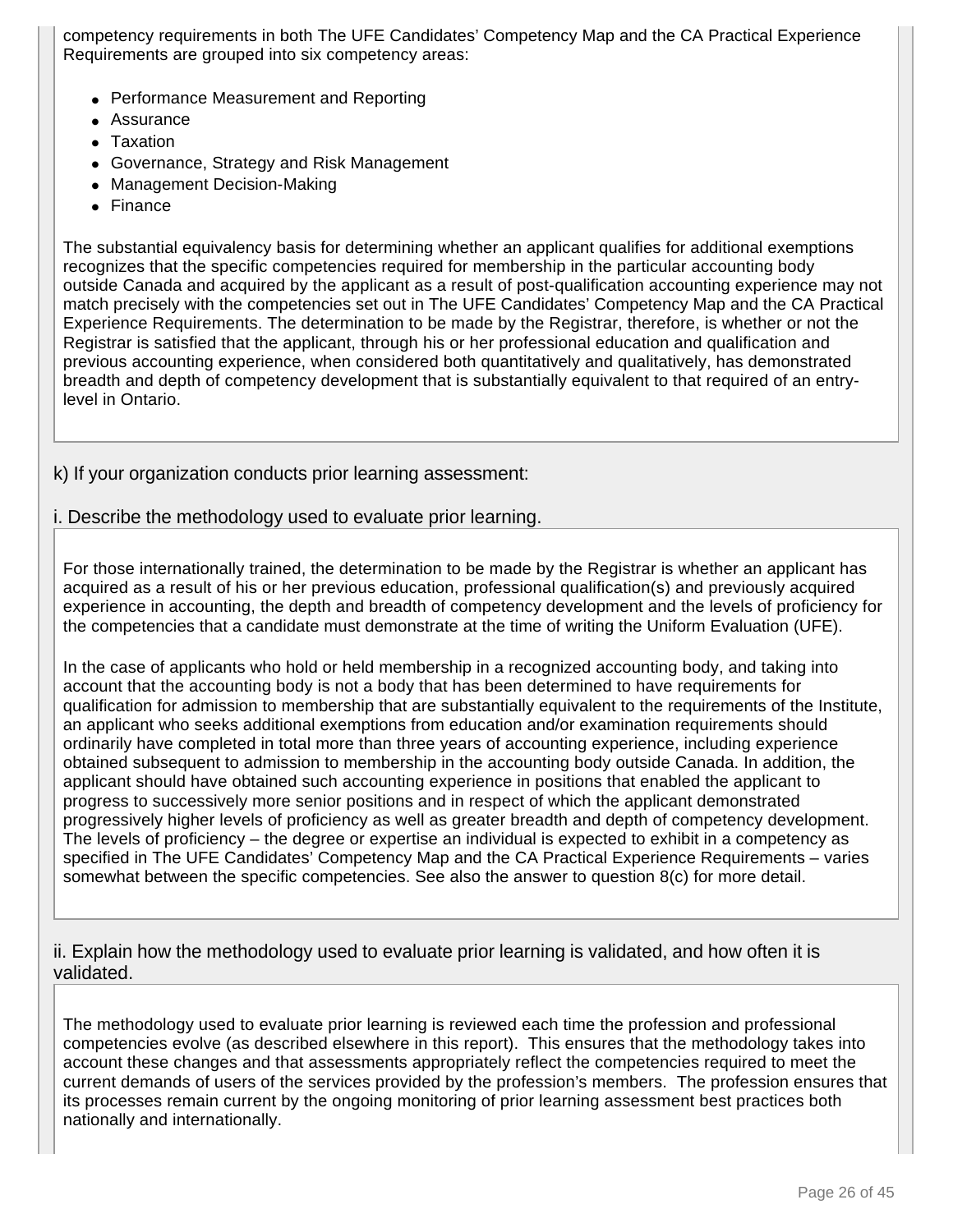competency requirements in both The UFE Candidates' Competency Map and the CA Practical Experience Requirements are grouped into six competency areas:

- Performance Measurement and Reporting
- Assurance
- Taxation
- Governance, Strategy and Risk Management
- Management Decision-Making
- Finance

The substantial equivalency basis for determining whether an applicant qualifies for additional exemptions recognizes that the specific competencies required for membership in the particular accounting body outside Canada and acquired by the applicant as a result of post-qualification accounting experience may not match precisely with the competencies set out in The UFE Candidates' Competency Map and the CA Practical Experience Requirements. The determination to be made by the Registrar, therefore, is whether or not the Registrar is satisfied that the applicant, through his or her professional education and qualification and previous accounting experience, when considered both quantitatively and qualitatively, has demonstrated breadth and depth of competency development that is substantially equivalent to that required of an entry-level in Ontario.

k) If your organization conducts prior learning assessment:

i. Describe the methodology used to evaluate prior learning.

For those internationally trained, the determination to be made by the Registrar is whether an applicant has acquired as a result of his or her previous education, professional qualification(s) and previously acquired experience in accounting, the depth and breadth of competency development and the levels of proficiency for the competencies that a candidate must demonstrate at the time of writing the Uniform Evaluation (UFE).

In the case of applicants who hold or held membership in a recognized accounting body, and taking into account that the accounting body is not a body that has been determined to have requirements for qualification for admission to membership that are substantially equivalent to the requirements of the Institute, an applicant who seeks additional exemptions from education and/or examination requirements should ordinarily have completed in total more than three years of accounting experience, including experience obtained subsequent to admission to membership in the accounting body outside Canada. In addition, the applicant should have obtained such accounting experience in positions that enabled the applicant to progress to successively more senior positions and in respect of which the applicant demonstrated progressively higher levels of proficiency as well as greater breadth and depth of competency development. The levels of proficiency – the degree or expertise an individual is expected to exhibit in a competency as specified in The UFE Candidates' Competency Map and the CA Practical Experience Requirements – varies somewhat between the specific competencies. See also the answer to question 8(c) for more detail.

ii. Explain how the methodology used to evaluate prior learning is validated, and how often it is validated.

The methodology used to evaluate prior learning is reviewed each time the profession and professional competencies evolve (as described elsewhere in this report). This ensures that the methodology takes into account these changes and that assessments appropriately reflect the competencies required to meet the current demands of users of the services provided by the profession's members. The profession ensures that its processes remain current by the ongoing monitoring of prior learning assessment best practices both nationally and internationally.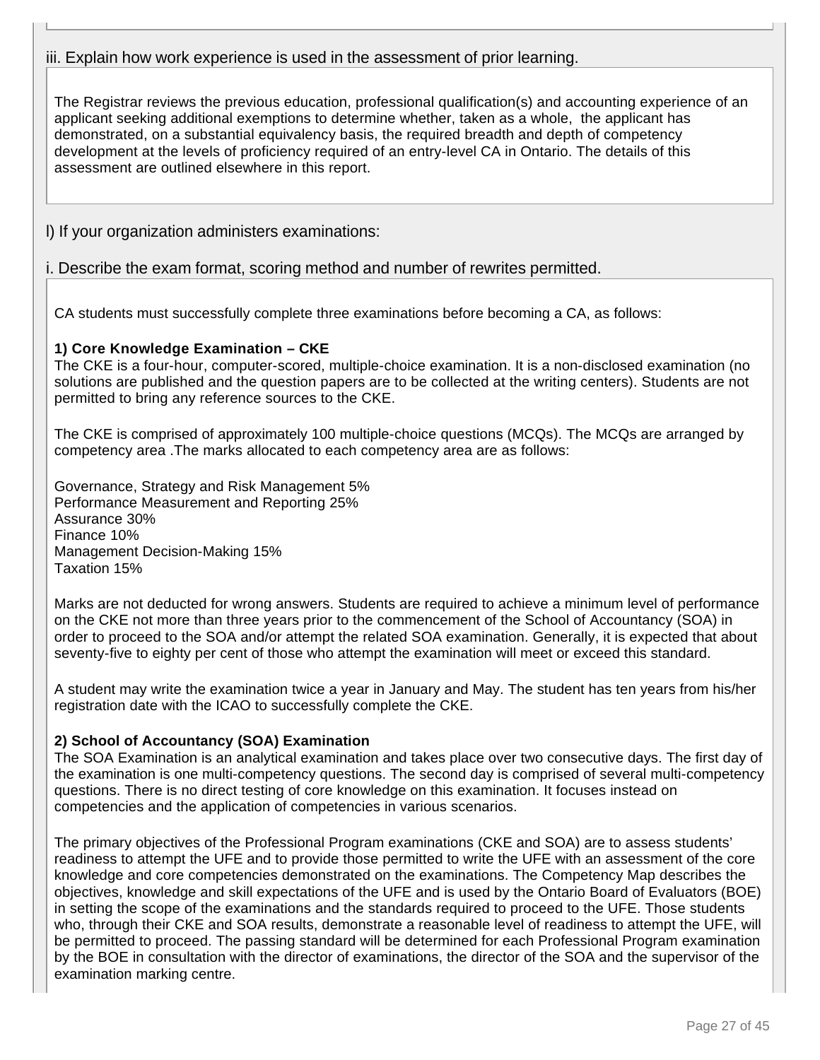iii. Explain how work experience is used in the assessment of prior learning.

The Registrar reviews the previous education, professional qualification(s) and accounting experience of an applicant seeking additional exemptions to determine whether, taken as a whole, the applicant has demonstrated, on a substantial equivalency basis, the required breadth and depth of competency development at the levels of proficiency required of an entry-level CA in Ontario. The details of this assessment are outlined elsewhere in this report.

l) If your organization administers examinations:

i. Describe the exam format, scoring method and number of rewrites permitted.

CA students must successfully complete three examinations before becoming a CA, as follows:

**1) Core Knowledge Examination – CKE**
The CKE is a four-hour, computer-scored, multiple-choice examination. It is a non-disclosed examination (no solutions are published and the question papers are to be collected at the writing centers). Students are not permitted to bring any reference sources to the CKE.

The CKE is comprised of approximately 100 multiple-choice questions (MCQs). The MCQs are arranged by competency area .The marks allocated to each competency area are as follows:

Governance, Strategy and Risk Management 5%
Performance Measurement and Reporting 25%
Assurance 30%
Finance 10%
Management Decision-Making 15%
Taxation 15%

Marks are not deducted for wrong answers. Students are required to achieve a minimum level of performance on the CKE not more than three years prior to the commencement of the School of Accountancy (SOA) in order to proceed to the SOA and/or attempt the related SOA examination. Generally, it is expected that about seventy-five to eighty per cent of those who attempt the examination will meet or exceed this standard.

A student may write the examination twice a year in January and May. The student has ten years from his/her registration date with the ICAO to successfully complete the CKE.

**2) School of Accountancy (SOA) Examination**
The SOA Examination is an analytical examination and takes place over two consecutive days. The first day of the examination is one multi-competency questions. The second day is comprised of several multi-competency questions. There is no direct testing of core knowledge on this examination. It focuses instead on competencies and the application of competencies in various scenarios.

The primary objectives of the Professional Program examinations (CKE and SOA) are to assess students' readiness to attempt the UFE and to provide those permitted to write the UFE with an assessment of the core knowledge and core competencies demonstrated on the examinations. The Competency Map describes the objectives, knowledge and skill expectations of the UFE and is used by the Ontario Board of Evaluators (BOE) in setting the scope of the examinations and the standards required to proceed to the UFE. Those students who, through their CKE and SOA results, demonstrate a reasonable level of readiness to attempt the UFE, will be permitted to proceed. The passing standard will be determined for each Professional Program examination by the BOE in consultation with the director of examinations, the director of the SOA and the supervisor of the examination marking centre.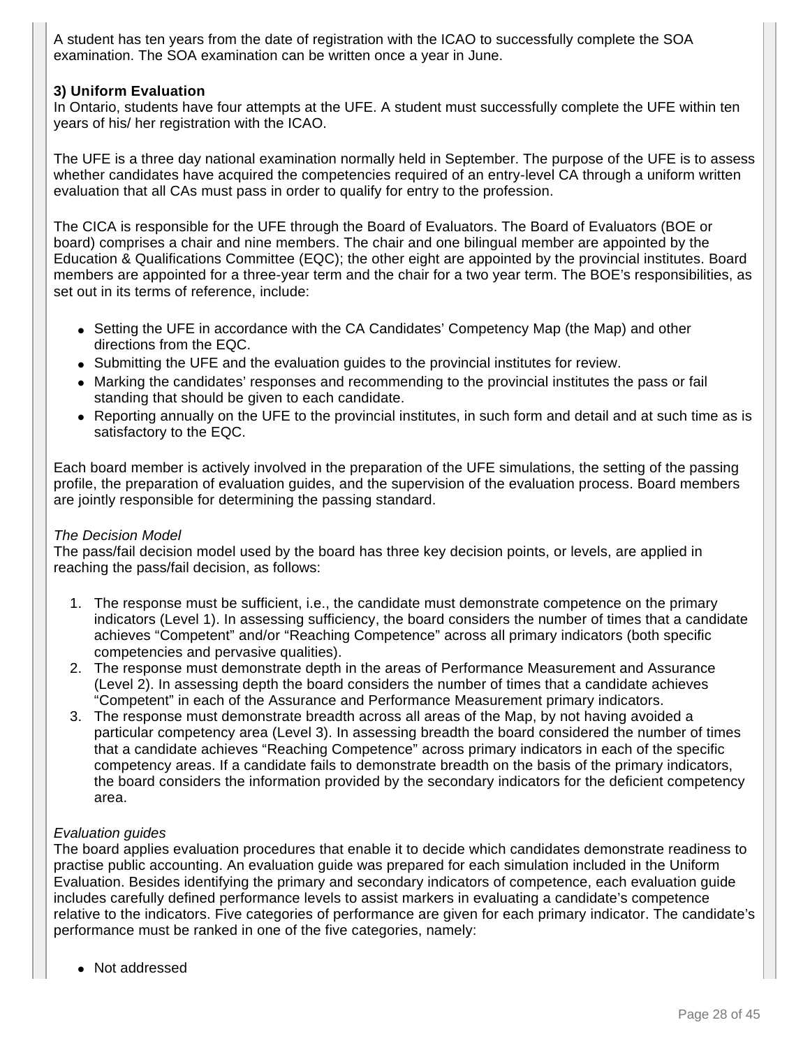A student has ten years from the date of registration with the ICAO to successfully complete the SOA examination. The SOA examination can be written once a year in June.

**3) Uniform Evaluation**

In Ontario, students have four attempts at the UFE. A student must successfully complete the UFE within ten years of his/ her registration with the ICAO.

The UFE is a three day national examination normally held in September. The purpose of the UFE is to assess whether candidates have acquired the competencies required of an entry-level CA through a uniform written evaluation that all CAs must pass in order to qualify for entry to the profession.

The CICA is responsible for the UFE through the Board of Evaluators. The Board of Evaluators (BOE or board) comprises a chair and nine members. The chair and one bilingual member are appointed by the Education & Qualifications Committee (EQC); the other eight are appointed by the provincial institutes. Board members are appointed for a three-year term and the chair for a two year term. The BOE's responsibilities, as set out in its terms of reference, include:

- Setting the UFE in accordance with the CA Candidates' Competency Map (the Map) and other directions from the EQC.
- Submitting the UFE and the evaluation guides to the provincial institutes for review.
- Marking the candidates' responses and recommending to the provincial institutes the pass or fail standing that should be given to each candidate.
- Reporting annually on the UFE to the provincial institutes, in such form and detail and at such time as is satisfactory to the EQC.

Each board member is actively involved in the preparation of the UFE simulations, the setting of the passing profile, the preparation of evaluation guides, and the supervision of the evaluation process. Board members are jointly responsible for determining the passing standard.

*The Decision Model*

The pass/fail decision model used by the board has three key decision points, or levels, are applied in reaching the pass/fail decision, as follows:

1. The response must be sufficient, i.e., the candidate must demonstrate competence on the primary indicators (Level 1). In assessing sufficiency, the board considers the number of times that a candidate achieves "Competent" and/or "Reaching Competence" across all primary indicators (both specific competencies and pervasive qualities).
2. The response must demonstrate depth in the areas of Performance Measurement and Assurance (Level 2). In assessing depth the board considers the number of times that a candidate achieves "Competent" in each of the Assurance and Performance Measurement primary indicators.
3. The response must demonstrate breadth across all areas of the Map, by not having avoided a particular competency area (Level 3). In assessing breadth the board considered the number of times that a candidate achieves "Reaching Competence" across primary indicators in each of the specific competency areas. If a candidate fails to demonstrate breadth on the basis of the primary indicators, the board considers the information provided by the secondary indicators for the deficient competency area.

*Evaluation guides*

The board applies evaluation procedures that enable it to decide which candidates demonstrate readiness to practise public accounting. An evaluation guide was prepared for each simulation included in the Uniform Evaluation. Besides identifying the primary and secondary indicators of competence, each evaluation guide includes carefully defined performance levels to assist markers in evaluating a candidate's competence relative to the indicators. Five categories of performance are given for each primary indicator. The candidate's performance must be ranked in one of the five categories, namely:

- Not addressed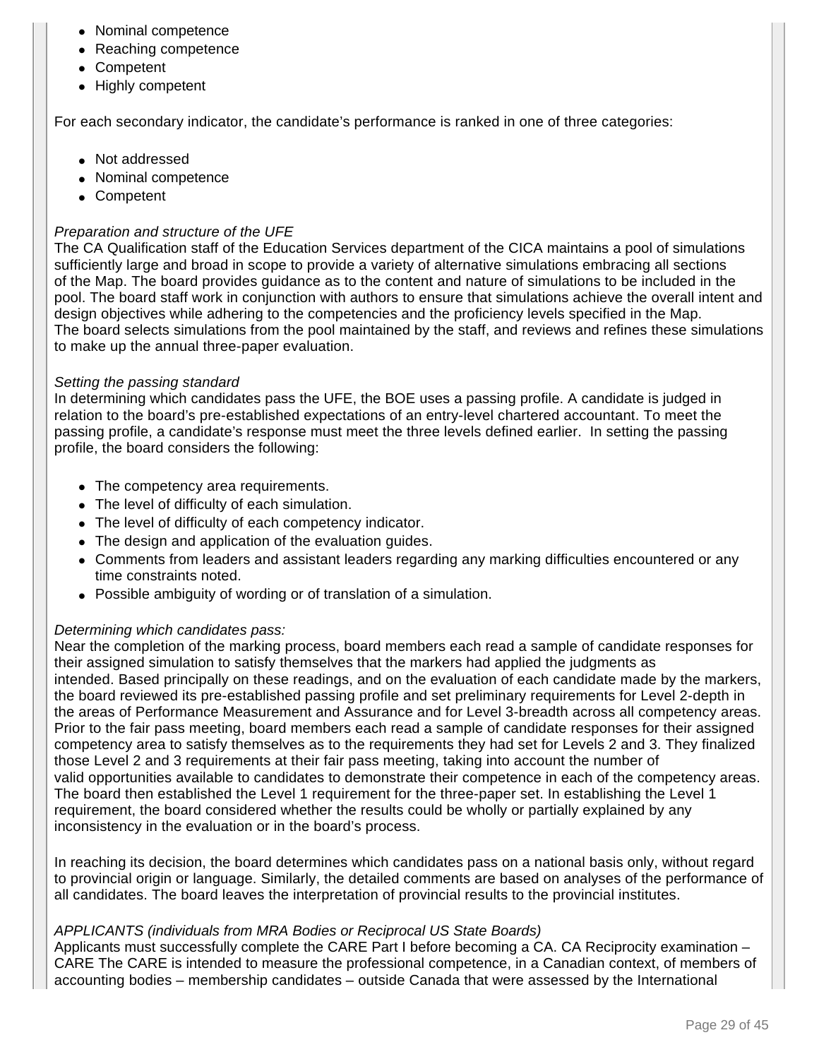- Nominal competence
- Reaching competence
- Competent
- Highly competent

For each secondary indicator, the candidate's performance is ranked in one of three categories:

- Not addressed
- Nominal competence
- Competent

*Preparation and structure of the UFE*

The CA Qualification staff of the Education Services department of the CICA maintains a pool of simulations sufficiently large and broad in scope to provide a variety of alternative simulations embracing all sections of the Map. The board provides guidance as to the content and nature of simulations to be included in the pool. The board staff work in conjunction with authors to ensure that simulations achieve the overall intent and design objectives while adhering to the competencies and the proficiency levels specified in the Map. The board selects simulations from the pool maintained by the staff, and reviews and refines these simulations to make up the annual three-paper evaluation.

*Setting the passing standard*

In determining which candidates pass the UFE, the BOE uses a passing profile. A candidate is judged in relation to the board's pre-established expectations of an entry-level chartered accountant. To meet the passing profile, a candidate's response must meet the three levels defined earlier. In setting the passing profile, the board considers the following:

- The competency area requirements.
- The level of difficulty of each simulation.
- The level of difficulty of each competency indicator.
- The design and application of the evaluation guides.
- Comments from leaders and assistant leaders regarding any marking difficulties encountered or any time constraints noted.
- Possible ambiguity of wording or of translation of a simulation.

*Determining which candidates pass:*

Near the completion of the marking process, board members each read a sample of candidate responses for their assigned simulation to satisfy themselves that the markers had applied the judgments as intended. Based principally on these readings, and on the evaluation of each candidate made by the markers, the board reviewed its pre-established passing profile and set preliminary requirements for Level 2-depth in the areas of Performance Measurement and Assurance and for Level 3-breadth across all competency areas. Prior to the fair pass meeting, board members each read a sample of candidate responses for their assigned competency area to satisfy themselves as to the requirements they had set for Levels 2 and 3. They finalized those Level 2 and 3 requirements at their fair pass meeting, taking into account the number of valid opportunities available to candidates to demonstrate their competence in each of the competency areas. The board then established the Level 1 requirement for the three-paper set. In establishing the Level 1 requirement, the board considered whether the results could be wholly or partially explained by any inconsistency in the evaluation or in the board's process.

In reaching its decision, the board determines which candidates pass on a national basis only, without regard to provincial origin or language. Similarly, the detailed comments are based on analyses of the performance of all candidates. The board leaves the interpretation of provincial results to the provincial institutes.

*APPLICANTS (individuals from MRA Bodies or Reciprocal US State Boards)*

Applicants must successfully complete the CARE Part I before becoming a CA. CA Reciprocity examination – CARE The CARE is intended to measure the professional competence, in a Canadian context, of members of accounting bodies – membership candidates – outside Canada that were assessed by the International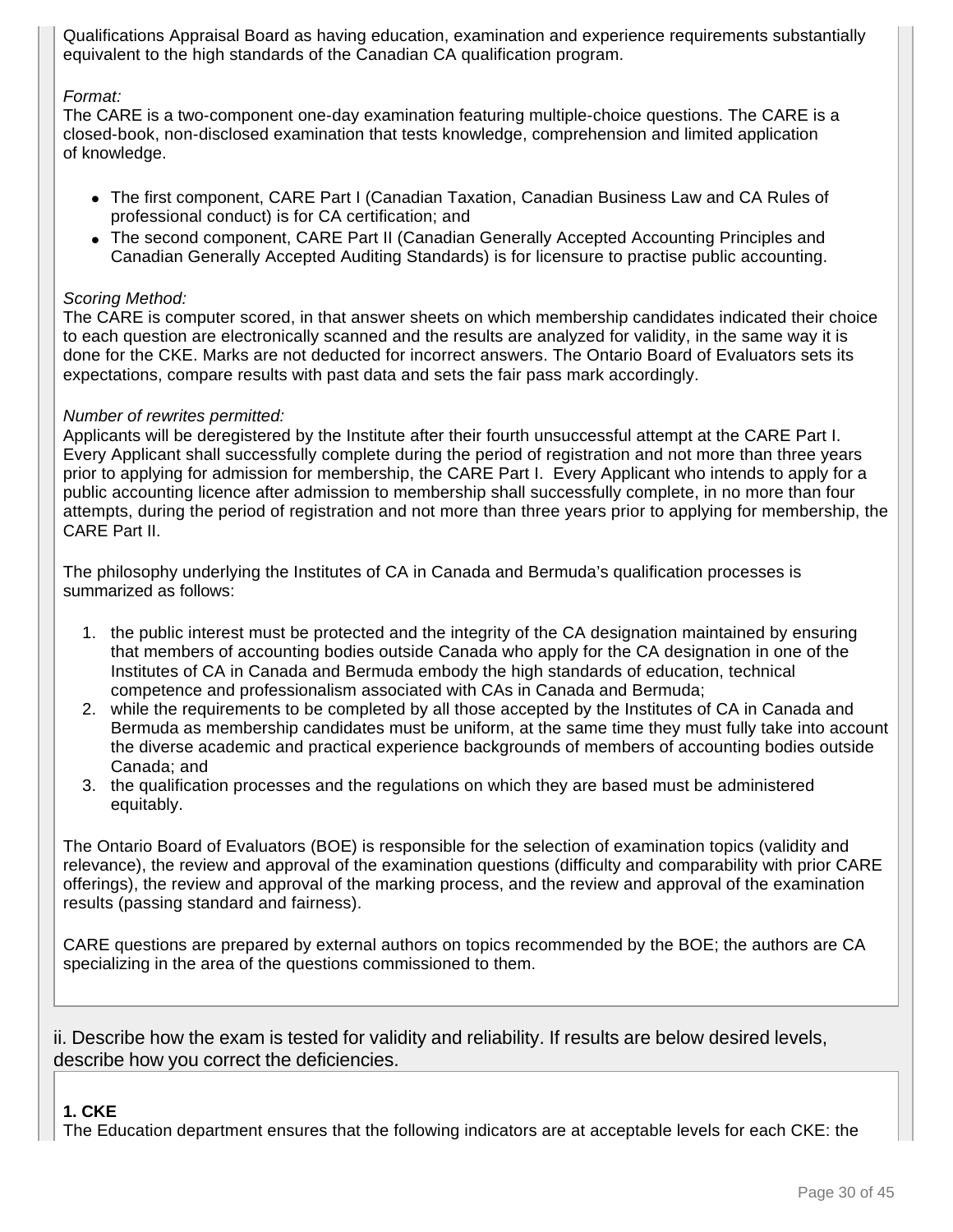Qualifications Appraisal Board as having education, examination and experience requirements substantially equivalent to the high standards of the Canadian CA qualification program.

*Format:*
The CARE is a two-component one-day examination featuring multiple-choice questions. The CARE is a closed-book, non-disclosed examination that tests knowledge, comprehension and limited application of knowledge.

- The first component, CARE Part I (Canadian Taxation, Canadian Business Law and CA Rules of professional conduct) is for CA certification; and
- The second component, CARE Part II (Canadian Generally Accepted Accounting Principles and Canadian Generally Accepted Auditing Standards) is for licensure to practise public accounting.

*Scoring Method:*
The CARE is computer scored, in that answer sheets on which membership candidates indicated their choice to each question are electronically scanned and the results are analyzed for validity, in the same way it is done for the CKE. Marks are not deducted for incorrect answers. The Ontario Board of Evaluators sets its expectations, compare results with past data and sets the fair pass mark accordingly.

*Number of rewrites permitted:*
Applicants will be deregistered by the Institute after their fourth unsuccessful attempt at the CARE Part I. Every Applicant shall successfully complete during the period of registration and not more than three years prior to applying for admission for membership, the CARE Part I. Every Applicant who intends to apply for a public accounting licence after admission to membership shall successfully complete, in no more than four attempts, during the period of registration and not more than three years prior to applying for membership, the CARE Part II.

The philosophy underlying the Institutes of CA in Canada and Bermuda's qualification processes is summarized as follows:

1. the public interest must be protected and the integrity of the CA designation maintained by ensuring that members of accounting bodies outside Canada who apply for the CA designation in one of the Institutes of CA in Canada and Bermuda embody the high standards of education, technical competence and professionalism associated with CAs in Canada and Bermuda;
2. while the requirements to be completed by all those accepted by the Institutes of CA in Canada and Bermuda as membership candidates must be uniform, at the same time they must fully take into account the diverse academic and practical experience backgrounds of members of accounting bodies outside Canada; and
3. the qualification processes and the regulations on which they are based must be administered equitably.

The Ontario Board of Evaluators (BOE) is responsible for the selection of examination topics (validity and relevance), the review and approval of the examination questions (difficulty and comparability with prior CARE offerings), the review and approval of the marking process, and the review and approval of the examination results (passing standard and fairness).

CARE questions are prepared by external authors on topics recommended by the BOE; the authors are CA specializing in the area of the questions commissioned to them.

## ii. Describe how the exam is tested for validity and reliability. If results are below desired levels, describe how you correct the deficiencies.

**1. CKE**
The Education department ensures that the following indicators are at acceptable levels for each CKE: the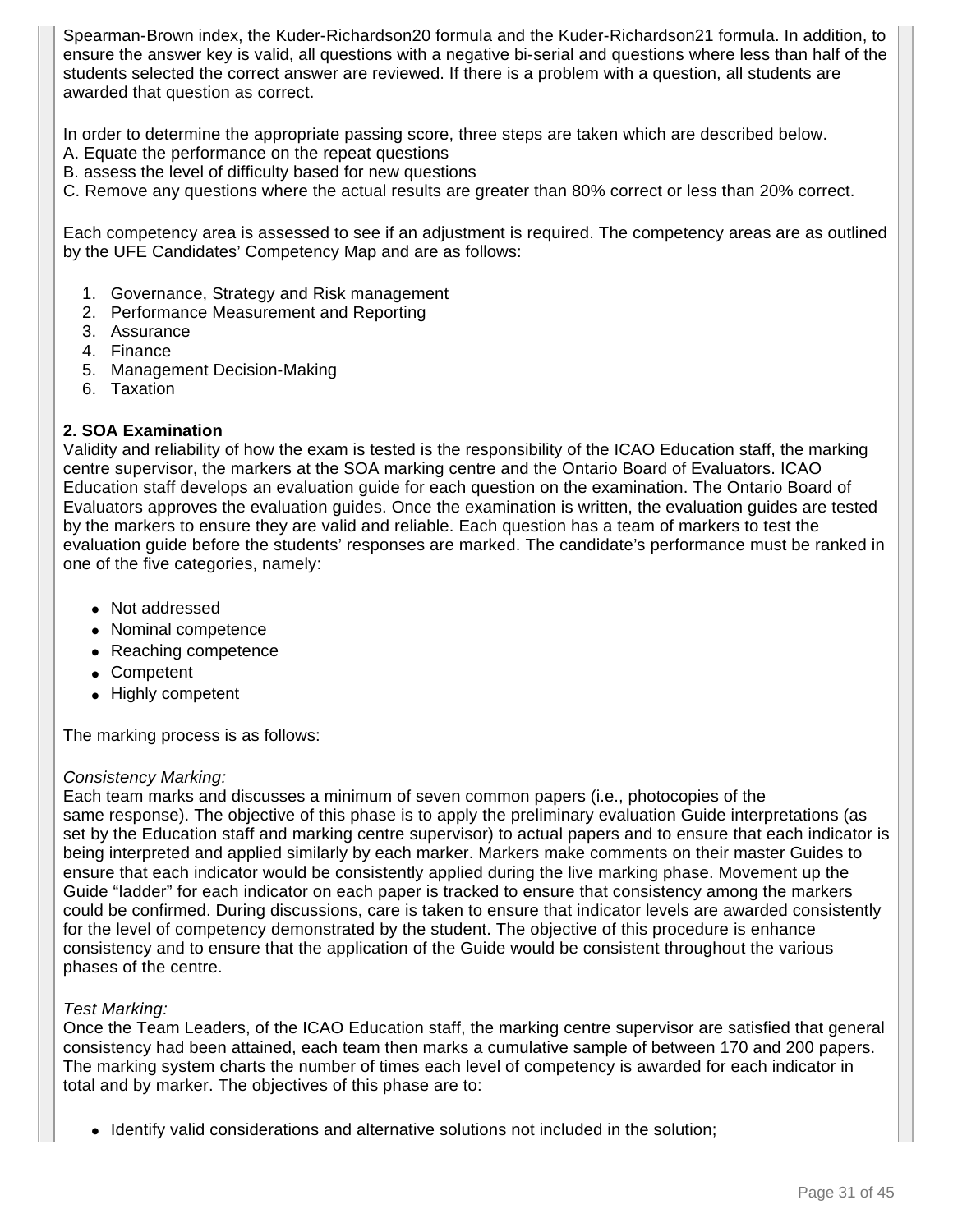Spearman-Brown index, the Kuder-Richardson20 formula and the Kuder-Richardson21 formula. In addition, to ensure the answer key is valid, all questions with a negative bi-serial and questions where less than half of the students selected the correct answer are reviewed. If there is a problem with a question, all students are awarded that question as correct.

In order to determine the appropriate passing score, three steps are taken which are described below.
A. Equate the performance on the repeat questions
B. assess the level of difficulty based for new questions
C. Remove any questions where the actual results are greater than 80% correct or less than 20% correct.

Each competency area is assessed to see if an adjustment is required. The competency areas are as outlined by the UFE Candidates' Competency Map and are as follows:

1. Governance, Strategy and Risk management
2. Performance Measurement and Reporting
3. Assurance
4. Finance
5. Management Decision-Making
6. Taxation

**2. SOA Examination**
Validity and reliability of how the exam is tested is the responsibility of the ICAO Education staff, the marking centre supervisor, the markers at the SOA marking centre and the Ontario Board of Evaluators. ICAO Education staff develops an evaluation guide for each question on the examination. The Ontario Board of Evaluators approves the evaluation guides. Once the examination is written, the evaluation guides are tested by the markers to ensure they are valid and reliable. Each question has a team of markers to test the evaluation guide before the students' responses are marked. The candidate's performance must be ranked in one of the five categories, namely:

- Not addressed
- Nominal competence
- Reaching competence
- Competent
- Highly competent

The marking process is as follows:

*Consistency Marking:*
Each team marks and discusses a minimum of seven common papers (i.e., photocopies of the same response). The objective of this phase is to apply the preliminary evaluation Guide interpretations (as set by the Education staff and marking centre supervisor) to actual papers and to ensure that each indicator is being interpreted and applied similarly by each marker. Markers make comments on their master Guides to ensure that each indicator would be consistently applied during the live marking phase. Movement up the Guide "ladder" for each indicator on each paper is tracked to ensure that consistency among the markers could be confirmed. During discussions, care is taken to ensure that indicator levels are awarded consistently for the level of competency demonstrated by the student. The objective of this procedure is enhance consistency and to ensure that the application of the Guide would be consistent throughout the various phases of the centre.

*Test Marking:*
Once the Team Leaders, of the ICAO Education staff, the marking centre supervisor are satisfied that general consistency had been attained, each team then marks a cumulative sample of between 170 and 200 papers. The marking system charts the number of times each level of competency is awarded for each indicator in total and by marker. The objectives of this phase are to:

- Identify valid considerations and alternative solutions not included in the solution;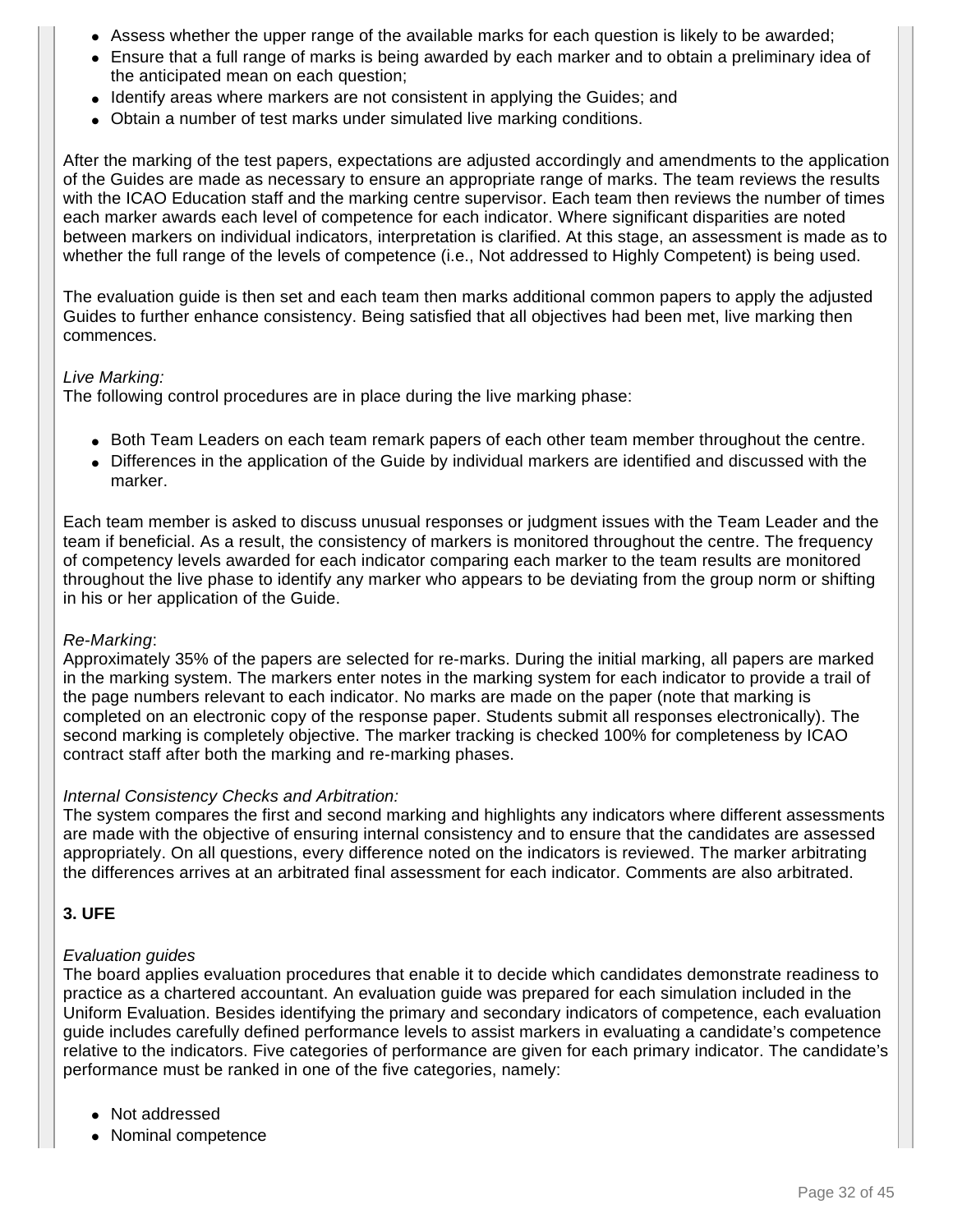- Assess whether the upper range of the available marks for each question is likely to be awarded;
- Ensure that a full range of marks is being awarded by each marker and to obtain a preliminary idea of the anticipated mean on each question;
- Identify areas where markers are not consistent in applying the Guides; and
- Obtain a number of test marks under simulated live marking conditions.

After the marking of the test papers, expectations are adjusted accordingly and amendments to the application of the Guides are made as necessary to ensure an appropriate range of marks. The team reviews the results with the ICAO Education staff and the marking centre supervisor. Each team then reviews the number of times each marker awards each level of competence for each indicator. Where significant disparities are noted between markers on individual indicators, interpretation is clarified. At this stage, an assessment is made as to whether the full range of the levels of competence (i.e., Not addressed to Highly Competent) is being used.

The evaluation guide is then set and each team then marks additional common papers to apply the adjusted Guides to further enhance consistency. Being satisfied that all objectives had been met, live marking then commences.

*Live Marking:*
The following control procedures are in place during the live marking phase:

- Both Team Leaders on each team remark papers of each other team member throughout the centre.
- Differences in the application of the Guide by individual markers are identified and discussed with the marker.

Each team member is asked to discuss unusual responses or judgment issues with the Team Leader and the team if beneficial. As a result, the consistency of markers is monitored throughout the centre. The frequency of competency levels awarded for each indicator comparing each marker to the team results are monitored throughout the live phase to identify any marker who appears to be deviating from the group norm or shifting in his or her application of the Guide.

*Re-Marking*:
Approximately 35% of the papers are selected for re-marks. During the initial marking, all papers are marked in the marking system. The markers enter notes in the marking system for each indicator to provide a trail of the page numbers relevant to each indicator. No marks are made on the paper (note that marking is completed on an electronic copy of the response paper. Students submit all responses electronically). The second marking is completely objective. The marker tracking is checked 100% for completeness by ICAO contract staff after both the marking and re-marking phases.

*Internal Consistency Checks and Arbitration:*
The system compares the first and second marking and highlights any indicators where different assessments are made with the objective of ensuring internal consistency and to ensure that the candidates are assessed appropriately. On all questions, every difference noted on the indicators is reviewed. The marker arbitrating the differences arrives at an arbitrated final assessment for each indicator. Comments are also arbitrated.

**3. UFE**

*Evaluation guides*
The board applies evaluation procedures that enable it to decide which candidates demonstrate readiness to practice as a chartered accountant. An evaluation guide was prepared for each simulation included in the Uniform Evaluation. Besides identifying the primary and secondary indicators of competence, each evaluation guide includes carefully defined performance levels to assist markers in evaluating a candidate's competence relative to the indicators. Five categories of performance are given for each primary indicator. The candidate's performance must be ranked in one of the five categories, namely:

- Not addressed
- Nominal competence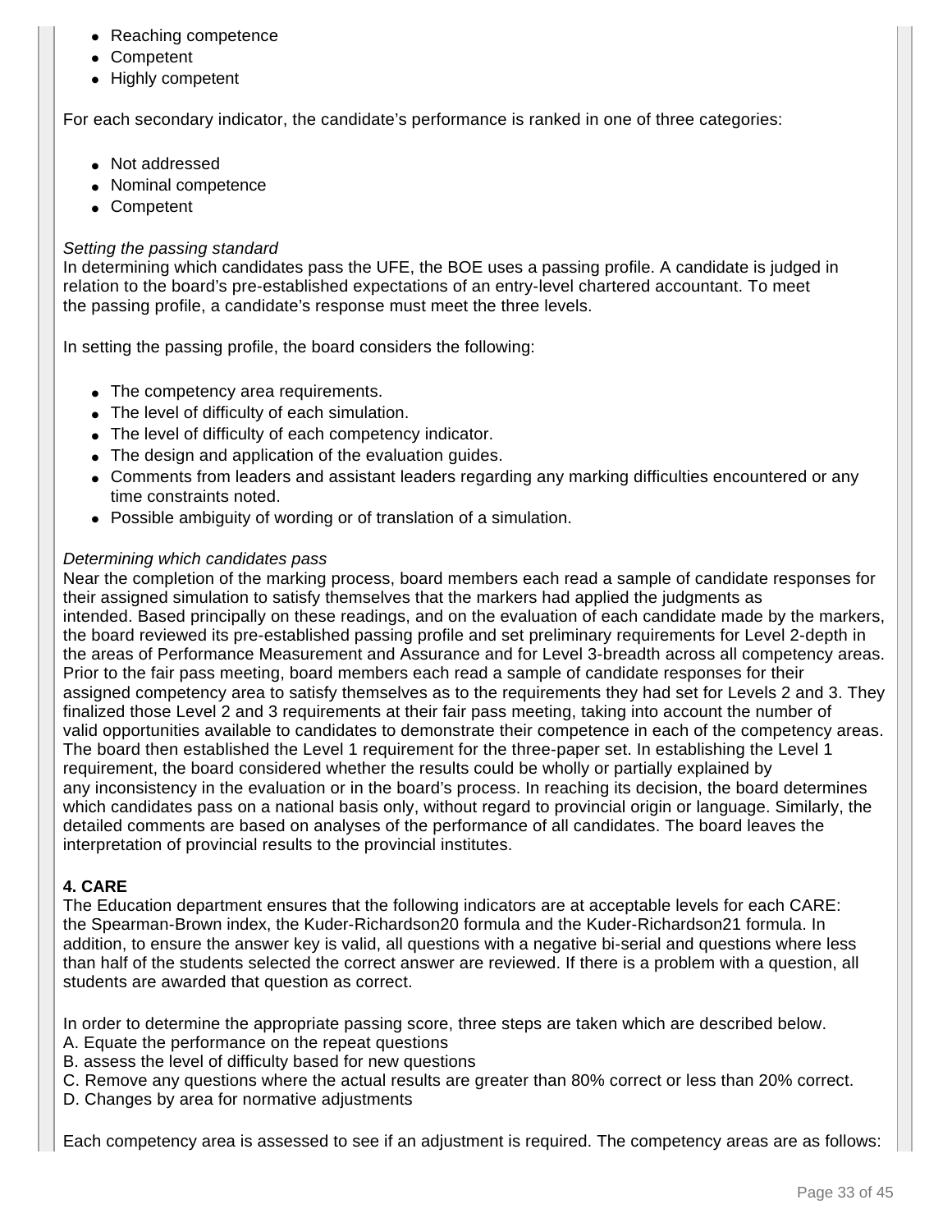- Reaching competence
- Competent
- Highly competent

For each secondary indicator, the candidate's performance is ranked in one of three categories:

- Not addressed
- Nominal competence
- Competent

*Setting the passing standard*
In determining which candidates pass the UFE, the BOE uses a passing profile. A candidate is judged in relation to the board's pre-established expectations of an entry-level chartered accountant. To meet the passing profile, a candidate's response must meet the three levels.

In setting the passing profile, the board considers the following:

- The competency area requirements.
- The level of difficulty of each simulation.
- The level of difficulty of each competency indicator.
- The design and application of the evaluation guides.
- Comments from leaders and assistant leaders regarding any marking difficulties encountered or any time constraints noted.
- Possible ambiguity of wording or of translation of a simulation.

*Determining which candidates pass*
Near the completion of the marking process, board members each read a sample of candidate responses for their assigned simulation to satisfy themselves that the markers had applied the judgments as intended. Based principally on these readings, and on the evaluation of each candidate made by the markers, the board reviewed its pre-established passing profile and set preliminary requirements for Level 2-depth in the areas of Performance Measurement and Assurance and for Level 3-breadth across all competency areas. Prior to the fair pass meeting, board members each read a sample of candidate responses for their assigned competency area to satisfy themselves as to the requirements they had set for Levels 2 and 3. They finalized those Level 2 and 3 requirements at their fair pass meeting, taking into account the number of valid opportunities available to candidates to demonstrate their competence in each of the competency areas. The board then established the Level 1 requirement for the three-paper set. In establishing the Level 1 requirement, the board considered whether the results could be wholly or partially explained by any inconsistency in the evaluation or in the board's process. In reaching its decision, the board determines which candidates pass on a national basis only, without regard to provincial origin or language. Similarly, the detailed comments are based on analyses of the performance of all candidates. The board leaves the interpretation of provincial results to the provincial institutes.

**4. CARE**
The Education department ensures that the following indicators are at acceptable levels for each CARE: the Spearman-Brown index, the Kuder-Richardson20 formula and the Kuder-Richardson21 formula. In addition, to ensure the answer key is valid, all questions with a negative bi-serial and questions where less than half of the students selected the correct answer are reviewed. If there is a problem with a question, all students are awarded that question as correct.

In order to determine the appropriate passing score, three steps are taken which are described below.
A. Equate the performance on the repeat questions
B. assess the level of difficulty based for new questions
C. Remove any questions where the actual results are greater than 80% correct or less than 20% correct.
D. Changes by area for normative adjustments

Each competency area is assessed to see if an adjustment is required. The competency areas are as follows: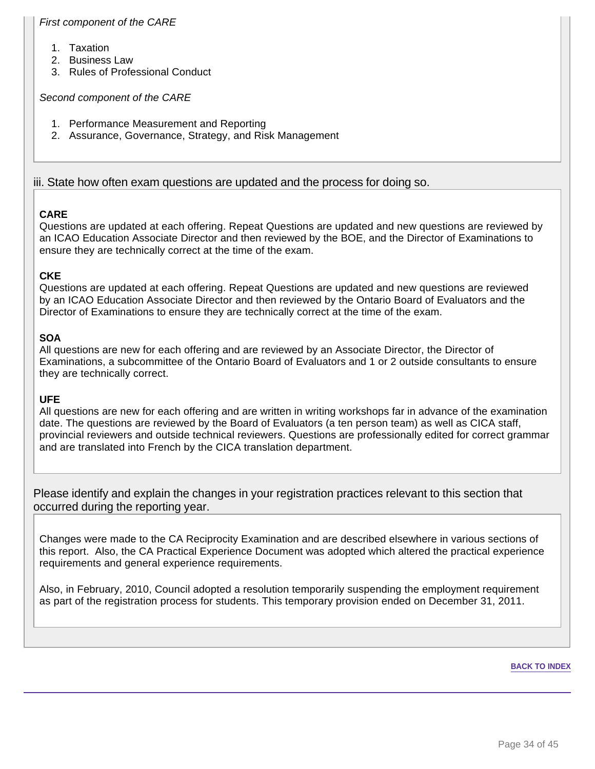*First component of the CARE*

1. Taxation
2. Business Law
3. Rules of Professional Conduct

*Second component of the CARE*

1. Performance Measurement and Reporting
2. Assurance, Governance, Strategy, and Risk Management

iii. State how often exam questions are updated and the process for doing so.

**CARE**
Questions are updated at each offering. Repeat Questions are updated and new questions are reviewed by an ICAO Education Associate Director and then reviewed by the BOE, and the Director of Examinations to ensure they are technically correct at the time of the exam.

**CKE**
Questions are updated at each offering. Repeat Questions are updated and new questions are reviewed by an ICAO Education Associate Director and then reviewed by the Ontario Board of Evaluators and the Director of Examinations to ensure they are technically correct at the time of the exam.

**SOA**
All questions are new for each offering and are reviewed by an Associate Director, the Director of Examinations, a subcommittee of the Ontario Board of Evaluators and 1 or 2 outside consultants to ensure they are technically correct.

**UFE**
All questions are new for each offering and are written in writing workshops far in advance of the examination date. The questions are reviewed by the Board of Evaluators (a ten person team) as well as CICA staff, provincial reviewers and outside technical reviewers. Questions are professionally edited for correct grammar and are translated into French by the CICA translation department.

Please identify and explain the changes in your registration practices relevant to this section that occurred during the reporting year.

Changes were made to the CA Reciprocity Examination and are described elsewhere in various sections of this report. Also, the CA Practical Experience Document was adopted which altered the practical experience requirements and general experience requirements.

Also, in February, 2010, Council adopted a resolution temporarily suspending the employment requirement as part of the registration process for students. This temporary provision ended on December 31, 2011.

BACK TO INDEX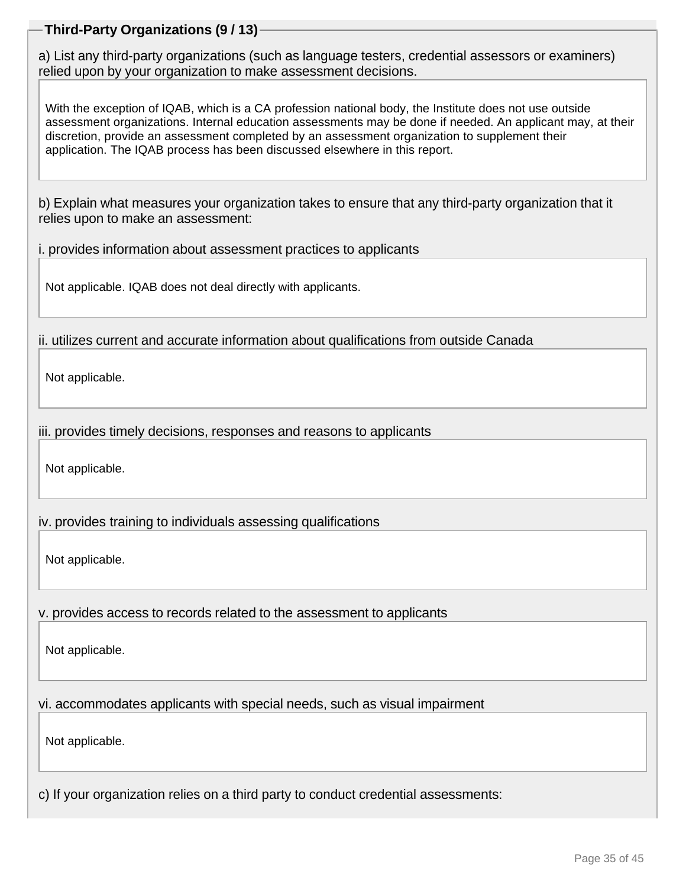## Third-Party Organizations (9 / 13)

a) List any third-party organizations (such as language testers, credential assessors or examiners) relied upon by your organization to make assessment decisions.

With the exception of IQAB, which is a CA profession national body, the Institute does not use outside assessment organizations. Internal education assessments may be done if needed. An applicant may, at their discretion, provide an assessment completed by an assessment organization to supplement their application. The IQAB process has been discussed elsewhere in this report.

b) Explain what measures your organization takes to ensure that any third-party organization that it relies upon to make an assessment:

i. provides information about assessment practices to applicants

Not applicable. IQAB does not deal directly with applicants.

ii. utilizes current and accurate information about qualifications from outside Canada

Not applicable.

iii. provides timely decisions, responses and reasons to applicants

Not applicable.

iv. provides training to individuals assessing qualifications

Not applicable.

v. provides access to records related to the assessment to applicants

Not applicable.

vi. accommodates applicants with special needs, such as visual impairment

Not applicable.

c) If your organization relies on a third party to conduct credential assessments: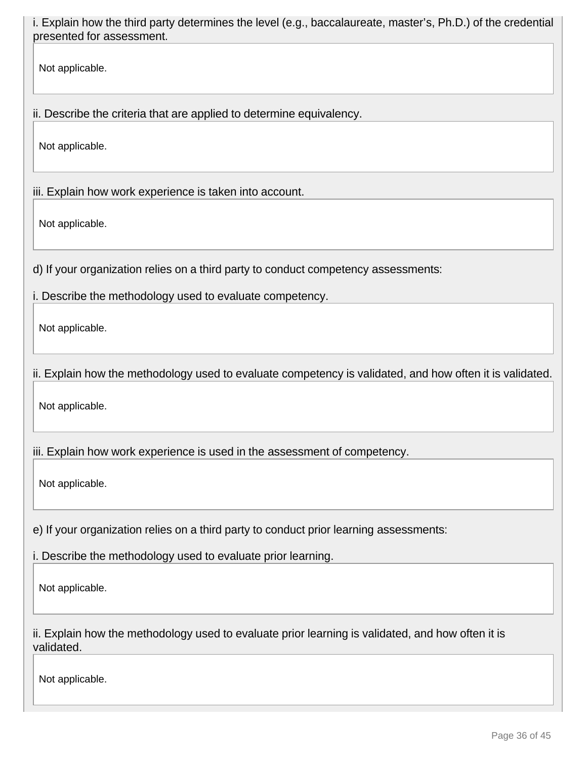i. Explain how the third party determines the level (e.g., baccalaureate, master's, Ph.D.) of the credential presented for assessment.

Not applicable.

ii. Describe the criteria that are applied to determine equivalency.

Not applicable.

iii. Explain how work experience is taken into account.

Not applicable.

d) If your organization relies on a third party to conduct competency assessments:

i. Describe the methodology used to evaluate competency.

Not applicable.

ii. Explain how the methodology used to evaluate competency is validated, and how often it is validated.

Not applicable.

iii. Explain how work experience is used in the assessment of competency.

Not applicable.

e) If your organization relies on a third party to conduct prior learning assessments:

i. Describe the methodology used to evaluate prior learning.

Not applicable.

ii. Explain how the methodology used to evaluate prior learning is validated, and how often it is validated.

Not applicable.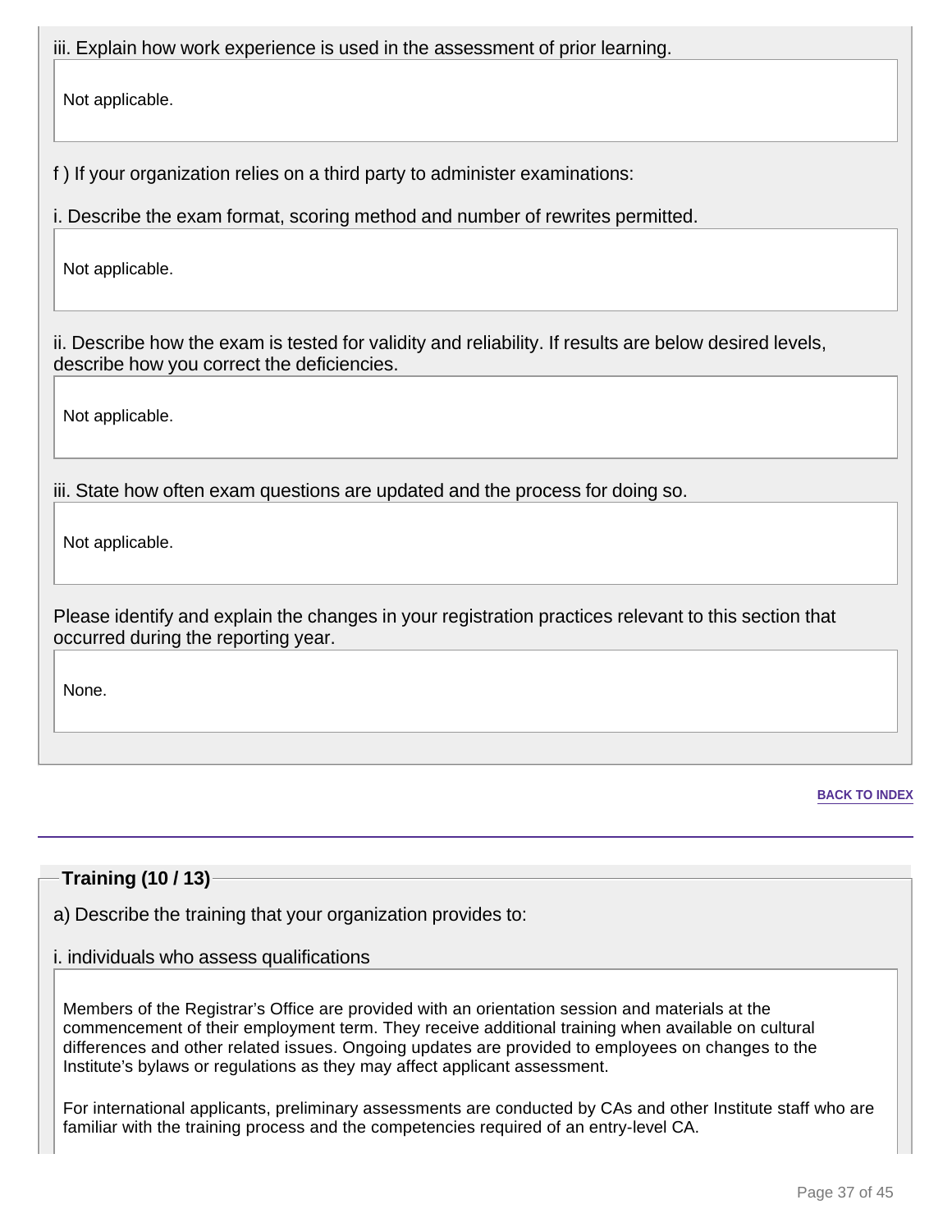iii. Explain how work experience is used in the assessment of prior learning.

Not applicable.

f ) If your organization relies on a third party to administer examinations:

i. Describe the exam format, scoring method and number of rewrites permitted.

Not applicable.

ii. Describe how the exam is tested for validity and reliability. If results are below desired levels, describe how you correct the deficiencies.

Not applicable.

iii. State how often exam questions are updated and the process for doing so.

Not applicable.

Please identify and explain the changes in your registration practices relevant to this section that occurred during the reporting year.

None.

BACK TO INDEX

## Training (10 / 13)

a) Describe the training that your organization provides to:

i. individuals who assess qualifications

Members of the Registrar's Office are provided with an orientation session and materials at the commencement of their employment term. They receive additional training when available on cultural differences and other related issues. Ongoing updates are provided to employees on changes to the Institute's bylaws or regulations as they may affect applicant assessment.

For international applicants, preliminary assessments are conducted by CAs and other Institute staff who are familiar with the training process and the competencies required of an entry-level CA.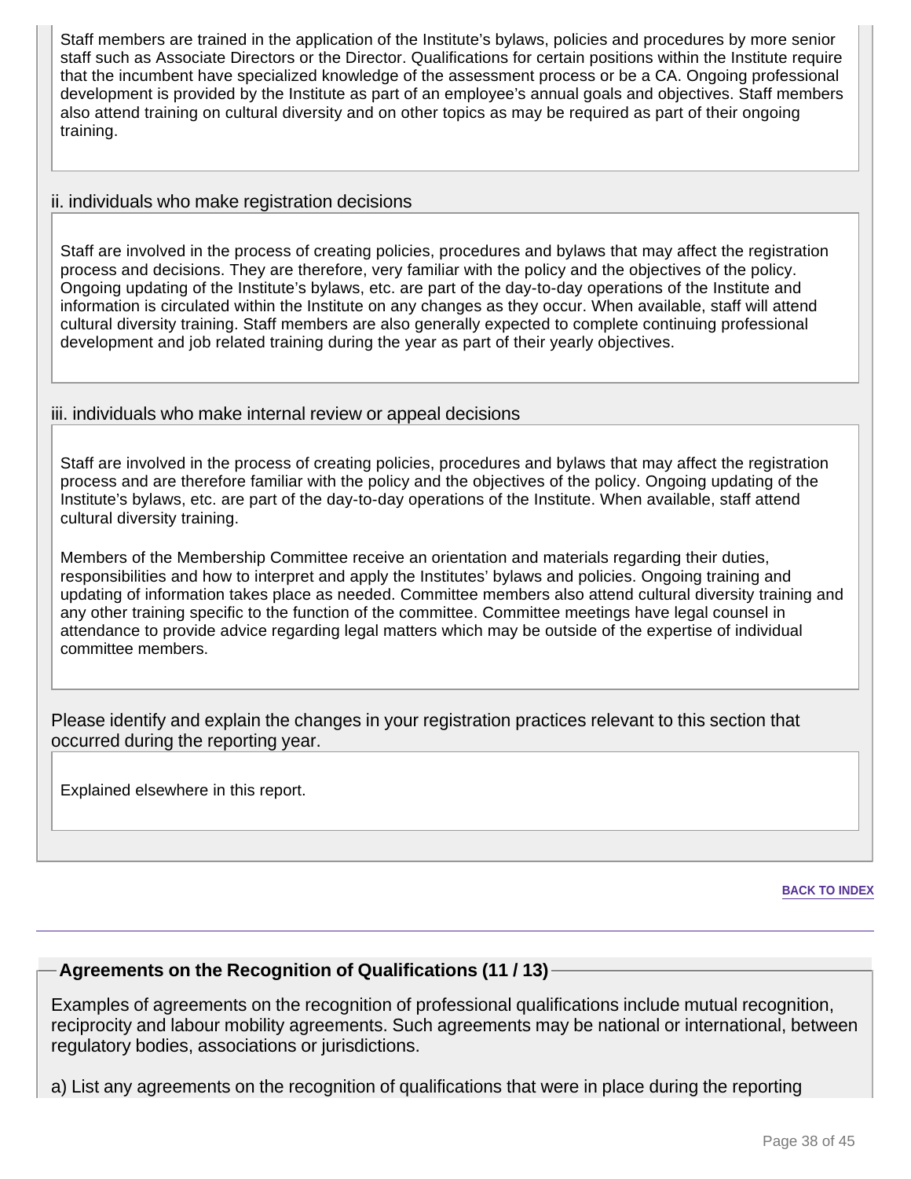Staff members are trained in the application of the Institute's bylaws, policies and procedures by more senior staff such as Associate Directors or the Director. Qualifications for certain positions within the Institute require that the incumbent have specialized knowledge of the assessment process or be a CA. Ongoing professional development is provided by the Institute as part of an employee's annual goals and objectives. Staff members also attend training on cultural diversity and on other topics as may be required as part of their ongoing training.

ii. individuals who make registration decisions

Staff are involved in the process of creating policies, procedures and bylaws that may affect the registration process and decisions. They are therefore, very familiar with the policy and the objectives of the policy. Ongoing updating of the Institute's bylaws, etc. are part of the day-to-day operations of the Institute and information is circulated within the Institute on any changes as they occur. When available, staff will attend cultural diversity training. Staff members are also generally expected to complete continuing professional development and job related training during the year as part of their yearly objectives.

iii. individuals who make internal review or appeal decisions

Staff are involved in the process of creating policies, procedures and bylaws that may affect the registration process and are therefore familiar with the policy and the objectives of the policy. Ongoing updating of the Institute's bylaws, etc. are part of the day-to-day operations of the Institute. When available, staff attend cultural diversity training.

Members of the Membership Committee receive an orientation and materials regarding their duties, responsibilities and how to interpret and apply the Institutes' bylaws and policies. Ongoing training and updating of information takes place as needed. Committee members also attend cultural diversity training and any other training specific to the function of the committee. Committee meetings have legal counsel in attendance to provide advice regarding legal matters which may be outside of the expertise of individual committee members.

Please identify and explain the changes in your registration practices relevant to this section that occurred during the reporting year.

Explained elsewhere in this report.

BACK TO INDEX

## Agreements on the Recognition of Qualifications (11 / 13)

Examples of agreements on the recognition of professional qualifications include mutual recognition, reciprocity and labour mobility agreements. Such agreements may be national or international, between regulatory bodies, associations or jurisdictions.

a) List any agreements on the recognition of qualifications that were in place during the reporting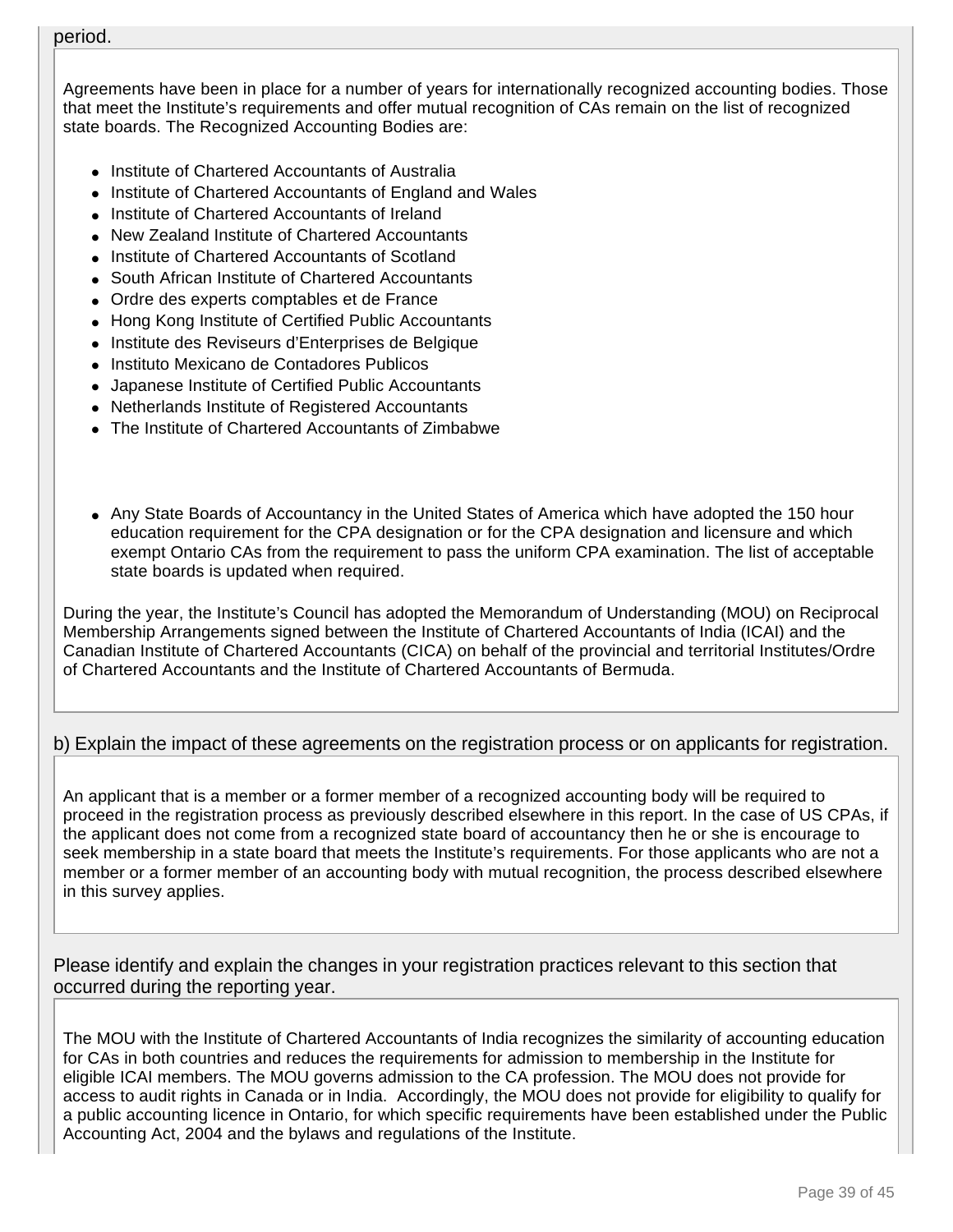period.

Agreements have been in place for a number of years for internationally recognized accounting bodies. Those that meet the Institute's requirements and offer mutual recognition of CAs remain on the list of recognized state boards. The Recognized Accounting Bodies are:

- Institute of Chartered Accountants of Australia
- Institute of Chartered Accountants of England and Wales
- Institute of Chartered Accountants of Ireland
- New Zealand Institute of Chartered Accountants
- Institute of Chartered Accountants of Scotland
- South African Institute of Chartered Accountants
- Ordre des experts comptables et de France
- Hong Kong Institute of Certified Public Accountants
- Institute des Reviseurs d'Enterprises de Belgique
- Instituto Mexicano de Contadores Publicos
- Japanese Institute of Certified Public Accountants
- Netherlands Institute of Registered Accountants
- The Institute of Chartered Accountants of Zimbabwe

- Any State Boards of Accountancy in the United States of America which have adopted the 150 hour education requirement for the CPA designation or for the CPA designation and licensure and which exempt Ontario CAs from the requirement to pass the uniform CPA examination. The list of acceptable state boards is updated when required.

During the year, the Institute's Council has adopted the Memorandum of Understanding (MOU) on Reciprocal Membership Arrangements signed between the Institute of Chartered Accountants of India (ICAI) and the Canadian Institute of Chartered Accountants (CICA) on behalf of the provincial and territorial Institutes/Ordre of Chartered Accountants and the Institute of Chartered Accountants of Bermuda.

b) Explain the impact of these agreements on the registration process or on applicants for registration.

An applicant that is a member or a former member of a recognized accounting body will be required to proceed in the registration process as previously described elsewhere in this report. In the case of US CPAs, if the applicant does not come from a recognized state board of accountancy then he or she is encourage to seek membership in a state board that meets the Institute's requirements. For those applicants who are not a member or a former member of an accounting body with mutual recognition, the process described elsewhere in this survey applies.

Please identify and explain the changes in your registration practices relevant to this section that occurred during the reporting year.

The MOU with the Institute of Chartered Accountants of India recognizes the similarity of accounting education for CAs in both countries and reduces the requirements for admission to membership in the Institute for eligible ICAI members. The MOU governs admission to the CA profession. The MOU does not provide for access to audit rights in Canada or in India. Accordingly, the MOU does not provide for eligibility to qualify for a public accounting licence in Ontario, for which specific requirements have been established under the Public Accounting Act, 2004 and the bylaws and regulations of the Institute.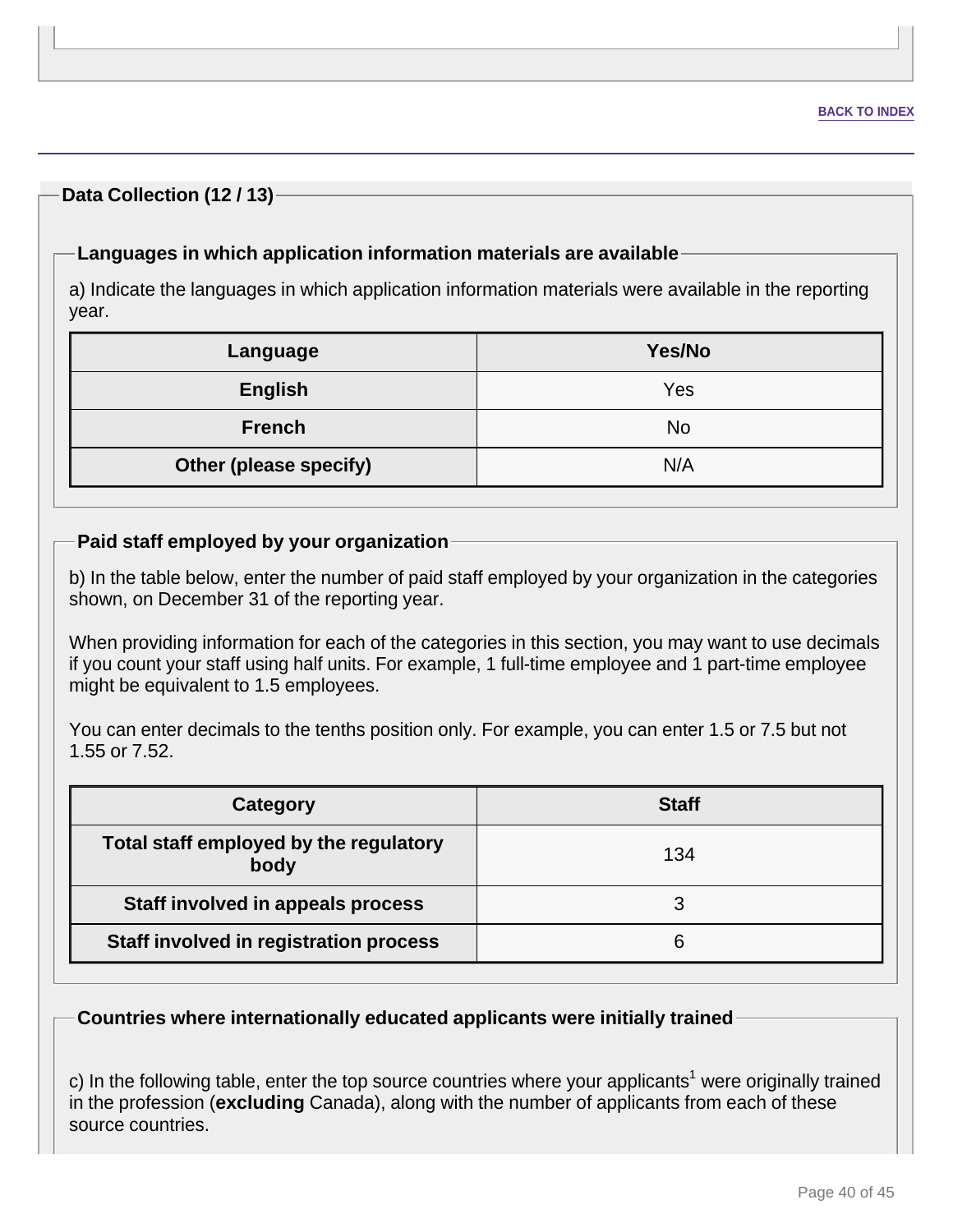BACK TO INDEX

## Data Collection (12 / 13)

### Languages in which application information materials are available

a) Indicate the languages in which application information materials were available in the reporting year.

| Language | Yes/No |
|---|---|
| English | Yes |
| French | No |
| Other (please specify) | N/A |

### Paid staff employed by your organization

b) In the table below, enter the number of paid staff employed by your organization in the categories shown, on December 31 of the reporting year.

When providing information for each of the categories in this section, you may want to use decimals if you count your staff using half units. For example, 1 full-time employee and 1 part-time employee might be equivalent to 1.5 employees.

You can enter decimals to the tenths position only. For example, you can enter 1.5 or 7.5 but not 1.55 or 7.52.

| Category | Staff |
|---|---|
| Total staff employed by the regulatory body | 134 |
| Staff involved in appeals process | 3 |
| Staff involved in registration process | 6 |

### Countries where internationally educated applicants were initially trained

c) In the following table, enter the top source countries where your applicants[1] were originally trained in the profession (**excluding** Canada), along with the number of applicants from each of these source countries.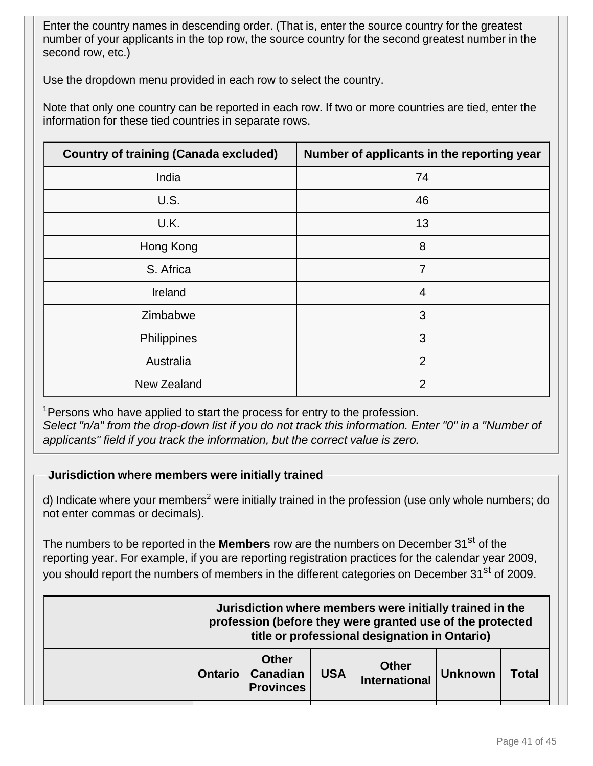Enter the country names in descending order. (That is, enter the source country for the greatest number of your applicants in the top row, the source country for the second greatest number in the second row, etc.)

Use the dropdown menu provided in each row to select the country.

Note that only one country can be reported in each row. If two or more countries are tied, enter the information for these tied countries in separate rows.

| Country of training (Canada excluded) | Number of applicants in the reporting year |
|---|---|
| India | 74 |
| U.S. | 46 |
| U.K. | 13 |
| Hong Kong | 8 |
| S. Africa | 7 |
| Ireland | 4 |
| Zimbabwe | 3 |
| Philippines | 3 |
| Australia | 2 |
| New Zealand | 2 |

[1]Persons who have applied to start the process for entry to the profession.
*Select "n/a" from the drop-down list if you do not track this information. Enter "0" in a "Number of applicants" field if you track the information, but the correct value is zero.*

**Jurisdiction where members were initially trained**

d) Indicate where your members[2] were initially trained in the profession (use only whole numbers; do not enter commas or decimals).

The numbers to be reported in the **Members** row are the numbers on December 31st of the reporting year. For example, if you are reporting registration practices for the calendar year 2009, you should report the numbers of members in the different categories on December 31st of 2009.

| | Jurisdiction where members were initially trained in the profession (before they were granted use of the protected title or professional designation in Ontario) | | | | | |
|---|---|---|---|---|---|---|
| | Ontario | Other Canadian Provinces | USA | Other International | Unknown | Total |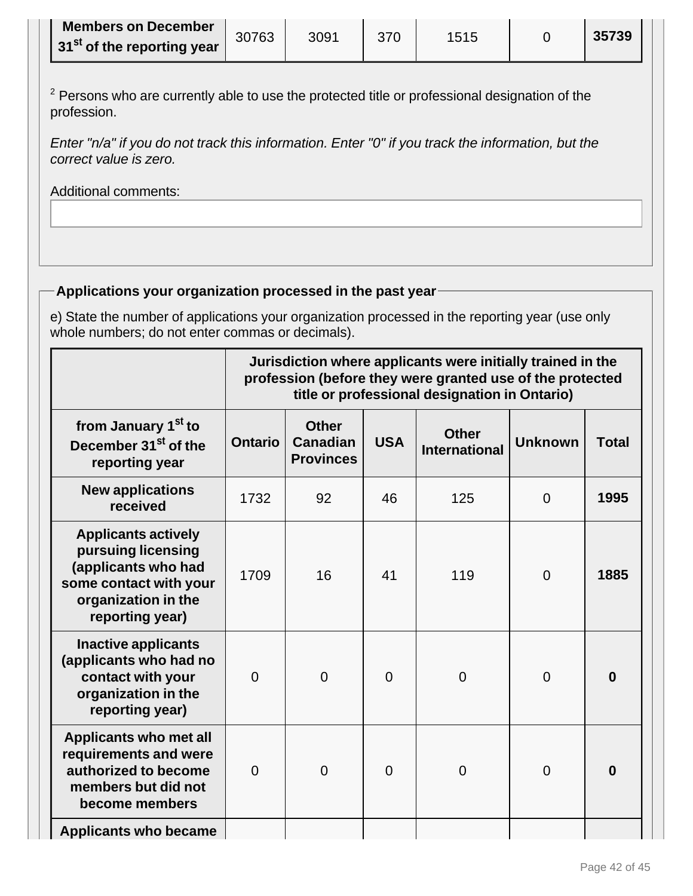| Members on December 31st of the reporting year | 30763 | 3091 | 370 | 1515 | 0 | **35739** |
|---|---|---|---|---|---|---|

[2] Persons who are currently able to use the protected title or professional designation of the profession.

*Enter "n/a" if you do not track this information. Enter "0" if you track the information, but the correct value is zero.*

Additional comments:

**Applications your organization processed in the past year**

e) State the number of applications your organization processed in the reporting year (use only whole numbers; do not enter commas or decimals).

| | Jurisdiction where applicants were initially trained in the profession (before they were granted use of the protected title or professional designation in Ontario) | | | | | |
|---|---|---|---|---|---|---|
| **from January 1st to December 31st of the reporting year** | **Ontario** | **Other Canadian Provinces** | **USA** | **Other International** | **Unknown** | **Total** |
| **New applications received** | 1732 | 92 | 46 | 125 | 0 | **1995** |
| **Applicants actively pursuing licensing (applicants who had some contact with your organization in the reporting year)** | 1709 | 16 | 41 | 119 | 0 | **1885** |
| **Inactive applicants (applicants who had no contact with your organization in the reporting year)** | 0 | 0 | 0 | 0 | 0 | **0** |
| **Applicants who met all requirements and were authorized to become members but did not become members** | 0 | 0 | 0 | 0 | 0 | **0** |
| **Applicants who became** | | | | | | |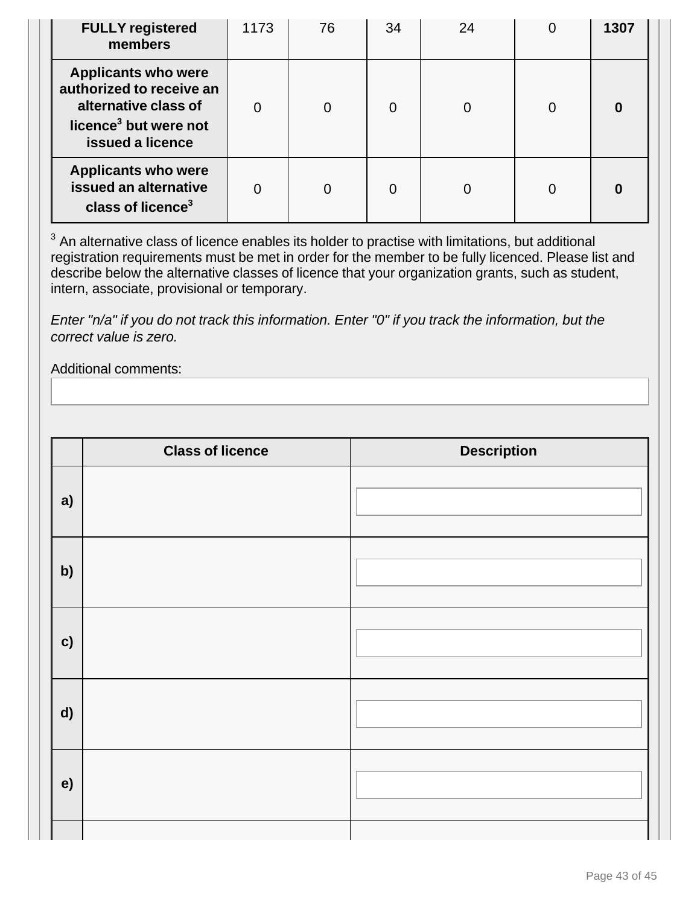| | | | | | | |
|---|---|---|---|---|---|---|
| **FULLY registered members** | 1173 | 76 | 34 | 24 | 0 | **1307** |
| **Applicants who were authorized to receive an alternative class of licence[3] but were not issued a licence** | 0 | 0 | 0 | 0 | 0 | **0** |
| **Applicants who were issued an alternative class of licence[3]** | 0 | 0 | 0 | 0 | 0 | **0** |

[3] An alternative class of licence enables its holder to practise with limitations, but additional registration requirements must be met in order for the member to be fully licenced. Please list and describe below the alternative classes of licence that your organization grants, such as student, intern, associate, provisional or temporary.

*Enter "n/a" if you do not track this information. Enter "0" if you track the information, but the correct value is zero.*

Additional comments:

| | Class of licence | Description |
|---|---|---|
| **a)** | | |
| **b)** | | |
| **c)** | | |
| **d)** | | |
| **e)** | | |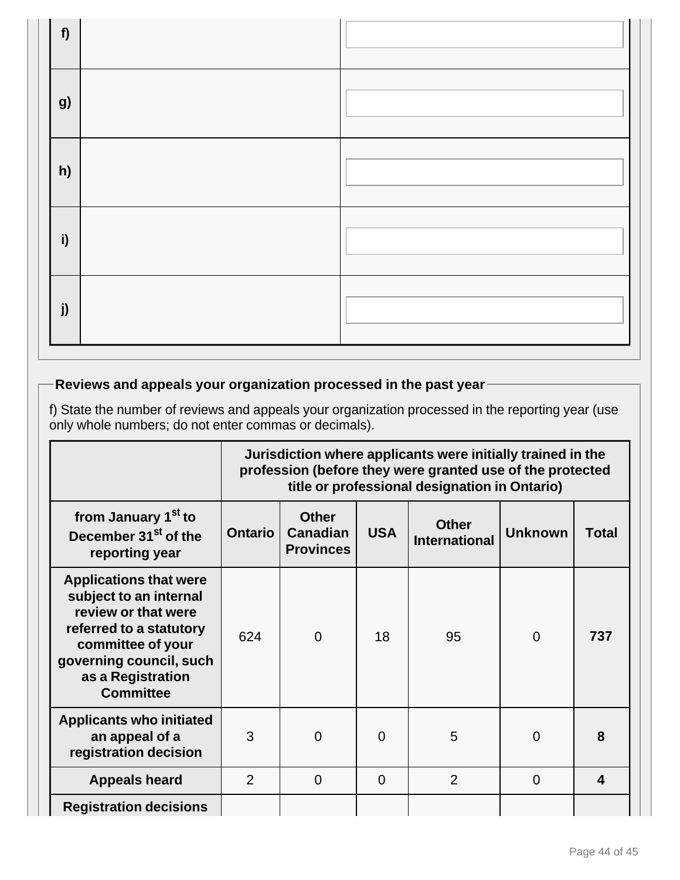| | | |
|---|---|---|
| f) | | |
| g) | | |
| h) | | |
| i) | | |
| j) | | |

## Reviews and appeals your organization processed in the past year

f) State the number of reviews and appeals your organization processed in the reporting year (use only whole numbers; do not enter commas or decimals).

| | Jurisdiction where applicants were initially trained in the profession (before they were granted use of the protected title or professional designation in Ontario) | | | | | |
|---|---|---|---|---|---|---|
| **from January 1st to December 31st of the reporting year** | **Ontario** | **Other Canadian Provinces** | **USA** | **Other International** | **Unknown** | **Total** |
| **Applications that were subject to an internal review or that were referred to a statutory committee of your governing council, such as a Registration Committee** | 624 | 0 | 18 | 95 | 0 | **737** |
| **Applicants who initiated an appeal of a registration decision** | 3 | 0 | 0 | 5 | 0 | **8** |
| **Appeals heard** | 2 | 0 | 0 | 2 | 0 | **4** |
| **Registration decisions** | | | | | | |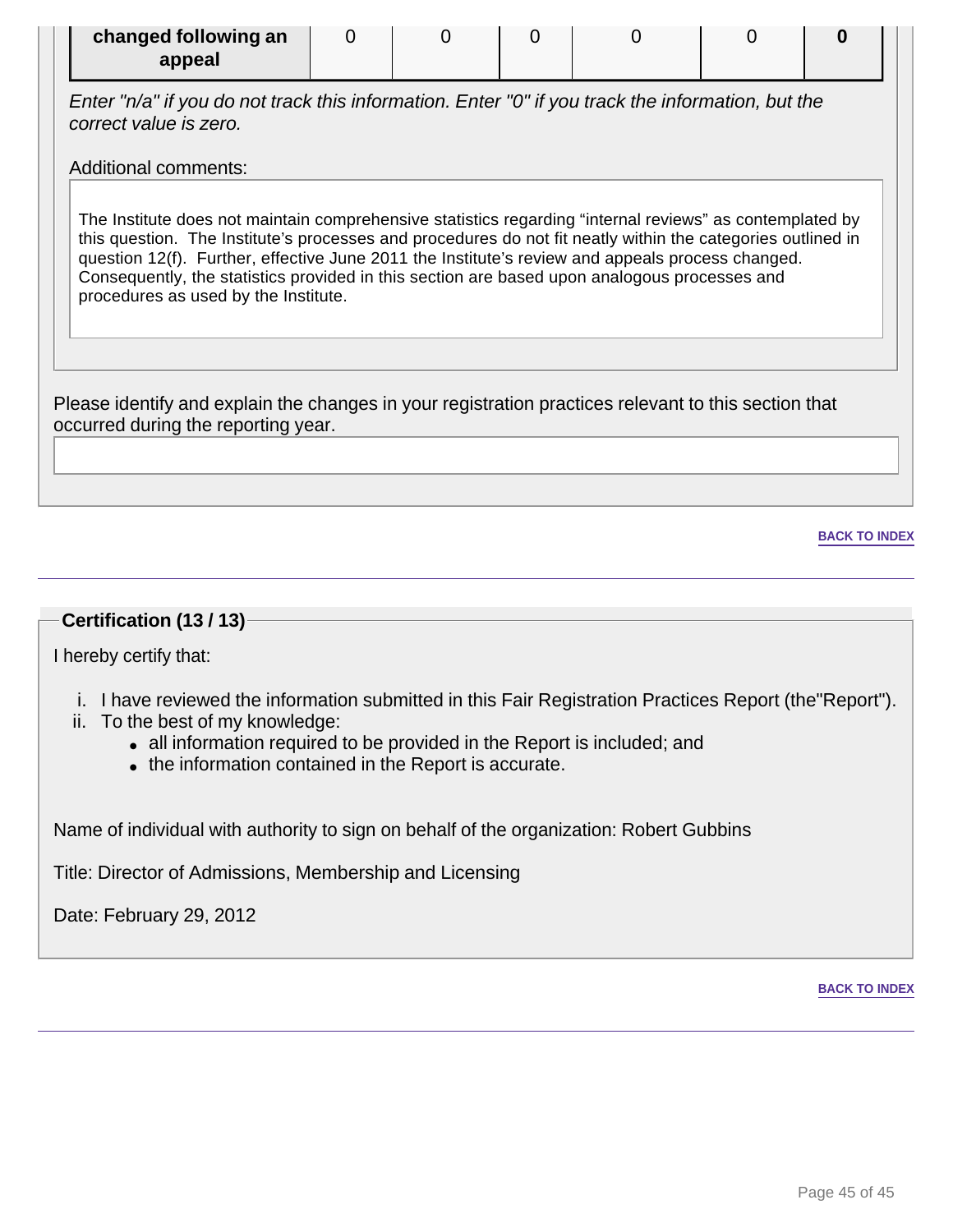| | | | | | | |
|---|---|---|---|---|---|---|
| **changed following an appeal** | 0 | 0 | 0 | 0 | 0 | **0** |

*Enter "n/a" if you do not track this information. Enter "0" if you track the information, but the correct value is zero.*

Additional comments:

The Institute does not maintain comprehensive statistics regarding “internal reviews” as contemplated by this question. The Institute’s processes and procedures do not fit neatly within the categories outlined in question 12(f). Further, effective June 2011 the Institute’s review and appeals process changed. Consequently, the statistics provided in this section are based upon analogous processes and procedures as used by the Institute.

Please identify and explain the changes in your registration practices relevant to this section that occurred during the reporting year.

BACK TO INDEX

## Certification (13 / 13)

I hereby certify that:

i. I have reviewed the information submitted in this Fair Registration Practices Report (the"Report").
ii. To the best of my knowledge:
   - all information required to be provided in the Report is included; and
   - the information contained in the Report is accurate.

Name of individual with authority to sign on behalf of the organization: Robert Gubbins

Title: Director of Admissions, Membership and Licensing

Date: February 29, 2012

BACK TO INDEX